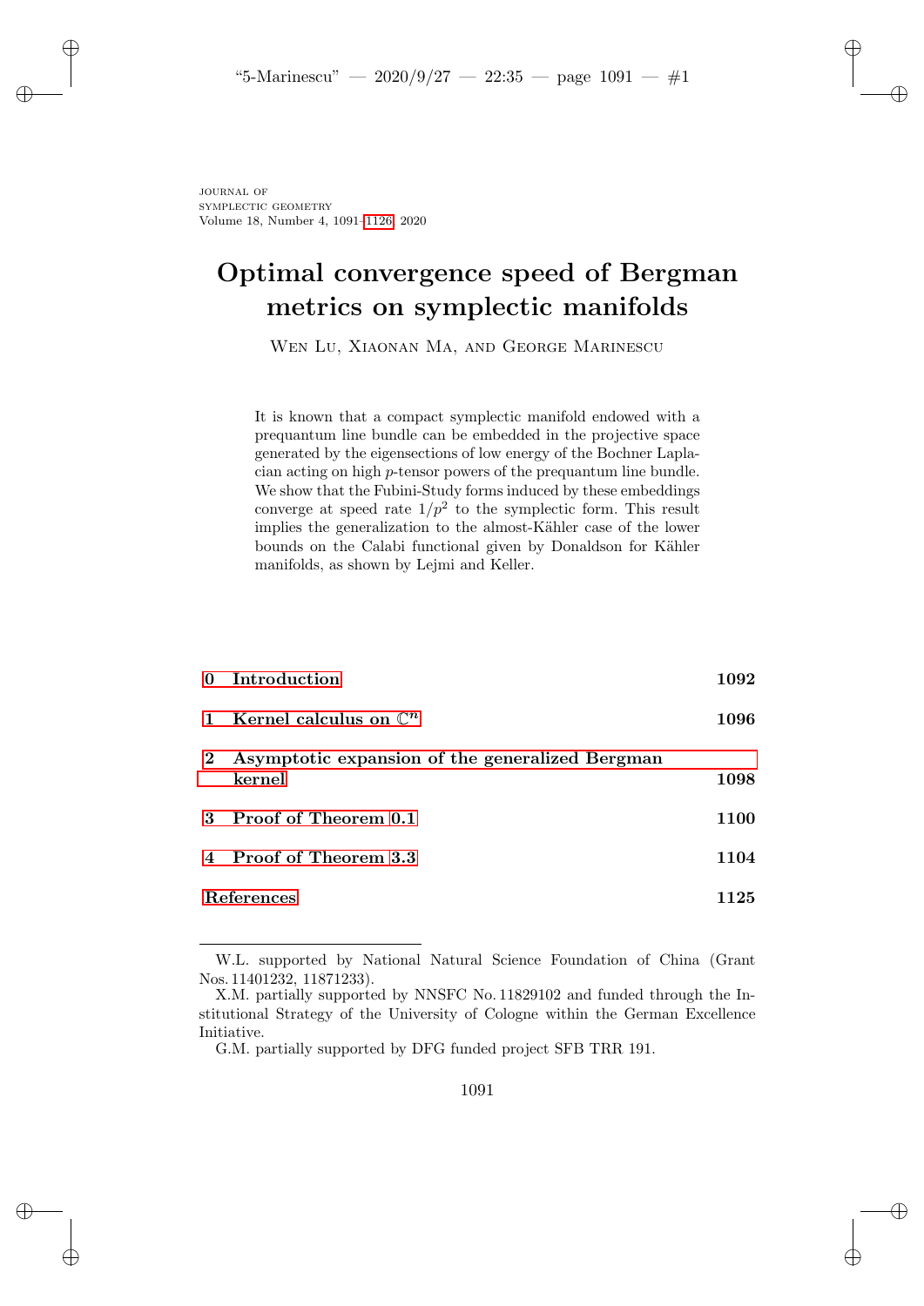# Optimal convergence speed of Bergman metrics on symplectic manifolds

Wen Lu, Xiaonan Ma, and George Marinescu

It is known that a compact symplectic manifold endowed with a prequantum line bundle can be embedded in the projective space generated by the eigensections of low energy of the Bochner Laplacian acting on high $p$-tensor powers of the prequantum line bundle. We show that the Fubini-Study forms induced by these embeddings converge at speed rate $1/p^2$ to the symplectic form. This result implies the generalization to the almost-Kähler case of the lower bounds on the Calabi functional given by Donaldson for Kähler manifolds, as shown by Lejmi and Keller.

| | |
|---|---|
| **0 Introduction** | **1092** |
| **1 Kernel calculus on $\mathbb{C}^n$** | **1096** |
| **2 Asymptotic expansion of the generalized Bergman kernel** | **1098** |
| **3 Proof of Theorem 0.1** | **1100** |
| **4 Proof of Theorem 3.3** | **1104** |
| **References** | **1125** |

---

W.L. supported by National Natural Science Foundation of China (Grant Nos. 11401232, 11871233).

X.M. partially supported by NNSFC No. 11829102 and funded through the Institutional Strategy of the University of Cologne within the German Excellence Initiative.

G.M. partially supported by DFG funded project SFB TRR 191.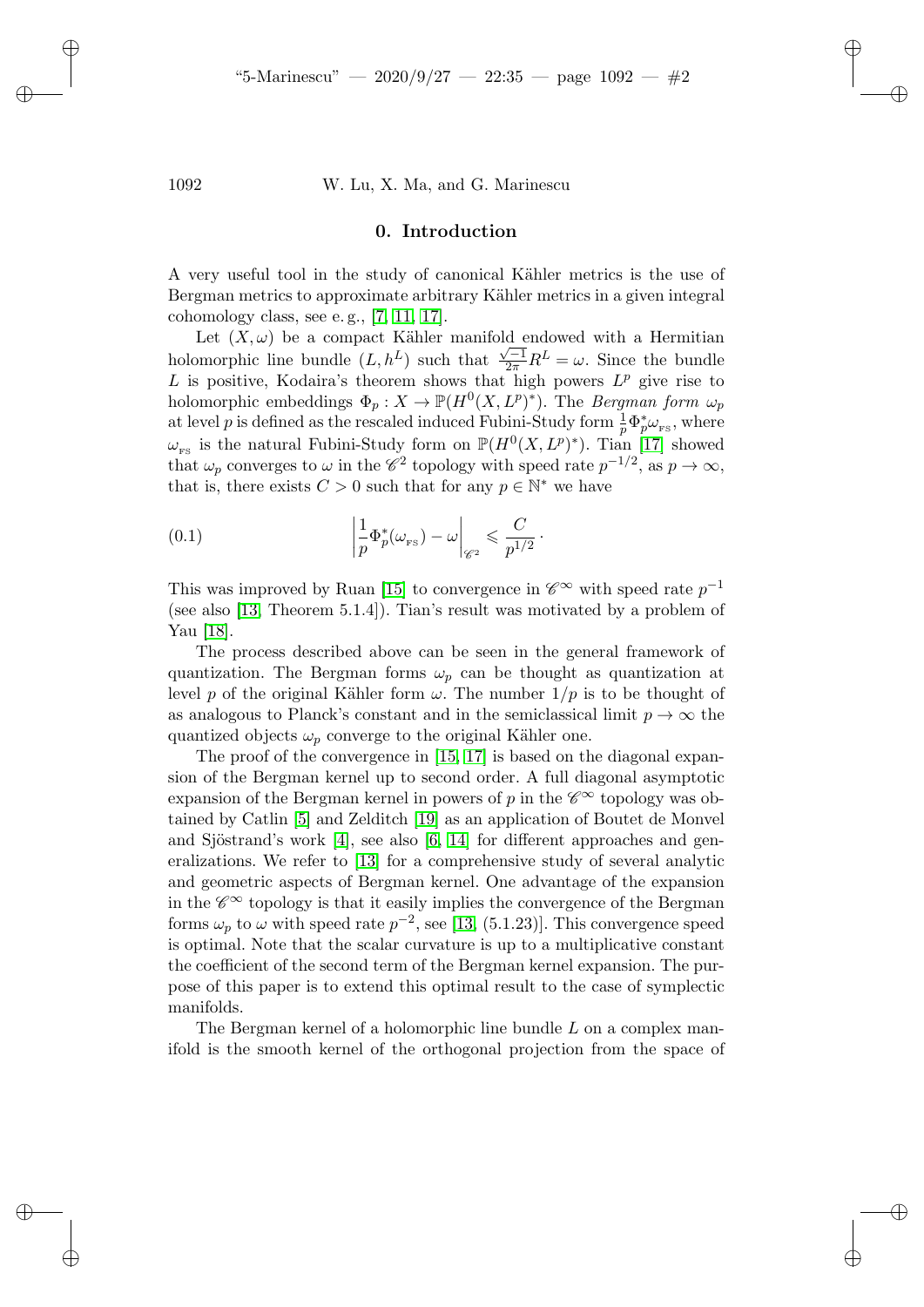## 0. Introduction

A very useful tool in the study of canonical Kähler metrics is the use of Bergman metrics to approximate arbitrary Kähler metrics in a given integral cohomology class, see e. g., [7, 11, 17].

Let $(X, \omega)$ be a compact Kähler manifold endowed with a Hermitian holomorphic line bundle $(L, h^L)$ such that $\frac{\sqrt{-1}}{2\pi} R^L = \omega$. Since the bundle $L$ is positive, Kodaira's theorem shows that high powers $L^p$ give rise to holomorphic embeddings $\Phi_p : X \to \mathbb{P}(H^0(X, L^p)^*)$. The *Bergman form* $\omega_p$ at level $p$ is defined as the rescaled induced Fubini-Study form $\frac{1}{p}\Phi_p^* \omega_{\text{FS}}$, where $\omega_{\text{FS}}$ is the natural Fubini-Study form on $\mathbb{P}(H^0(X, L^p)^*)$. Tian [17] showed that $\omega_p$ converges to $\omega$ in the $\mathscr{C}^2$ topology with speed rate $p^{-1/2}$, as $p \to \infty$, that is, there exists $C > 0$ such that for any $p \in \mathbb{N}^*$ we have

$$\left| \frac{1}{p} \Phi_p^*(\omega_{\text{FS}}) - \omega \right|_{\mathscr{C}^2} \leqslant \frac{C}{p^{1/2}} \, . \tag{0.1}$$

This was improved by Ruan [15] to convergence in $\mathscr{C}^\infty$ with speed rate $p^{-1}$ (see also [13, Theorem 5.1.4]). Tian's result was motivated by a problem of Yau [18].

The process described above can be seen in the general framework of quantization. The Bergman forms $\omega_p$ can be thought as quantization at level $p$ of the original Kähler form $\omega$. The number $1/p$ is to be thought of as analogous to Planck's constant and in the semiclassical limit $p \to \infty$ the quantized objects $\omega_p$ converge to the original Kähler one.

The proof of the convergence in [15, 17] is based on the diagonal expansion of the Bergman kernel up to second order. A full diagonal asymptotic expansion of the Bergman kernel in powers of $p$ in the $\mathscr{C}^\infty$ topology was obtained by Catlin [5] and Zelditch [19] as an application of Boutet de Monvel and Sjöstrand's work [4], see also [6, 14] for different approaches and generalizations. We refer to [13] for a comprehensive study of several analytic and geometric aspects of Bergman kernel. One advantage of the expansion in the $\mathscr{C}^\infty$ topology is that it easily implies the convergence of the Bergman forms $\omega_p$ to $\omega$ with speed rate $p^{-2}$, see [13, (5.1.23)]. This convergence speed is optimal. Note that the scalar curvature is up to a multiplicative constant the coefficient of the second term of the Bergman kernel expansion. The purpose of this paper is to extend this optimal result to the case of symplectic manifolds.

The Bergman kernel of a holomorphic line bundle $L$ on a complex manifold is the smooth kernel of the orthogonal projection from the space of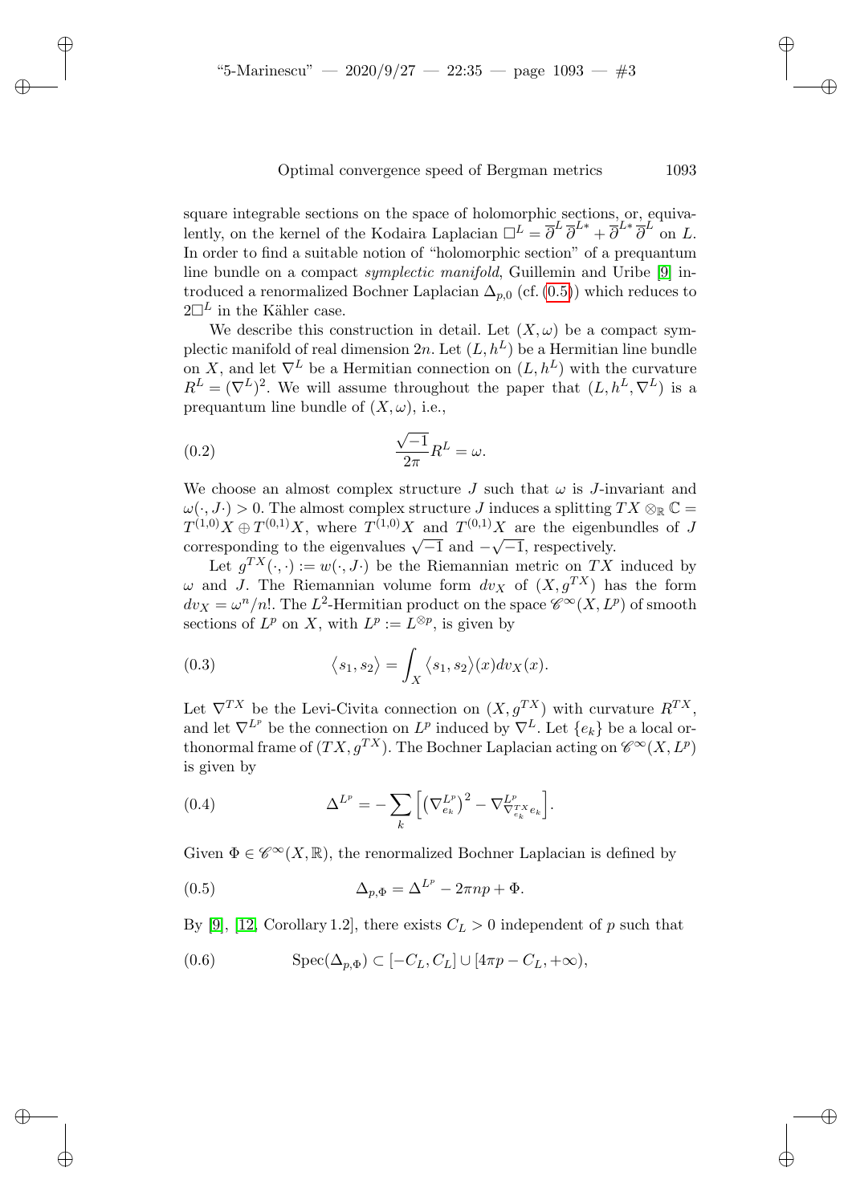square integrable sections on the space of holomorphic sections, or, equivalently, on the kernel of the Kodaira Laplacian $\square^L = \overline{\partial}^L\,\overline{\partial}^{L*} + \overline{\partial}^{L*}\,\overline{\partial}^L$ on $L$. In order to find a suitable notion of "holomorphic section" of a prequantum line bundle on a compact *symplectic manifold*, Guillemin and Uribe [9] introduced a renormalized Bochner Laplacian $\Delta_{p,0}$ (cf. (0.5)) which reduces to $2\square^L$ in the Kähler case.

We describe this construction in detail. Let $(X, \omega)$ be a compact symplectic manifold of real dimension $2n$. Let $(L, h^L)$ be a Hermitian line bundle on $X$, and let $\nabla^L$ be a Hermitian connection on $(L, h^L)$ with the curvature $R^L = (\nabla^L)^2$. We will assume throughout the paper that $(L, h^L, \nabla^L)$ is a prequantum line bundle of $(X, \omega)$, i.e.,

$$\frac{\sqrt{-1}}{2\pi} R^L = \omega. \tag{0.2}$$

We choose an almost complex structure $J$ such that $\omega$ is $J$-invariant and $\omega(\cdot, J\cdot) > 0$. The almost complex structure $J$ induces a splitting $TX \otimes_{\mathbb{R}} \mathbb{C} = T^{(1,0)}X \oplus T^{(0,1)}X$, where $T^{(1,0)}X$ and $T^{(0,1)}X$ are the eigenbundles of $J$ corresponding to the eigenvalues $\sqrt{-1}$ and $-\sqrt{-1}$, respectively.

Let $g^{TX}(\cdot,\cdot) := w(\cdot, J\cdot)$ be the Riemannian metric on $TX$ induced by $\omega$ and $J$. The Riemannian volume form $dv_X$ of $(X, g^{TX})$ has the form $dv_X = \omega^n/n!$. The $L^2$-Hermitian product on the space $\mathscr{C}^\infty(X, L^p)$ of smooth sections of $L^p$ on $X$, with $L^p := L^{\otimes p}$, is given by

$$\langle s_1, s_2 \rangle = \int_X \langle s_1, s_2 \rangle(x) dv_X(x). \tag{0.3}$$

Let $\nabla^{TX}$ be the Levi-Civita connection on $(X, g^{TX})$ with curvature $R^{TX}$, and let $\nabla^{L^p}$ be the connection on $L^p$ induced by $\nabla^L$. Let $\{e_k\}$ be a local orthonormal frame of $(TX, g^{TX})$. The Bochner Laplacian acting on $\mathscr{C}^\infty(X, L^p)$ is given by

$$\Delta^{L^p} = -\sum_k \Big[ \big(\nabla^{L^p}_{e_k}\big)^2 - \nabla^{L^p}_{\nabla^{TX}_{e_k} e_k} \Big]. \tag{0.4}$$

Given $\Phi \in \mathscr{C}^\infty(X, \mathbb{R})$, the renormalized Bochner Laplacian is defined by

$$\Delta_{p,\Phi} = \Delta^{L^p} - 2\pi np + \Phi. \tag{0.5}$$

By [9], [12, Corollary 1.2], there exists $C_L > 0$ independent of $p$ such that

$$\operatorname{Spec}(\Delta_{p,\Phi}) \subset [-C_L, C_L] \cup [4\pi p - C_L, +\infty), \tag{0.6}$$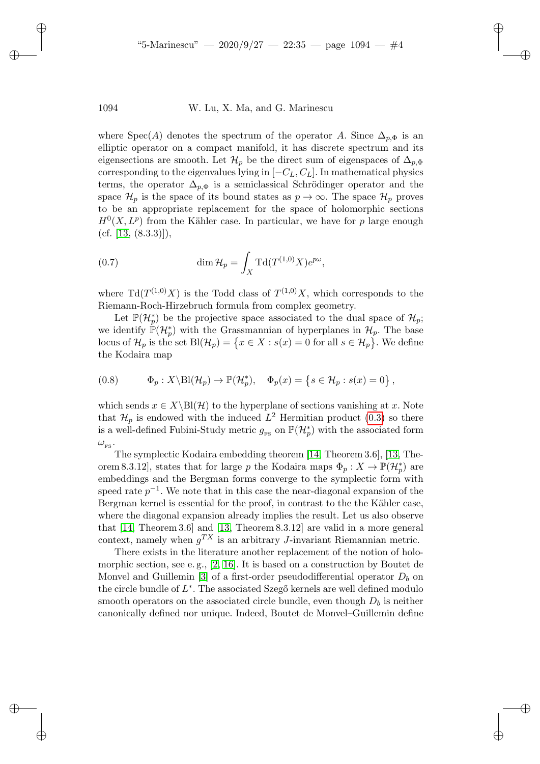where Spec($A$) denotes the spectrum of the operator $A$. Since $\Delta_{p,\Phi}$ is an elliptic operator on a compact manifold, it has discrete spectrum and its eigensections are smooth. Let $\mathcal{H}_p$ be the direct sum of eigenspaces of $\Delta_{p,\Phi}$ corresponding to the eigenvalues lying in $[-C_L, C_L]$. In mathematical physics terms, the operator $\Delta_{p,\Phi}$ is a semiclassical Schrödinger operator and the space $\mathcal{H}_p$ is the space of its bound states as $p \to \infty$. The space $\mathcal{H}_p$ proves to be an appropriate replacement for the space of holomorphic sections $H^0(X, L^p)$ from the Kähler case. In particular, we have for $p$ large enough (cf. [13, (8.3.3)]),

$$\dim \mathcal{H}_p = \int_X \mathrm{Td}(T^{(1,0)}X) e^{p\omega}, \tag{0.7}$$

where $\mathrm{Td}(T^{(1,0)}X)$ is the Todd class of $T^{(1,0)}X$, which corresponds to the Riemann-Roch-Hirzebruch formula from complex geometry.

Let $\mathbb{P}(\mathcal{H}_p^*)$ be the projective space associated to the dual space of $\mathcal{H}_p$; we identify $\mathbb{P}(\mathcal{H}_p^*)$ with the Grassmannian of hyperplanes in $\mathcal{H}_p$. The base locus of $\mathcal{H}_p$ is the set $\mathrm{Bl}(\mathcal{H}_p) = \{x \in X : s(x) = 0 \text{ for all } s \in \mathcal{H}_p\}$. We define the Kodaira map

$$\Phi_p : X \backslash \mathrm{Bl}(\mathcal{H}_p) \to \mathbb{P}(\mathcal{H}_p^*), \quad \Phi_p(x) = \{s \in \mathcal{H}_p : s(x) = 0\}, \tag{0.8}$$

which sends $x \in X \backslash \mathrm{Bl}(\mathcal{H})$ to the hyperplane of sections vanishing at $x$. Note that $\mathcal{H}_p$ is endowed with the induced $L^2$ Hermitian product (0.3) so there is a well-defined Fubini-Study metric $g_{\text{FS}}$ on $\mathbb{P}(\mathcal{H}_p^*)$ with the associated form $\omega_{\text{FS}}$.

The symplectic Kodaira embedding theorem [14, Theorem 3.6], [13, Theorem 8.3.12], states that for large $p$ the Kodaira maps $\Phi_p : X \to \mathbb{P}(\mathcal{H}_p^*)$ are embeddings and the Bergman forms converge to the symplectic form with speed rate $p^{-1}$. We note that in this case the near-diagonal expansion of the Bergman kernel is essential for the proof, in contrast to the the Kähler case, where the diagonal expansion already implies the result. Let us also observe that [14, Theorem 3.6] and [13, Theorem 8.3.12] are valid in a more general context, namely when $g^{TX}$ is an arbitrary $J$-invariant Riemannian metric.

There exists in the literature another replacement of the notion of holomorphic section, see e. g., [2, 16]. It is based on a construction by Boutet de Monvel and Guillemin [3] of a first-order pseudodifferential operator $D_b$ on the circle bundle of $L^*$. The associated Szegő kernels are well defined modulo smooth operators on the associated circle bundle, even though $D_b$ is neither canonically defined nor unique. Indeed, Boutet de Monvel–Guillemin define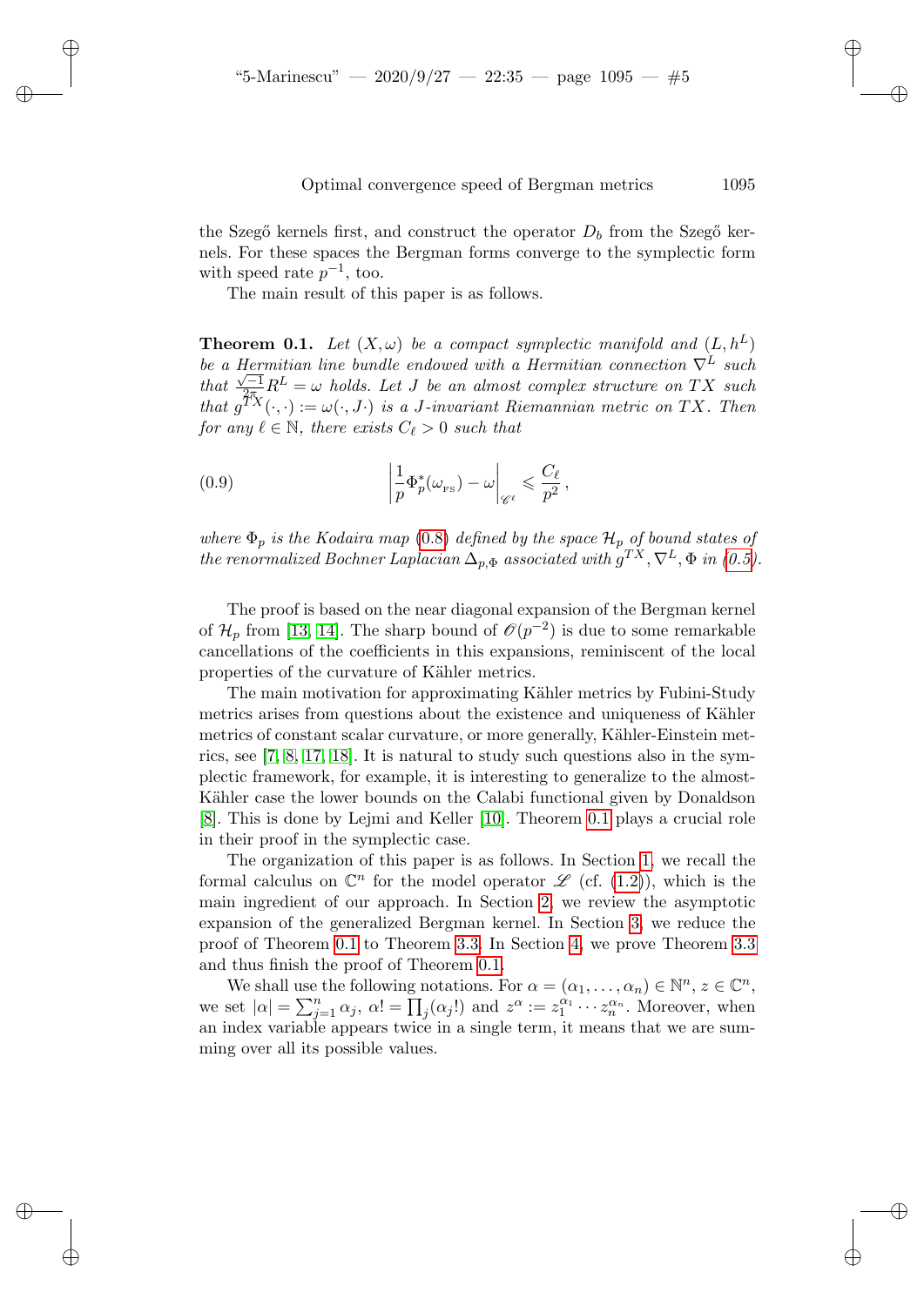the Szegő kernels first, and construct the operator $D_b$ from the Szegő kernels. For these spaces the Bergman forms converge to the symplectic form with speed rate $p^{-1}$, too.

The main result of this paper is as follows.

**Theorem 0.1.** *Let $(X, \omega)$ be a compact symplectic manifold and $(L, h^L)$ be a Hermitian line bundle endowed with a Hermitian connection $\nabla^L$ such that $\frac{\sqrt{-1}}{2\pi} R^L = \omega$ holds. Let $J$ be an almost complex structure on $TX$ such that $g^{TX}(\cdot,\cdot) := \omega(\cdot, J\cdot)$ is a $J$-invariant Riemannian metric on $TX$. Then for any $\ell \in \mathbb{N}$, there exists $C_\ell > 0$ such that*

$$\left| \frac{1}{p} \Phi_p^*(\omega_{\text{FS}}) - \omega \right|_{\mathscr{C}^\ell} \leqslant \frac{C_\ell}{p^2}, \tag{0.9}$$

*where $\Phi_p$ is the Kodaira map (0.8) defined by the space $\mathcal{H}_p$ of bound states of the renormalized Bochner Laplacian $\Delta_{p,\Phi}$ associated with $g^{TX}, \nabla^L, \Phi$ in (0.5).*

The proof is based on the near diagonal expansion of the Bergman kernel of $\mathcal{H}_p$ from [13, 14]. The sharp bound of $\mathscr{O}(p^{-2})$ is due to some remarkable cancellations of the coefficients in this expansions, reminiscent of the local properties of the curvature of Kähler metrics.

The main motivation for approximating Kähler metrics by Fubini-Study metrics arises from questions about the existence and uniqueness of Kähler metrics of constant scalar curvature, or more generally, Kähler-Einstein metrics, see [7, 8, 17, 18]. It is natural to study such questions also in the symplectic framework, for example, it is interesting to generalize to the almost-Kähler case the lower bounds on the Calabi functional given by Donaldson [8]. This is done by Lejmi and Keller [10]. Theorem 0.1 plays a crucial role in their proof in the symplectic case.

The organization of this paper is as follows. In Section 1, we recall the formal calculus on $\mathbb{C}^n$ for the model operator $\mathscr{L}$ (cf. (1.2)), which is the main ingredient of our approach. In Section 2, we review the asymptotic expansion of the generalized Bergman kernel. In Section 3, we reduce the proof of Theorem 0.1 to Theorem 3.3. In Section 4, we prove Theorem 3.3 and thus finish the proof of Theorem 0.1.

We shall use the following notations. For $\alpha = (\alpha_1, \ldots, \alpha_n) \in \mathbb{N}^n$, $z \in \mathbb{C}^n$, we set $|\alpha| = \sum_{j=1}^n \alpha_j$, $\alpha! = \prod_j (\alpha_j!)$ and $z^\alpha := z_1^{\alpha_1} \cdots z_n^{\alpha_n}$. Moreover, when an index variable appears twice in a single term, it means that we are summing over all its possible values.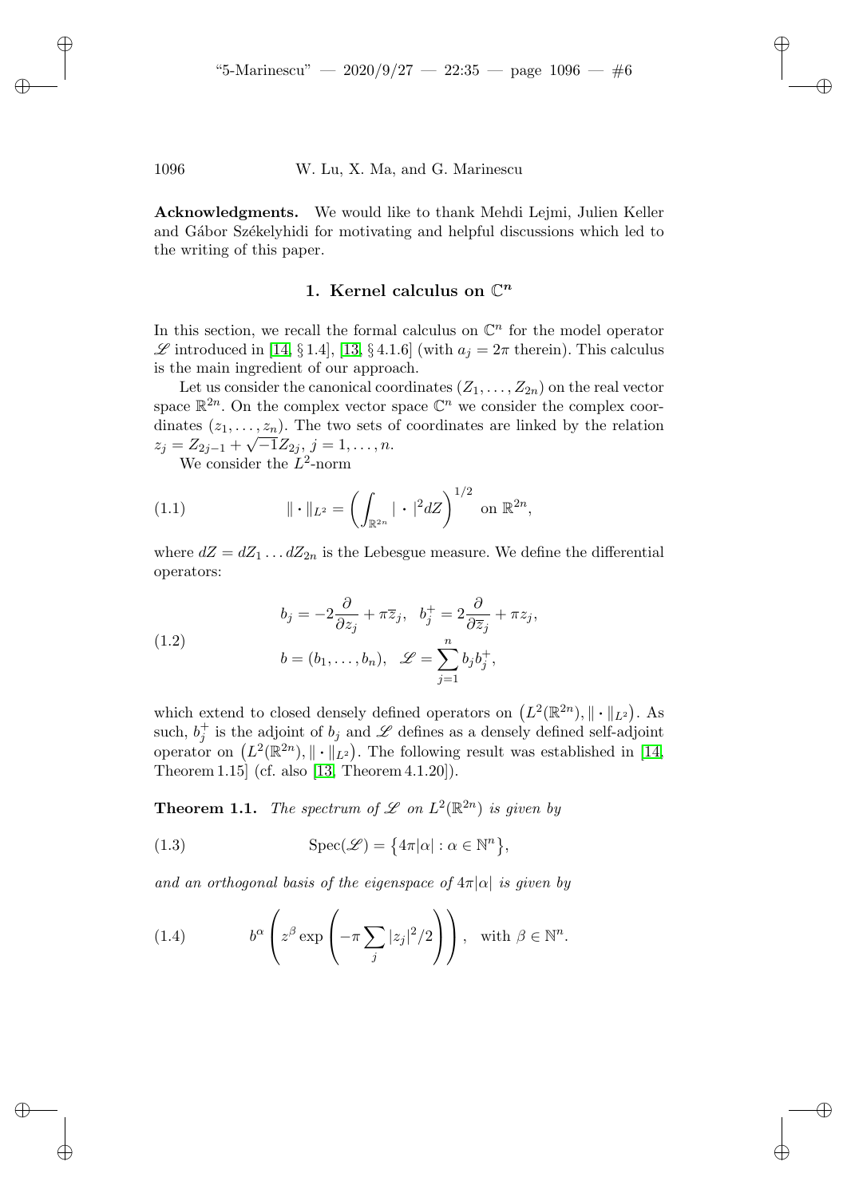**Acknowledgments.** We would like to thank Mehdi Lejmi, Julien Keller and Gábor Székelyhidi for motivating and helpful discussions which led to the writing of this paper.

## 1. Kernel calculus on $\mathbb{C}^n$

In this section, we recall the formal calculus on $\mathbb{C}^n$ for the model operator $\mathscr{L}$ introduced in [14, § 1.4], [13, § 4.1.6] (with $a_j = 2\pi$ therein). This calculus is the main ingredient of our approach.

Let us consider the canonical coordinates $(Z_1, \dots, Z_{2n})$ on the real vector space $\mathbb{R}^{2n}$. On the complex vector space $\mathbb{C}^n$ we consider the complex coordinates $(z_1, \dots, z_n)$. The two sets of coordinates are linked by the relation $z_j = Z_{2j-1} + \sqrt{-1}Z_{2j}$, $j = 1, \dots, n$.

We consider the $L^2$-norm

$$\| \cdot \|_{L^2} = \left( \int_{\mathbb{R}^{2n}} | \cdot |^2 dZ \right)^{1/2} \text{ on } \mathbb{R}^{2n}, \tag{1.1}$$

where $dZ = dZ_1 \dots dZ_{2n}$ is the Lebesgue measure. We define the differential operators:

$$\begin{aligned} b_j &= -2\frac{\partial}{\partial z_j} + \pi \overline{z}_j, \quad b_j^+ = 2\frac{\partial}{\partial \overline{z}_j} + \pi z_j, \\ b &= (b_1, \dots, b_n), \quad \mathscr{L} = \sum_{j=1}^n b_j b_j^+, \end{aligned} \tag{1.2}$$

which extend to closed densely defined operators on $\big(L^2(\mathbb{R}^{2n}), \| \cdot \|_{L^2}\big)$. As such, $b_j^+$ is the adjoint of $b_j$ and $\mathscr{L}$ defines as a densely defined self-adjoint operator on $\big(L^2(\mathbb{R}^{2n}), \| \cdot \|_{L^2}\big)$. The following result was established in [14, Theorem 1.15] (cf. also [13, Theorem 4.1.20]).

**Theorem 1.1.** *The spectrum of $\mathscr{L}$ on $L^2(\mathbb{R}^{2n})$ is given by*

$$\operatorname{Spec}(\mathscr{L}) = \big\{ 4\pi|\alpha| : \alpha \in \mathbb{N}^n \big\}, \tag{1.3}$$

*and an orthogonal basis of the eigenspace of $4\pi|\alpha|$ is given by*

$$b^\alpha \left( z^\beta \exp\left( -\pi \sum_j |z_j|^2/2 \right) \right), \quad \text{with } \beta \in \mathbb{N}^n. \tag{1.4}$$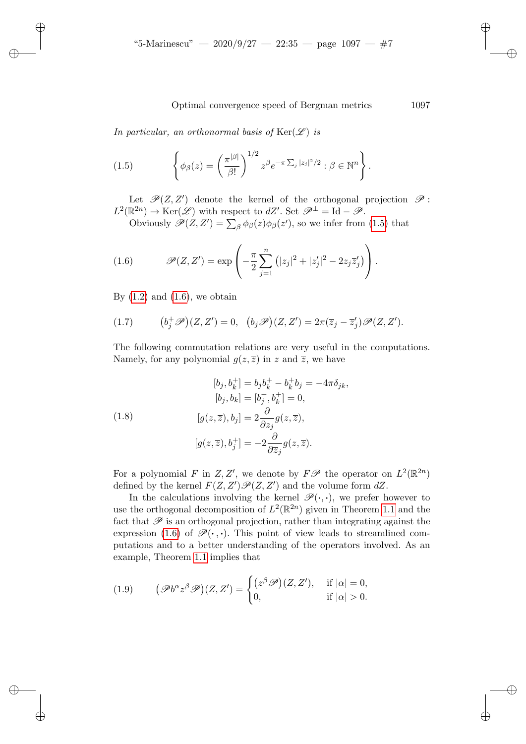*In particular, an orthonormal basis of* $\operatorname{Ker}(\mathscr{L})$ *is*

$$\left\{ \phi_\beta(z) = \left( \frac{\pi^{|\beta|}}{\beta!} \right)^{1/2} z^\beta e^{-\pi \sum_j |z_j|^2/2} : \beta \in \mathbb{N}^n \right\}. \tag{1.5}$$

Let $\mathscr{P}(Z, Z')$ denote the kernel of the orthogonal projection $\mathscr{P} : L^2(\mathbb{R}^{2n}) \to \operatorname{Ker}(\mathscr{L})$ with respect to $dZ'$. Set $\mathscr{P}^\perp = \operatorname{Id} - \mathscr{P}$.

Obviously $\mathscr{P}(Z, Z') = \sum_\beta \phi_\beta(z)\overline{\phi_\beta(z')}$, so we infer from (1.5) that

$$\mathscr{P}(Z, Z') = \exp\left( -\frac{\pi}{2} \sum_{j=1}^n \left( |z_j|^2 + |z'_j|^2 - 2 z_j \overline{z}'_j \right) \right). \tag{1.6}$$

By (1.2) and (1.6), we obtain

$$\left(b_j^+ \mathscr{P}\right)(Z, Z') = 0, \quad \left(b_j \mathscr{P}\right)(Z, Z') = 2\pi(\overline{z}_j - \overline{z}'_j)\mathscr{P}(Z, Z'). \tag{1.7}$$

The following commutation relations are very useful in the computations. Namely, for any polynomial $g(z, \overline{z})$ in $z$ and $\overline{z}$, we have

$$\begin{aligned}
[b_j, b_k^+] &= b_j b_k^+ - b_k^+ b_j = -4\pi\delta_{jk}, \\
[b_j, b_k] &= [b_j^+, b_k^+] = 0, \\
[g(z, \overline{z}), b_j] &= 2\frac{\partial}{\partial z_j} g(z, \overline{z}), \\
[g(z, \overline{z}), b_j^+] &= -2\frac{\partial}{\partial \overline{z}_j} g(z, \overline{z}).
\end{aligned} \tag{1.8}$$

For a polynomial $F$ in $Z, Z'$, we denote by $F\mathscr{P}$ the operator on $L^2(\mathbb{R}^{2n})$ defined by the kernel $F(Z, Z')\mathscr{P}(Z, Z')$ and the volume form $dZ$.

In the calculations involving the kernel $\mathscr{P}(\cdot, \cdot)$, we prefer however to use the orthogonal decomposition of $L^2(\mathbb{R}^{2n})$ given in Theorem 1.1 and the fact that $\mathscr{P}$ is an orthogonal projection, rather than integrating against the expression (1.6) of $\mathscr{P}(\cdot, \cdot)$. This point of view leads to streamlined computations and to a better understanding of the operators involved. As an example, Theorem 1.1 implies that

$$\left(\mathscr{P} b^\alpha z^\beta \mathscr{P}\right)(Z, Z') = \begin{cases} \left(z^\beta \mathscr{P}\right)(Z, Z'), & \text{if } |\alpha| = 0, \\ 0, & \text{if } |\alpha| > 0. \end{cases} \tag{1.9}$$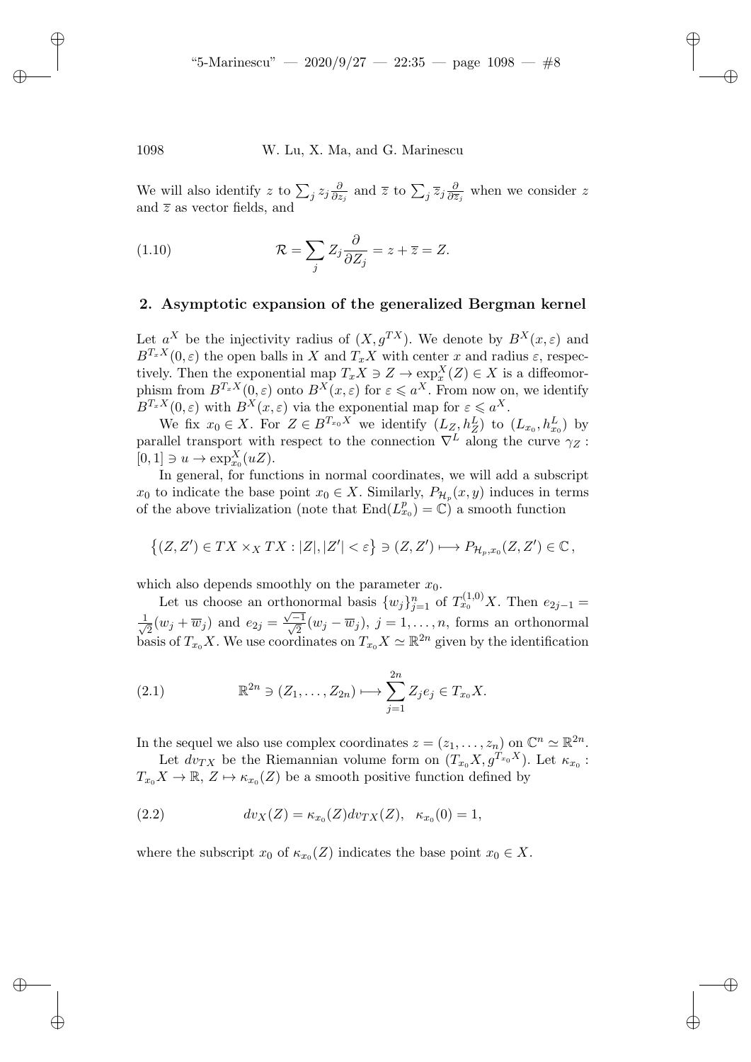We will also identify $z$ to $\sum_j z_j \frac{\partial}{\partial z_j}$ and $\overline{z}$ to $\sum_j \overline{z}_j \frac{\partial}{\partial \overline{z}_j}$ when we consider $z$ and $\overline{z}$ as vector fields, and

$$\mathcal{R} = \sum_j Z_j \frac{\partial}{\partial Z_j} = z + \overline{z} = Z. \tag{1.10}$$

## 2. Asymptotic expansion of the generalized Bergman kernel

Let $a^X$ be the injectivity radius of $(X, g^{TX})$. We denote by $B^X(x, \varepsilon)$ and $B^{T_xX}(0, \varepsilon)$ the open balls in $X$ and $T_xX$ with center $x$ and radius $\varepsilon$, respectively. Then the exponential map $T_xX \ni Z \to \exp_x^X(Z) \in X$ is a diffeomorphism from $B^{T_xX}(0, \varepsilon)$ onto $B^X(x, \varepsilon)$ for $\varepsilon \leqslant a^X$. From now on, we identify $B^{T_xX}(0, \varepsilon)$ with $B^X(x, \varepsilon)$ via the exponential map for $\varepsilon \leqslant a^X$.

We fix $x_0 \in X$. For $Z \in B^{T_{x_0}X}$ we identify $(L_Z, h_Z^L)$ to $(L_{x_0}, h_{x_0}^L)$ by parallel transport with respect to the connection $\nabla^L$ along the curve $\gamma_Z : [0, 1] \ni u \to \exp_{x_0}^X(uZ)$.

In general, for functions in normal coordinates, we will add a subscript $x_0$ to indicate the base point $x_0 \in X$. Similarly, $P_{\mathcal{H}_p}(x, y)$ induces in terms of the above trivialization (note that $\mathrm{End}(L_{x_0}^p) = \mathbb{C}$) a smooth function

$$\big\{(Z, Z') \in TX \times_X TX : |Z|, |Z'| < \varepsilon\big\} \ni (Z, Z') \longmapsto P_{\mathcal{H}_p, x_0}(Z, Z') \in \mathbb{C},$$

which also depends smoothly on the parameter $x_0$.

Let us choose an orthonormal basis $\{w_j\}_{j=1}^n$ of $T_{x_0}^{(1,0)}X$. Then $e_{2j-1} = \frac{1}{\sqrt{2}}(w_j + \overline{w}_j)$ and $e_{2j} = \frac{\sqrt{-1}}{\sqrt{2}}(w_j - \overline{w}_j)$, $j = 1, \ldots, n$, forms an orthonormal basis of $T_{x_0}X$. We use coordinates on $T_{x_0}X \simeq \mathbb{R}^{2n}$ given by the identification

$$\mathbb{R}^{2n} \ni (Z_1, \ldots, Z_{2n}) \longmapsto \sum_{j=1}^{2n} Z_j e_j \in T_{x_0}X. \tag{2.1}$$

In the sequel we also use complex coordinates $z = (z_1, \ldots, z_n)$ on $\mathbb{C}^n \simeq \mathbb{R}^{2n}$.

Let $dv_{TX}$ be the Riemannian volume form on $(T_{x_0}X, g^{T_{x_0}X})$. Let $\kappa_{x_0} : T_{x_0}X \to \mathbb{R}$, $Z \mapsto \kappa_{x_0}(Z)$ be a smooth positive function defined by

$$dv_X(Z) = \kappa_{x_0}(Z) dv_{TX}(Z), \quad \kappa_{x_0}(0) = 1, \tag{2.2}$$

where the subscript $x_0$ of $\kappa_{x_0}(Z)$ indicates the base point $x_0 \in X$.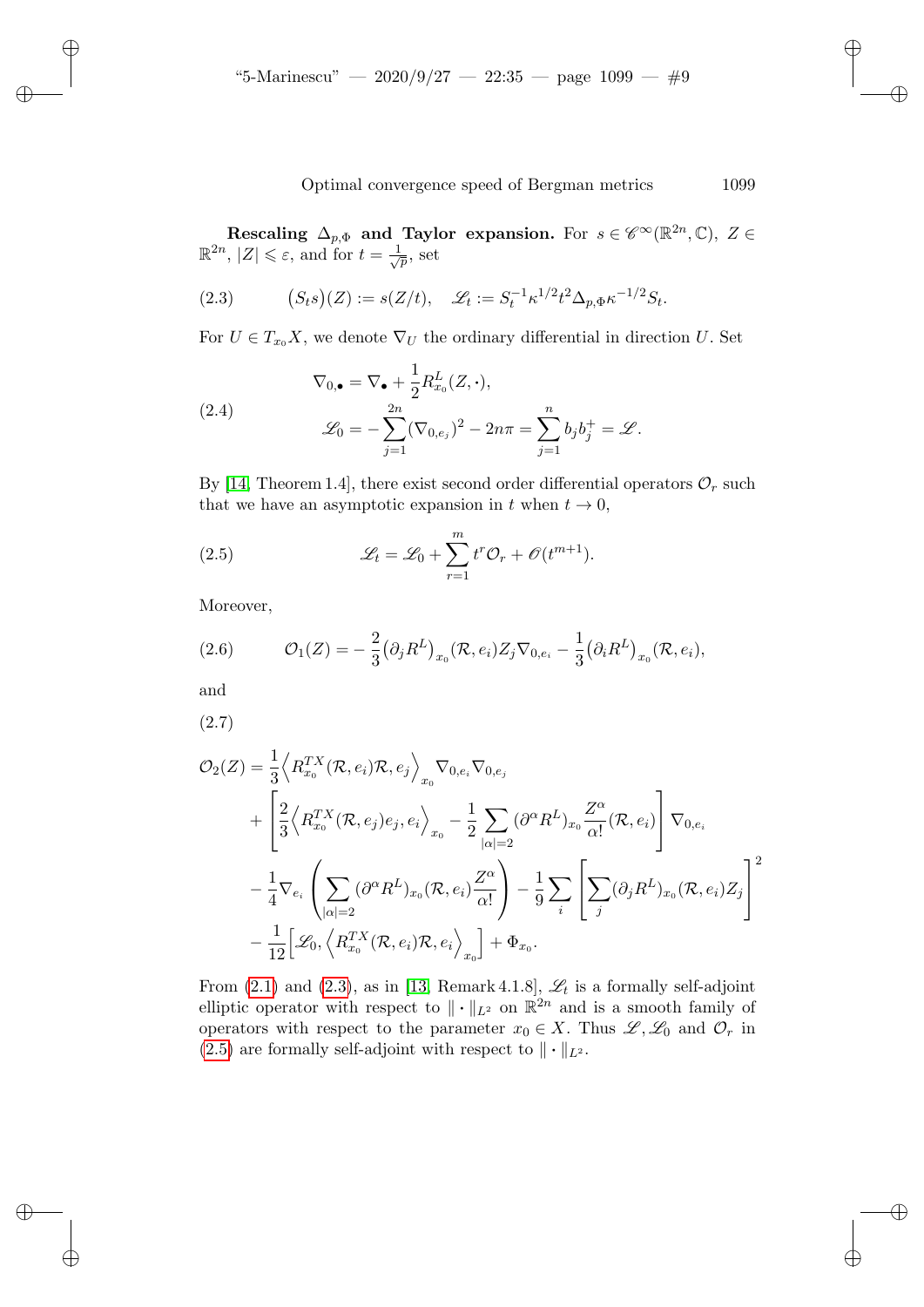**Rescaling $\Delta_{p,\Phi}$ and Taylor expansion.** For $s \in \mathscr{C}^\infty(\mathbb{R}^{2n}, \mathbb{C})$, $Z \in \mathbb{R}^{2n}$, $|Z| \leqslant \varepsilon$, and for $t = \frac{1}{\sqrt{p}}$, set

$$(S_t s)(Z) := s(Z/t), \quad \mathscr{L}_t := S_t^{-1} \kappa^{1/2} t^2 \Delta_{p,\Phi} \kappa^{-1/2} S_t. \tag{2.3}$$

For $U \in T_{x_0}X$, we denote $\nabla_U$ the ordinary differential in direction $U$. Set

$$\begin{aligned} \nabla_{0,\bullet} &= \nabla_\bullet + \frac{1}{2} R^L_{x_0}(Z, \cdot), \\ \mathscr{L}_0 &= -\sum_{j=1}^{2n} (\nabla_{0,e_j})^2 - 2n\pi = \sum_{j=1}^{n} b_j b_j^+ = \mathscr{L}. \end{aligned} \tag{2.4}$$

By [14, Theorem 1.4], there exist second order differential operators $\mathcal{O}_r$ such that we have an asymptotic expansion in $t$ when $t \to 0$,

$$\mathscr{L}_t = \mathscr{L}_0 + \sum_{r=1}^{m} t^r \mathcal{O}_r + \mathscr{O}(t^{m+1}). \tag{2.5}$$

Moreover,

$$\mathcal{O}_1(Z) = -\frac{2}{3} \big(\partial_j R^L\big)_{x_0}(\mathcal{R}, e_i) Z_j \nabla_{0,e_i} - \frac{1}{3} \big(\partial_i R^L\big)_{x_0}(\mathcal{R}, e_i), \tag{2.6}$$

and

$$\begin{aligned} \mathcal{O}_2(Z) = {} & \frac{1}{3} \Big\langle R^{TX}_{x_0}(\mathcal{R}, e_i)\mathcal{R}, e_j \Big\rangle_{x_0} \nabla_{0,e_i} \nabla_{0,e_j} \\ & + \left[ \frac{2}{3} \Big\langle R^{TX}_{x_0}(\mathcal{R}, e_j) e_j, e_i \Big\rangle_{x_0} - \frac{1}{2} \sum_{|\alpha|=2} (\partial^\alpha R^L)_{x_0} \frac{Z^\alpha}{\alpha!} (\mathcal{R}, e_i) \right] \nabla_{0,e_i} \\ & - \frac{1}{4} \nabla_{e_i} \left( \sum_{|\alpha|=2} (\partial^\alpha R^L)_{x_0} (\mathcal{R}, e_i) \frac{Z^\alpha}{\alpha!} \right) - \frac{1}{9} \sum_i \left[ \sum_j (\partial_j R^L)_{x_0} (\mathcal{R}, e_i) Z_j \right]^2 \\ & - \frac{1}{12} \Big[ \mathscr{L}_0, \Big\langle R^{TX}_{x_0}(\mathcal{R}, e_i)\mathcal{R}, e_i \Big\rangle_{x_0} \Big] + \Phi_{x_0}. \end{aligned} \tag{2.7}$$

From (2.1) and (2.3), as in [13, Remark 4.1.8], $\mathscr{L}_t$ is a formally self-adjoint elliptic operator with respect to $\|\cdot\|_{L^2}$ on $\mathbb{R}^{2n}$ and is a smooth family of operators with respect to the parameter $x_0 \in X$. Thus $\mathscr{L}, \mathscr{L}_0$ and $\mathcal{O}_r$ in (2.5) are formally self-adjoint with respect to $\|\cdot\|_{L^2}$.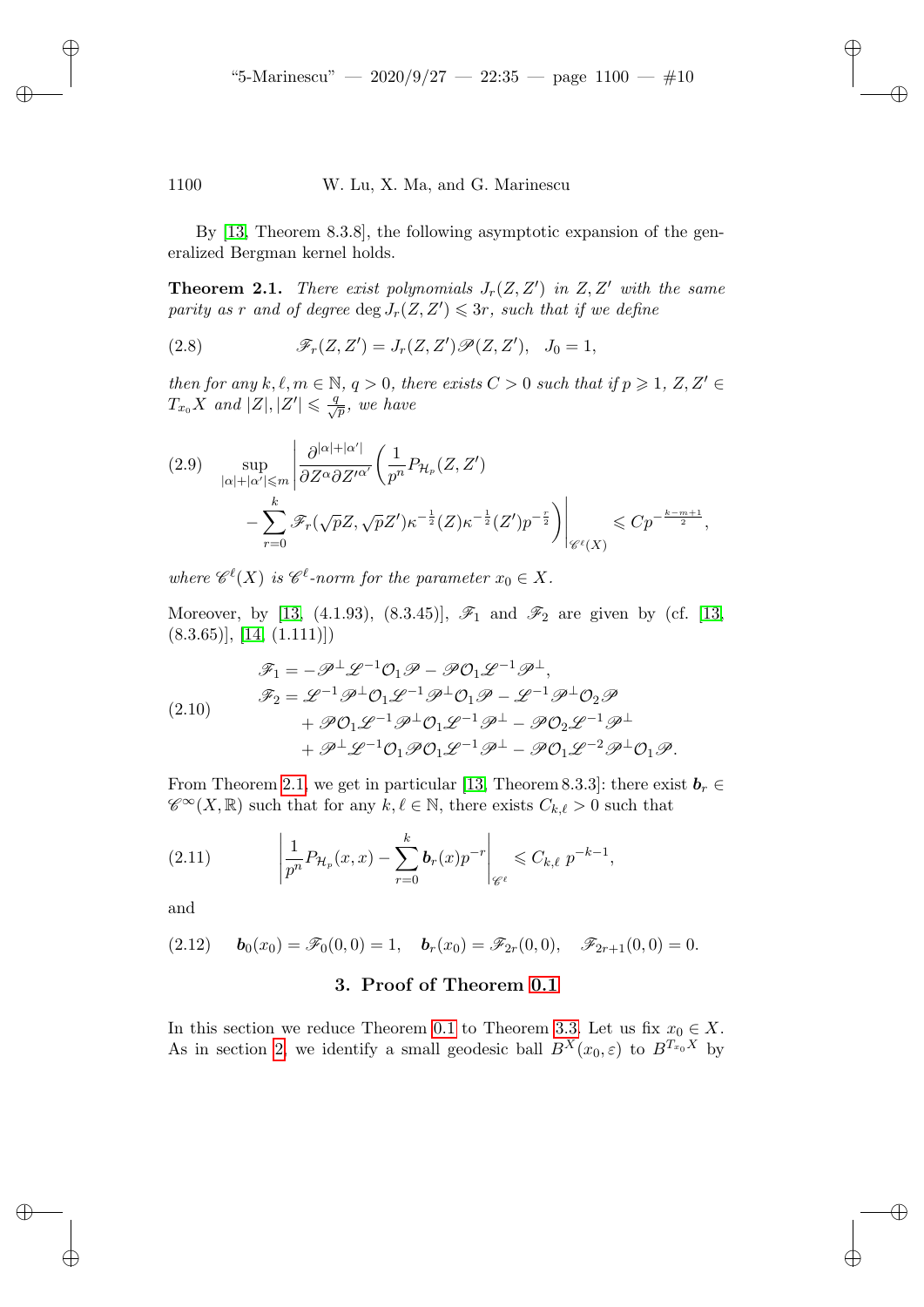By [13, Theorem 8.3.8], the following asymptotic expansion of the generalized Bergman kernel holds.

**Theorem 2.1.** *There exist polynomials $J_r(Z,Z')$ in $Z, Z'$ with the same parity as $r$ and of degree $\deg J_r(Z,Z') \leqslant 3r$, such that if we define*

$$\mathscr{F}_r(Z,Z') = J_r(Z,Z')\mathscr{P}(Z,Z'), \quad J_0 = 1, \tag{2.8}$$

*then for any $k,\ell,m \in \mathbb{N}$, $q>0$, there exists $C>0$ such that if $p \geqslant 1$, $Z,Z' \in T_{x_0}X$ and $|Z|,|Z'| \leqslant \frac{q}{\sqrt{p}}$, we have*

$$\sup_{|\alpha|+|\alpha'|\leqslant m} \left| \frac{\partial^{|\alpha|+|\alpha'|}}{\partial Z^\alpha \partial Z'^{\alpha'}} \left( \frac{1}{p^n} P_{\mathcal{H}_p}(Z,Z') - \sum_{r=0}^{k} \mathscr{F}_r(\sqrt{p}Z,\sqrt{p}Z')\kappa^{-\frac{1}{2}}(Z)\kappa^{-\frac{1}{2}}(Z')p^{-\frac{r}{2}} \right) \right|_{\mathscr{C}^\ell(X)} \leqslant C p^{-\frac{k-m+1}{2}}, \tag{2.9}$$

*where $\mathscr{C}^\ell(X)$ is $\mathscr{C}^\ell$-norm for the parameter $x_0 \in X$.*

Moreover, by [13, (4.1.93), (8.3.45)], $\mathscr{F}_1$ and $\mathscr{F}_2$ are given by (cf. [13, (8.3.65)], [14, (1.111)])

$$\begin{aligned}
\mathscr{F}_1 &= -\mathscr{P}^\perp \mathscr{L}^{-1}\mathcal{O}_1\mathscr{P} - \mathscr{P}\mathcal{O}_1\mathscr{L}^{-1}\mathscr{P}^\perp,\\
\mathscr{F}_2 &= \mathscr{L}^{-1}\mathscr{P}^\perp\mathcal{O}_1\mathscr{L}^{-1}\mathscr{P}^\perp\mathcal{O}_1\mathscr{P} - \mathscr{L}^{-1}\mathscr{P}^\perp\mathcal{O}_2\mathscr{P}\\
&\quad + \mathscr{P}\mathcal{O}_1\mathscr{L}^{-1}\mathscr{P}^\perp\mathcal{O}_1\mathscr{L}^{-1}\mathscr{P}^\perp - \mathscr{P}\mathcal{O}_2\mathscr{L}^{-1}\mathscr{P}^\perp\\
&\quad + \mathscr{P}^\perp\mathscr{L}^{-1}\mathcal{O}_1\mathscr{P}\mathcal{O}_1\mathscr{L}^{-1}\mathscr{P}^\perp - \mathscr{P}\mathcal{O}_1\mathscr{L}^{-2}\mathscr{P}^\perp\mathcal{O}_1\mathscr{P}.
\end{aligned} \tag{2.10}$$

From Theorem 2.1, we get in particular [13, Theorem 8.3.3]: there exist $\boldsymbol{b}_r \in \mathscr{C}^\infty(X,\mathbb{R})$ such that for any $k,\ell \in \mathbb{N}$, there exists $C_{k,\ell}>0$ such that

$$\left| \frac{1}{p^n} P_{\mathcal{H}_p}(x,x) - \sum_{r=0}^{k} \boldsymbol{b}_r(x)p^{-r} \right|_{\mathscr{C}^\ell} \leqslant C_{k,\ell}\, p^{-k-1}, \tag{2.11}$$

and

$$\boldsymbol{b}_0(x_0) = \mathscr{F}_0(0,0) = 1, \quad \boldsymbol{b}_r(x_0) = \mathscr{F}_{2r}(0,0), \quad \mathscr{F}_{2r+1}(0,0) = 0. \tag{2.12}$$

## 3. Proof of Theorem 0.1

In this section we reduce Theorem 0.1 to Theorem 3.3. Let us fix $x_0 \in X$. As in section 2, we identify a small geodesic ball $B^X(x_0,\varepsilon)$ to $B^{T_{x_0}X}$ by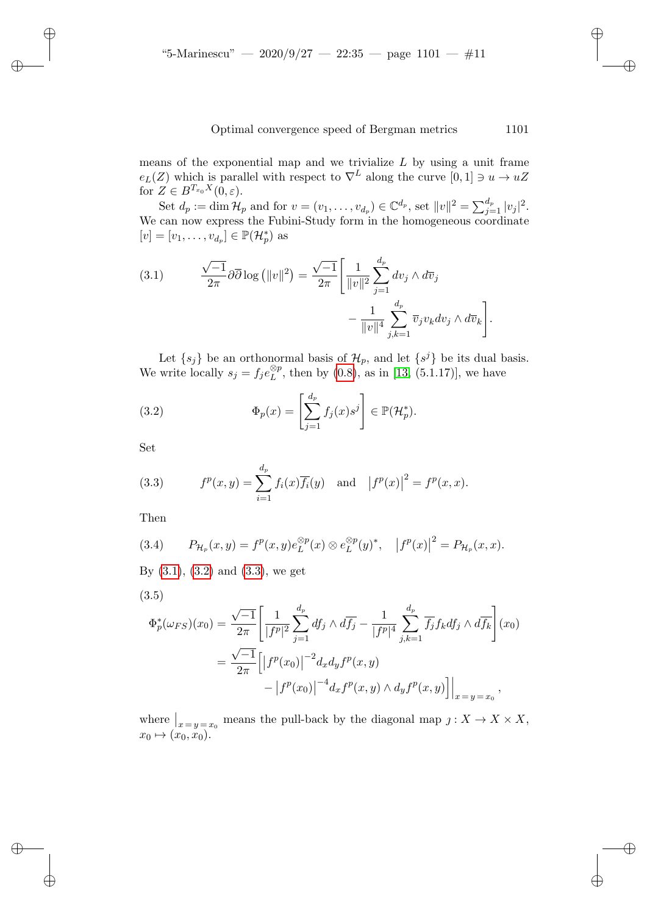means of the exponential map and we trivialize $L$ by using a unit frame $e_L(Z)$ which is parallel with respect to $\nabla^L$ along the curve $[0,1] \ni u \to uZ$ for $Z \in B^{T_{x_0}X}(0,\varepsilon)$.

Set $d_p := \dim \mathcal{H}_p$ and for $v = (v_1, \dots, v_{d_p}) \in \mathbb{C}^{d_p}$, set $\|v\|^2 = \sum_{j=1}^{d_p} |v_j|^2$. We can now express the Fubini-Study form in the homogeneous coordinate $[v] = [v_1, \dots, v_{d_p}] \in \mathbb{P}(\mathcal{H}_p^*)$ as

$$
\frac{\sqrt{-1}}{2\pi}\partial\overline{\partial}\log\left(\|v\|^2\right) = \frac{\sqrt{-1}}{2\pi}\left[\frac{1}{\|v\|^2}\sum_{j=1}^{d_p} dv_j \wedge d\overline{v}_j - \frac{1}{\|v\|^4}\sum_{j,k=1}^{d_p} \overline{v}_j v_k dv_j \wedge d\overline{v}_k\right]. \tag{3.1}
$$

Let $\{s_j\}$ be an orthonormal basis of $\mathcal{H}_p$, and let $\{s^j\}$ be its dual basis. We write locally $s_j = f_j e_L^{\otimes p}$, then by (0.8), as in [13, (5.1.17)], we have

$$
\Phi_p(x) = \left[\sum_{j=1}^{d_p} f_j(x) s^j\right] \in \mathbb{P}(\mathcal{H}_p^*). \tag{3.2}
$$

Set

$$
f^p(x,y) = \sum_{i=1}^{d_p} f_i(x)\overline{f_i}(y) \quad \text{and} \quad \left|f^p(x)\right|^2 = f^p(x,x). \tag{3.3}
$$

Then

$$
P_{\mathcal{H}_p}(x,y) = f^p(x,y) e_L^{\otimes p}(x) \otimes e_L^{\otimes p}(y)^*, \quad \left|f^p(x)\right|^2 = P_{\mathcal{H}_p}(x,x). \tag{3.4}
$$

By (3.1), (3.2) and (3.3), we get

$$
\begin{aligned}
\Phi_p^*(\omega_{FS})(x_0) &= \frac{\sqrt{-1}}{2\pi}\left[\frac{1}{|f^p|^2}\sum_{j=1}^{d_p} df_j \wedge d\overline{f_j} - \frac{1}{|f^p|^4}\sum_{j,k=1}^{d_p} \overline{f_j} f_k df_j \wedge d\overline{f_k}\right](x_0) \\
&= \frac{\sqrt{-1}}{2\pi}\Big[\left|f^p(x_0)\right|^{-2} d_x d_y f^p(x,y) \\
&\qquad - \left|f^p(x_0)\right|^{-4} d_x f^p(x,y) \wedge d_y f^p(x,y)\Big]\Big|_{x=y=x_0},
\end{aligned} \tag{3.5}
$$

where $\big|_{x=y=x_0}$ means the pull-back by the diagonal map $\jmath : X \to X \times X$, $x_0 \mapsto (x_0, x_0)$.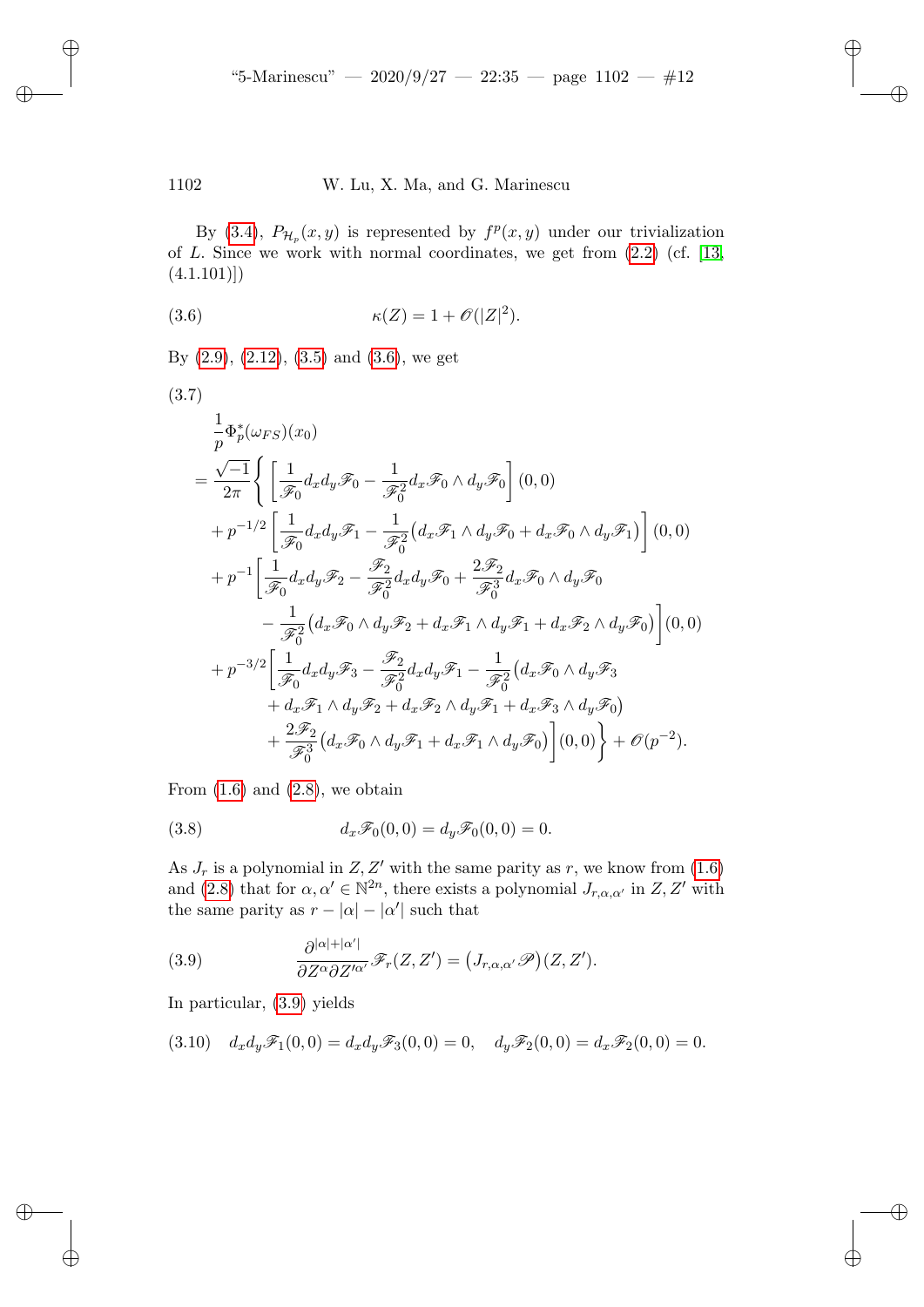By (3.4), $P_{\mathcal{H}_p}(x,y)$ is represented by $f^p(x,y)$ under our trivialization of $L$. Since we work with normal coordinates, we get from (2.2) (cf. [13, (4.1.101)])

$$\kappa(Z) = 1 + \mathscr{O}(|Z|^2). \tag{3.6}$$

By (2.9), (2.12), (3.5) and (3.6), we get

$$\begin{aligned}
&\frac{1}{p}\Phi_p^*(\omega_{FS})(x_0) \\
&= \frac{\sqrt{-1}}{2\pi}\Bigg\{ \left[\frac{1}{\mathscr{F}_0} d_x d_y \mathscr{F}_0 - \frac{1}{\mathscr{F}_0^2} d_x\mathscr{F}_0 \wedge d_y \mathscr{F}_0\right](0,0) \\
&\quad + p^{-1/2}\left[\frac{1}{\mathscr{F}_0} d_x d_y \mathscr{F}_1 - \frac{1}{\mathscr{F}_0^2}\big(d_x\mathscr{F}_1 \wedge d_y \mathscr{F}_0 + d_x\mathscr{F}_0 \wedge d_y\mathscr{F}_1\big)\right](0,0) \\
&\quad + p^{-1}\bigg[\frac{1}{\mathscr{F}_0} d_x d_y \mathscr{F}_2 - \frac{\mathscr{F}_2}{\mathscr{F}_0^2} d_x d_y \mathscr{F}_0 + \frac{2\mathscr{F}_2}{\mathscr{F}_0^3} d_x\mathscr{F}_0 \wedge d_y\mathscr{F}_0 \\
&\qquad - \frac{1}{\mathscr{F}_0^2}\big(d_x\mathscr{F}_0 \wedge d_y\mathscr{F}_2 + d_x\mathscr{F}_1 \wedge d_y\mathscr{F}_1 + d_x\mathscr{F}_2 \wedge d_y\mathscr{F}_0\big)\bigg](0,0) \\
&\quad + p^{-3/2}\bigg[\frac{1}{\mathscr{F}_0} d_x d_y \mathscr{F}_3 - \frac{\mathscr{F}_2}{\mathscr{F}_0^2} d_x d_y \mathscr{F}_1 - \frac{1}{\mathscr{F}_0^2}\big(d_x\mathscr{F}_0 \wedge d_y\mathscr{F}_3 \\
&\qquad + d_x\mathscr{F}_1 \wedge d_y\mathscr{F}_2 + d_x\mathscr{F}_2 \wedge d_y\mathscr{F}_1 + d_x\mathscr{F}_3 \wedge d_y\mathscr{F}_0\big) \\
&\qquad + \frac{2\mathscr{F}_2}{\mathscr{F}_0^3}\big(d_x\mathscr{F}_0 \wedge d_y\mathscr{F}_1 + d_x\mathscr{F}_1 \wedge d_y\mathscr{F}_0\big)\bigg](0,0)\Bigg\} + \mathscr{O}(p^{-2}).
\end{aligned} \tag{3.7}$$

From (1.6) and (2.8), we obtain

$$d_x\mathscr{F}_0(0,0) = d_y\mathscr{F}_0(0,0) = 0. \tag{3.8}$$

As $J_r$ is a polynomial in $Z, Z'$ with the same parity as $r$, we know from (1.6) and (2.8) that for $\alpha, \alpha' \in \mathbb{N}^{2n}$, there exists a polynomial $J_{r,\alpha,\alpha'}$ in $Z, Z'$ with the same parity as $r - |\alpha| - |\alpha'|$ such that

$$\frac{\partial^{|\alpha|+|\alpha'|}}{\partial Z^\alpha \partial Z'^{\alpha'}} \mathscr{F}_r(Z,Z') = \big(J_{r,\alpha,\alpha'}\mathscr{P}\big)(Z,Z'). \tag{3.9}$$

In particular, (3.9) yields

$$d_x d_y \mathscr{F}_1(0,0) = d_x d_y \mathscr{F}_3(0,0) = 0, \quad d_y\mathscr{F}_2(0,0) = d_x\mathscr{F}_2(0,0) = 0. \tag{3.10}$$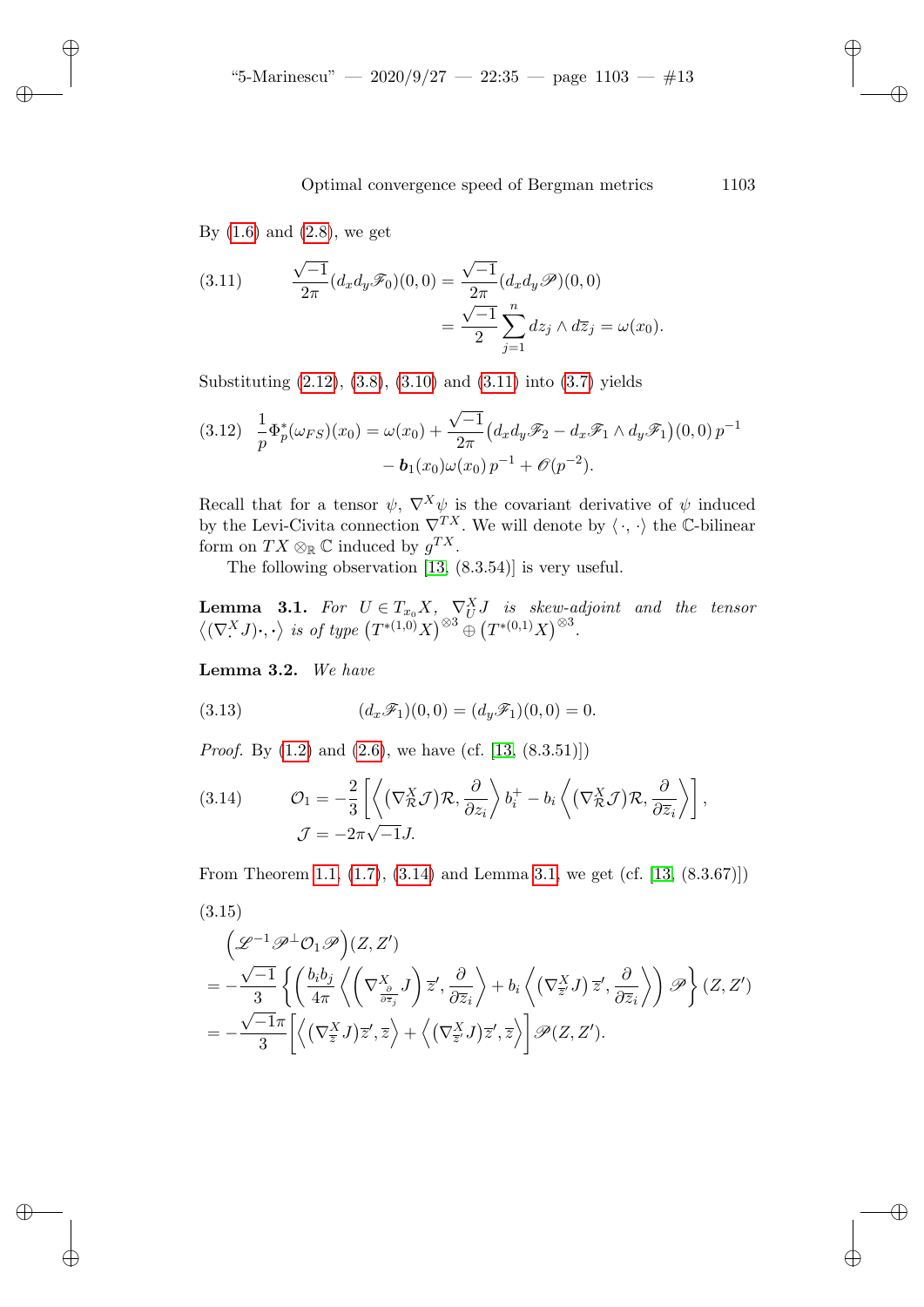By (1.6) and (2.8), we get

$$
\frac{\sqrt{-1}}{2\pi}(d_x d_y \mathscr{F}_0)(0,0) = \frac{\sqrt{-1}}{2\pi}(d_x d_y \mathscr{P})(0,0) = \frac{\sqrt{-1}}{2}\sum_{j=1}^{n} dz_j \wedge d\overline{z}_j = \omega(x_0). \tag{3.11}
$$

Substituting (2.12), (3.8), (3.10) and (3.11) into (3.7) yields

$$
\frac{1}{p}\Phi_p^*(\omega_{FS})(x_0) = \omega(x_0) + \frac{\sqrt{-1}}{2\pi}\big(d_x d_y \mathscr{F}_2 - d_x \mathscr{F}_1 \wedge d_y \mathscr{F}_1\big)(0,0)\, p^{-1} - \boldsymbol{b}_1(x_0)\omega(x_0)\, p^{-1} + \mathscr{O}(p^{-2}). \tag{3.12}
$$

Recall that for a tensor $\psi$, $\nabla^X \psi$ is the covariant derivative of $\psi$ induced by the Levi-Civita connection $\nabla^{TX}$. We will denote by $\langle \cdot, \cdot \rangle$ the $\mathbb{C}$-bilinear form on $TX \otimes_{\mathbb{R}} \mathbb{C}$ induced by $g^{TX}$.

The following observation [13, (8.3.54)] is very useful.

**Lemma 3.1.** *For $U \in T_{x_0}X$, $\nabla^X_U J$ is skew-adjoint and the tensor $\big\langle (\nabla^X_{\cdot} J)\cdot, \cdot \big\rangle$ is of type $\big(T^{*(1,0)}X\big)^{\otimes 3} \oplus \big(T^{*(0,1)}X\big)^{\otimes 3}$.*

**Lemma 3.2.** *We have*

$$
(d_x \mathscr{F}_1)(0,0) = (d_y \mathscr{F}_1)(0,0) = 0. \tag{3.13}
$$

*Proof.* By (1.2) and (2.6), we have (cf. [13, (8.3.51)])

$$
\begin{aligned}
\mathcal{O}_1 &= -\frac{2}{3}\left[\left\langle (\nabla^X_{\mathcal{R}} \mathcal{J})\mathcal{R}, \frac{\partial}{\partial z_i}\right\rangle b_i^+ - b_i \left\langle (\nabla^X_{\mathcal{R}} \mathcal{J})\mathcal{R}, \frac{\partial}{\partial \overline{z}_i}\right\rangle\right], \\
\mathcal{J} &= -2\pi\sqrt{-1}J.
\end{aligned} \tag{3.14}
$$

From Theorem 1.1, (1.7), (3.14) and Lemma 3.1, we get (cf. [13, (8.3.67)])

$$
\begin{aligned}
&\Big(\mathscr{L}^{-1}\mathscr{P}^{\perp}\mathcal{O}_1\mathscr{P}\Big)(Z,Z') \\
&= -\frac{\sqrt{-1}}{3}\left\{\left(\frac{b_i b_j}{4\pi}\left\langle\left(\nabla^X_{\frac{\partial}{\partial \overline{z}_j}} J\right)\overline{z}', \frac{\partial}{\partial \overline{z}_i}\right\rangle + b_i\left\langle \left(\nabla^X_{\overline{z}'} J\right)\overline{z}', \frac{\partial}{\partial \overline{z}_i}\right\rangle\right)\mathscr{P}\right\}(Z,Z') \\
&= -\frac{\sqrt{-1}\pi}{3}\Big[\Big\langle (\nabla^X_{\overline{z}} J)\overline{z}', \overline{z}\Big\rangle + \Big\langle (\nabla^X_{\overline{z}'} J)\overline{z}', \overline{z}\Big\rangle\Big]\mathscr{P}(Z,Z').
\end{aligned} \tag{3.15}
$$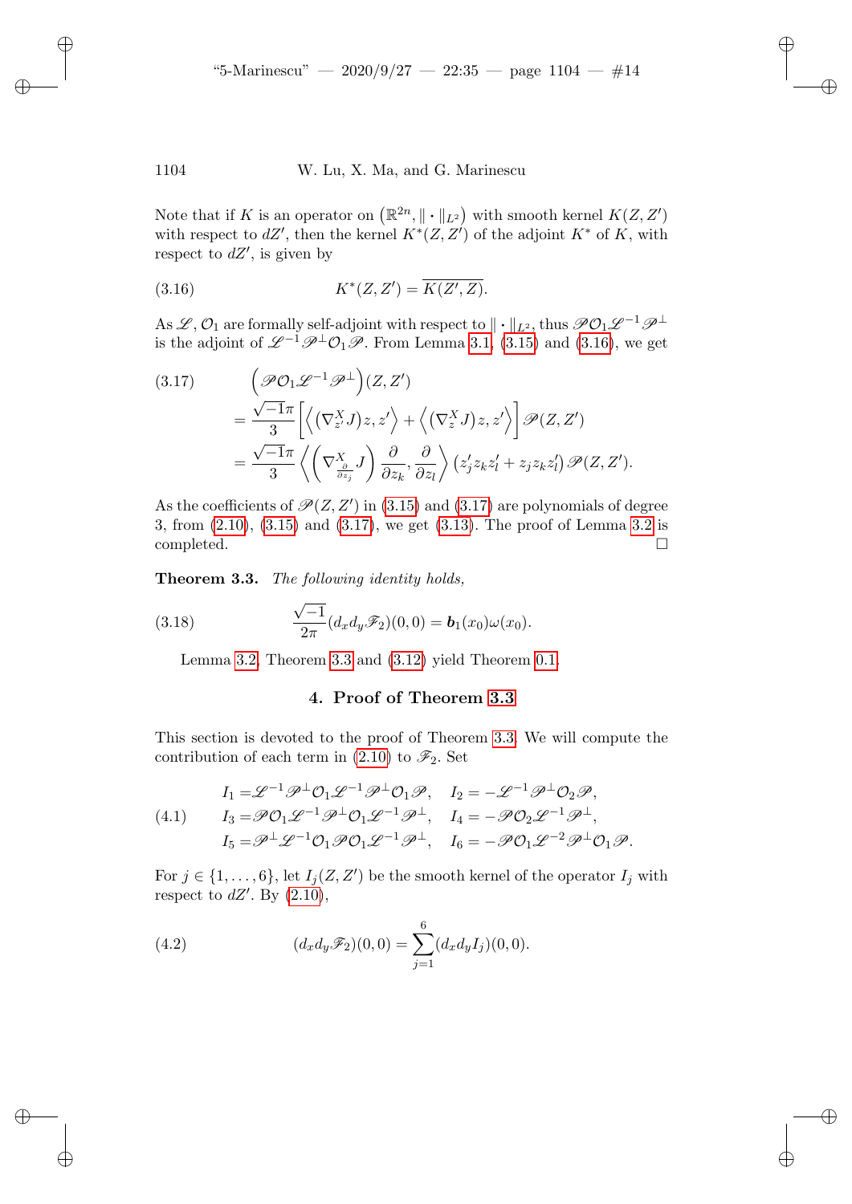Note that if $K$ is an operator on $\left(\mathbb{R}^{2n}, \|\cdot\|_{L^2}\right)$ with smooth kernel $K(Z,Z')$ with respect to $dZ'$, then the kernel $K^*(Z,Z')$ of the adjoint $K^*$ of $K$, with respect to $dZ'$, is given by

$$K^*(Z,Z') = \overline{K(Z',Z)}. \tag{3.16}$$

As $\mathscr{L}$, $\mathcal{O}_1$ are formally self-adjoint with respect to $\|\cdot\|_{L^2}$, thus $\mathscr{P}\mathcal{O}_1\mathscr{L}^{-1}\mathscr{P}^{\perp}$ is the adjoint of $\mathscr{L}^{-1}\mathscr{P}^{\perp}\mathcal{O}_1\mathscr{P}$. From Lemma 3.1, (3.15) and (3.16), we get

$$\begin{aligned}
&\left(\mathscr{P}\mathcal{O}_1\mathscr{L}^{-1}\mathscr{P}^{\perp}\right)(Z,Z') \\
&= \frac{\sqrt{-1}\pi}{3}\left[\left\langle\left(\nabla^X_{z'}J\right)z, z'\right\rangle + \left\langle\left(\nabla^X_{z}J\right)z, z'\right\rangle\right]\mathscr{P}(Z,Z') \\
&= \frac{\sqrt{-1}\pi}{3}\left\langle\left(\nabla^X_{\frac{\partial}{\partial z_j}}J\right)\frac{\partial}{\partial z_k}, \frac{\partial}{\partial z_l}\right\rangle\left(z'_j z_k z'_l + z_j z_k z'_l\right)\mathscr{P}(Z,Z').
\end{aligned} \tag{3.17}$$

As the coefficients of $\mathscr{P}(Z,Z')$ in (3.15) and (3.17) are polynomials of degree 3, from (2.10), (3.15) and (3.17), we get (3.13). The proof of Lemma 3.2 is completed. $\square$

**Theorem 3.3.** *The following identity holds,*

$$\frac{\sqrt{-1}}{2\pi}(d_x d_y \mathscr{F}_2)(0,0) = \boldsymbol{b}_1(x_0)\omega(x_0). \tag{3.18}$$

Lemma 3.2, Theorem 3.3 and (3.12) yield Theorem 0.1.

## 4. Proof of Theorem 3.3

This section is devoted to the proof of Theorem 3.3. We will compute the contribution of each term in (2.10) to $\mathscr{F}_2$. Set

$$\begin{aligned}
I_1 &= \mathscr{L}^{-1}\mathscr{P}^{\perp}\mathcal{O}_1\mathscr{L}^{-1}\mathscr{P}^{\perp}\mathcal{O}_1\mathscr{P}, \quad I_2 = -\mathscr{L}^{-1}\mathscr{P}^{\perp}\mathcal{O}_2\mathscr{P}, \\
I_3 &= \mathscr{P}\mathcal{O}_1\mathscr{L}^{-1}\mathscr{P}^{\perp}\mathcal{O}_1\mathscr{L}^{-1}\mathscr{P}^{\perp}, \quad I_4 = -\mathscr{P}\mathcal{O}_2\mathscr{L}^{-1}\mathscr{P}^{\perp}, \\
I_5 &= \mathscr{P}^{\perp}\mathscr{L}^{-1}\mathcal{O}_1\mathscr{P}\mathcal{O}_1\mathscr{L}^{-1}\mathscr{P}^{\perp}, \quad I_6 = -\mathscr{P}\mathcal{O}_1\mathscr{L}^{-2}\mathscr{P}^{\perp}\mathcal{O}_1\mathscr{P}.
\end{aligned} \tag{4.1}$$

For $j \in \{1,\ldots,6\}$, let $I_j(Z,Z')$ be the smooth kernel of the operator $I_j$ with respect to $dZ'$. By (2.10),

$$(d_x d_y \mathscr{F}_2)(0,0) = \sum_{j=1}^{6}(d_x d_y I_j)(0,0). \tag{4.2}$$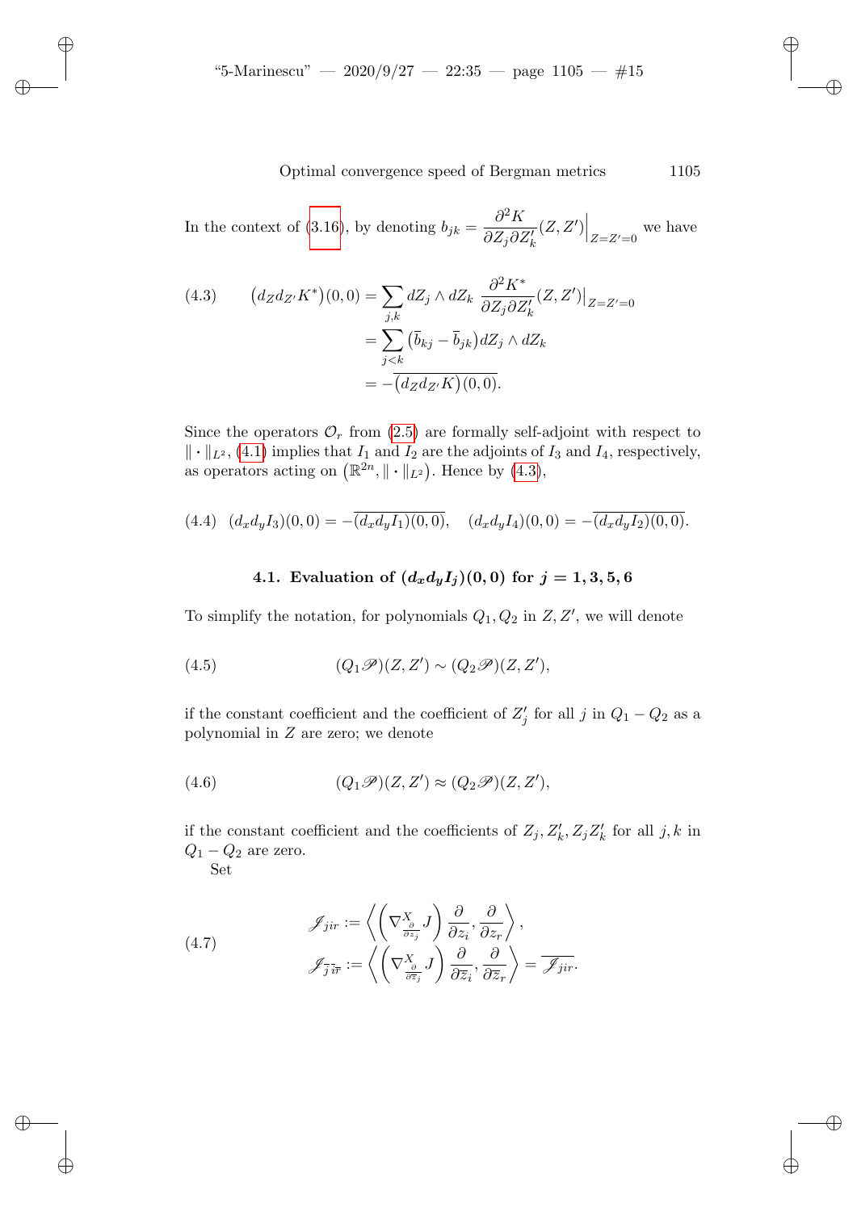In the context of (3.16), by denoting $b_{jk} = \dfrac{\partial^2 K}{\partial Z_j \partial Z'_k}(Z, Z')\Big|_{Z=Z'=0}$ we have

$$
\begin{aligned}
(4.3) \qquad \big(d_Z d_{Z'} K^*\big)(0,0) &= \sum_{j,k} dZ_j \wedge dZ_k \, \frac{\partial^2 K^*}{\partial Z_j \partial Z'_k}(Z, Z')\big|_{Z=Z'=0} \\
&= \sum_{j<k} \big(\overline{b}_{kj} - \overline{b}_{jk}\big) dZ_j \wedge dZ_k \\
&= -\overline{\big(d_Z d_{Z'} K\big)(0,0)}.
\end{aligned}
$$

Since the operators $\mathcal{O}_r$ from (2.5) are formally self-adjoint with respect to $\|\cdot\|_{L^2}$, (4.1) implies that $I_1$ and $I_2$ are the adjoints of $I_3$ and $I_4$, respectively, as operators acting on $\big(\mathbb{R}^{2n}, \|\cdot\|_{L^2}\big)$. Hence by (4.3),

$$
(4.4) \quad (d_x d_y I_3)(0,0) = -\overline{(d_x d_y I_1)(0,0)}, \quad (d_x d_y I_4)(0,0) = -\overline{(d_x d_y I_2)(0,0)}.
$$

### 4.1. Evaluation of $(d_x d_y I_j)(0,0)$ for $j = 1, 3, 5, 6$

To simplify the notation, for polynomials $Q_1, Q_2$ in $Z, Z'$, we will denote

$$
(4.5) \qquad (Q_1 \mathscr{P})(Z, Z') \sim (Q_2 \mathscr{P})(Z, Z'),
$$

if the constant coefficient and the coefficient of $Z'_j$ for all $j$ in $Q_1 - Q_2$ as a polynomial in $Z$ are zero; we denote

$$
(4.6) \qquad (Q_1 \mathscr{P})(Z, Z') \approx (Q_2 \mathscr{P})(Z, Z'),
$$

if the constant coefficient and the coefficients of $Z_j, Z'_k, Z_j Z'_k$ for all $j, k$ in $Q_1 - Q_2$ are zero.

Set

$$
(4.7) \qquad
\begin{aligned}
\mathscr{J}_{jir} &:= \left\langle \left(\nabla^X_{\frac{\partial}{\partial z_j}} J\right) \frac{\partial}{\partial z_i}, \frac{\partial}{\partial z_r} \right\rangle, \\
\mathscr{J}_{\overline{j}\,\overline{i}\,\overline{r}} &:= \left\langle \left(\nabla^X_{\frac{\partial}{\partial \overline{z}_j}} J\right) \frac{\partial}{\partial \overline{z}_i}, \frac{\partial}{\partial \overline{z}_r} \right\rangle = \overline{\mathscr{J}_{jir}}.
\end{aligned}
$$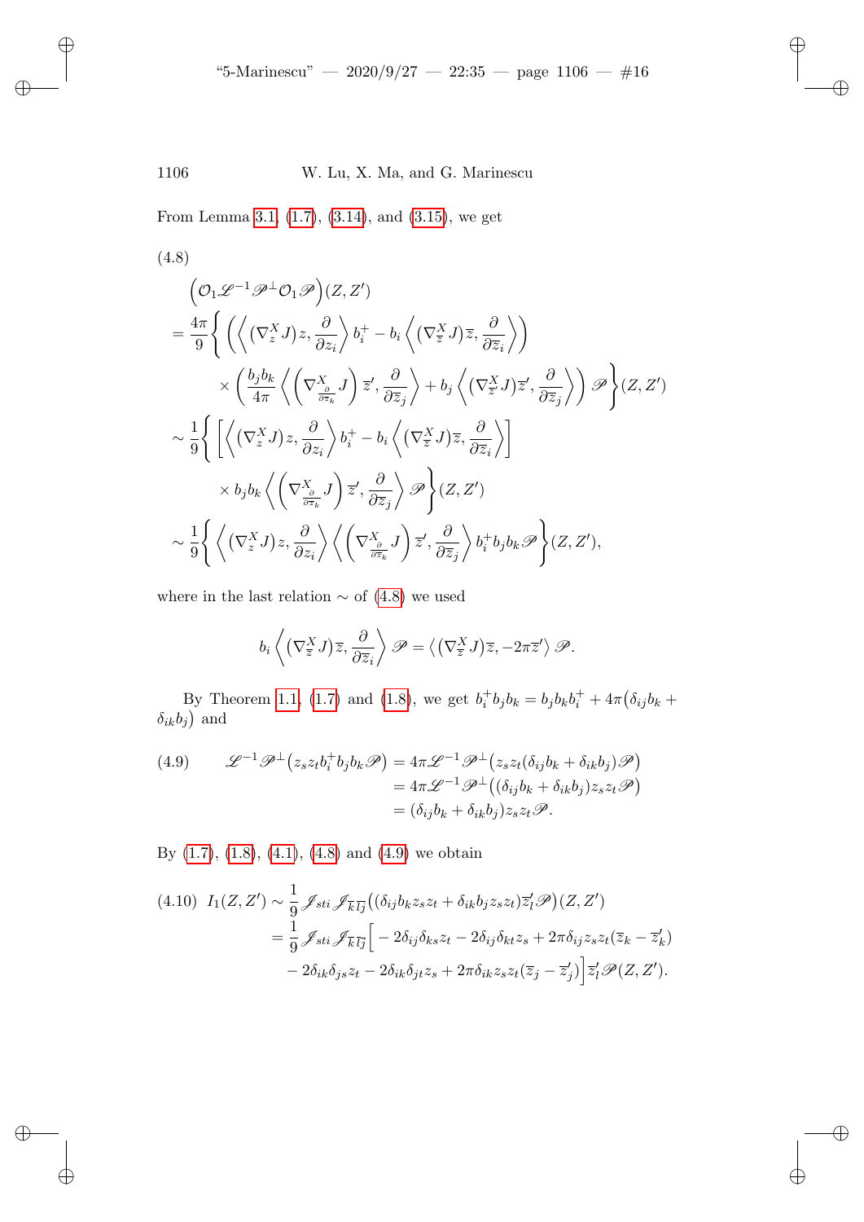From Lemma 3.1, (1.7), (3.14), and (3.15), we get

$$
\begin{aligned}
&\Big(\mathcal{O}_1\mathscr{L}^{-1}\mathscr{P}^{\perp}\mathcal{O}_1\mathscr{P}\Big)(Z,Z') \\
&= \frac{4\pi}{9}\Bigg\{\left(\left\langle(\nabla^X_z J)z,\frac{\partial}{\partial z_i}\right\rangle b_i^+ - b_i\left\langle(\nabla^X_{\overline{z}} J)\overline{z},\frac{\partial}{\partial \overline{z}_i}\right\rangle\right)\\
&\qquad\times\left(\frac{b_jb_k}{4\pi}\left\langle\left(\nabla^X_{\frac{\partial}{\partial \overline{z}_k}} J\right)\overline{z}',\frac{\partial}{\partial \overline{z}_j}\right\rangle + b_j\left\langle(\nabla^X_{\overline{z}'} J)\overline{z}',\frac{\partial}{\partial \overline{z}_j}\right\rangle\right)\mathscr{P}\Bigg\}(Z,Z')\\
&\sim \frac{1}{9}\Bigg\{\left[\left\langle(\nabla^X_z J)z,\frac{\partial}{\partial z_i}\right\rangle b_i^+ - b_i\left\langle(\nabla^X_{\overline{z}} J)\overline{z},\frac{\partial}{\partial \overline{z}_i}\right\rangle\right]\\
&\qquad\times b_jb_k\left\langle\left(\nabla^X_{\frac{\partial}{\partial \overline{z}_k}} J\right)\overline{z}',\frac{\partial}{\partial \overline{z}_j}\right\rangle\mathscr{P}\Bigg\}(Z,Z')\\
&\sim \frac{1}{9}\Bigg\{\left\langle(\nabla^X_z J)z,\frac{\partial}{\partial z_i}\right\rangle\left\langle\left(\nabla^X_{\frac{\partial}{\partial \overline{z}_k}} J\right)\overline{z}',\frac{\partial}{\partial \overline{z}_j}\right\rangle b_i^+b_jb_k\mathscr{P}\Bigg\}(Z,Z'),
\end{aligned}
\tag{4.8}
$$

where in the last relation $\sim$ of (4.8) we used

$$
b_i\left\langle(\nabla^X_{\overline{z}} J)\overline{z},\frac{\partial}{\partial \overline{z}_i}\right\rangle\mathscr{P} = \left\langle(\nabla^X_{\overline{z}} J)\overline{z},-2\pi\overline{z}'\right\rangle\mathscr{P}.
$$

By Theorem 1.1, (1.7) and (1.8), we get $b_i^+b_jb_k = b_jb_kb_i^+ + 4\pi\big(\delta_{ij}b_k + \delta_{ik}b_j\big)$ and

$$
\begin{aligned}
\mathscr{L}^{-1}\mathscr{P}^{\perp}\big(z_sz_tb_i^+b_jb_k\mathscr{P}\big) &= 4\pi\mathscr{L}^{-1}\mathscr{P}^{\perp}\big(z_sz_t(\delta_{ij}b_k+\delta_{ik}b_j)\mathscr{P}\big)\\
&= 4\pi\mathscr{L}^{-1}\mathscr{P}^{\perp}\big((\delta_{ij}b_k+\delta_{ik}b_j)z_sz_t\mathscr{P}\big)\\
&= (\delta_{ij}b_k+\delta_{ik}b_j)z_sz_t\mathscr{P}.
\end{aligned}
\tag{4.9}
$$

By (1.7), (1.8), (4.1), (4.8) and (4.9) we obtain

$$
\begin{aligned}
I_1(Z,Z') &\sim \frac{1}{9}\mathscr{J}_{sti}\mathscr{J}_{\overline{k}\,\overline{l}\,\overline{j}}\big((\delta_{ij}b_kz_sz_t+\delta_{ik}b_jz_sz_t)\overline{z}'_l\mathscr{P}\big)(Z,Z')\\
&= \frac{1}{9}\mathscr{J}_{sti}\mathscr{J}_{\overline{k}\,\overline{l}\,\overline{j}}\Big[-2\delta_{ij}\delta_{ks}z_t - 2\delta_{ij}\delta_{kt}z_s + 2\pi\delta_{ij}z_sz_t(\overline{z}_k-\overline{z}'_k)\\
&\qquad -2\delta_{ik}\delta_{js}z_t - 2\delta_{ik}\delta_{jt}z_s + 2\pi\delta_{ik}z_sz_t(\overline{z}_j-\overline{z}'_j)\Big]\overline{z}'_l\mathscr{P}(Z,Z').
\end{aligned}
\tag{4.10}
$$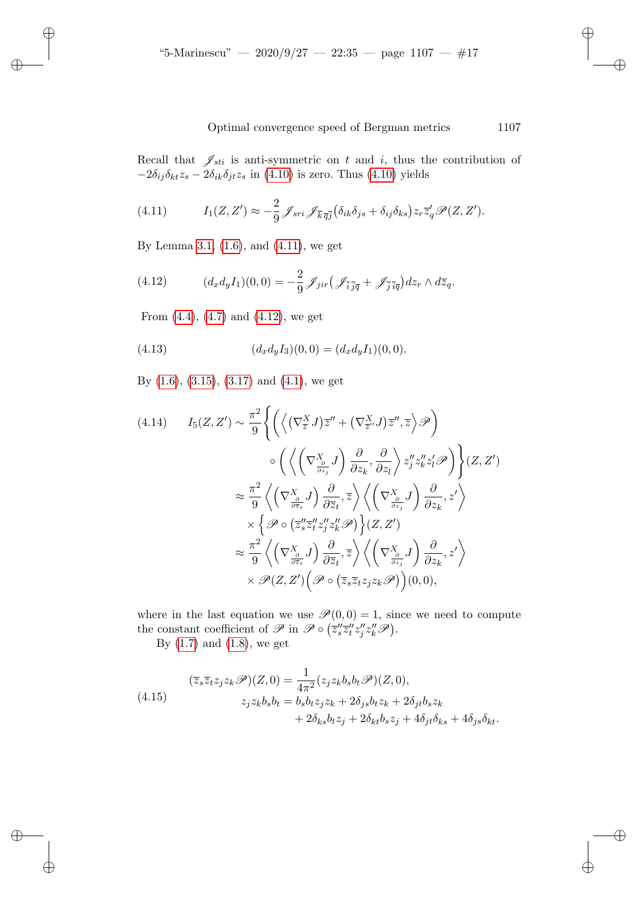Recall that $\mathscr{J}_{sti}$ is anti-symmetric on $t$ and $i$, thus the contribution of $-2\delta_{ij}\delta_{kt}z_s - 2\delta_{ik}\delta_{jt}z_s$ in (4.10) is zero. Thus (4.10) yields

$$I_1(Z,Z') \approx -\frac{2}{9}\mathscr{J}_{sri}\mathscr{J}_{\overline{k}\,\overline{q}\,\overline{j}}\big(\delta_{ik}\delta_{js} + \delta_{ij}\delta_{ks}\big) z_r \overline{z}'_q \mathscr{P}(Z,Z'). \tag{4.11}$$

By Lemma 3.1, (1.6), and (4.11), we get

$$(d_x d_y I_1)(0,0) = -\frac{2}{9}\mathscr{J}_{jir}\big(\mathscr{J}_{\overline{i}\,\overline{j}\,\overline{q}} + \mathscr{J}_{\overline{j}\,\overline{i}\,\overline{q}}\big) dz_r \wedge d\overline{z}_q. \tag{4.12}$$

From (4.4), (4.7) and (4.12), we get

$$(d_x d_y I_3)(0,0) = (d_x d_y I_1)(0,0). \tag{4.13}$$

By (1.6), (3.15), (3.17) and (4.1), we get

$$\begin{aligned}
I_5(Z,Z') \sim \frac{\pi^2}{9}&\Bigg\{\bigg(\Big\langle \big(\nabla^X_{\overline{z}} J\big)\overline{z}'' + \big(\nabla^X_{\overline{z}''} J\big)\overline{z}'', \overline{z}\Big\rangle \mathscr{P}\bigg) \\
&\qquad \circ \bigg(\Big\langle \Big(\nabla^X_{\frac{\partial}{\partial z_j}} J\Big)\frac{\partial}{\partial z_k}, \frac{\partial}{\partial z_l}\Big\rangle z''_j z''_k z'_l \mathscr{P}\bigg)\Bigg\}(Z,Z') \\
\approx \frac{\pi^2}{9}&\Big\langle \Big(\nabla^X_{\frac{\partial}{\partial \overline{z}_s}} J\Big)\frac{\partial}{\partial \overline{z}_t}, \overline{z}\Big\rangle \Big\langle \Big(\nabla^X_{\frac{\partial}{\partial z_j}} J\Big)\frac{\partial}{\partial z_k}, z'\Big\rangle \\
&\times \Big\{\mathscr{P} \circ \big(\overline{z}''_s \overline{z}''_t z''_j z''_k \mathscr{P}\big)\Big\}(Z,Z') \\
\approx \frac{\pi^2}{9}&\Big\langle \Big(\nabla^X_{\frac{\partial}{\partial \overline{z}_s}} J\Big)\frac{\partial}{\partial \overline{z}_t}, \overline{z}\Big\rangle \Big\langle \Big(\nabla^X_{\frac{\partial}{\partial z_j}} J\Big)\frac{\partial}{\partial z_k}, z'\Big\rangle \\
&\times \mathscr{P}(Z,Z')\Big(\mathscr{P} \circ \big(\overline{z}_s \overline{z}_t z_j z_k \mathscr{P}\big)\Big)(0,0),
\end{aligned} \tag{4.14}$$

where in the last equation we use $\mathscr{P}(0,0) = 1$, since we need to compute the constant coefficient of $\mathscr{P}$ in $\mathscr{P} \circ \big(\overline{z}''_s \overline{z}''_t z''_j z''_k \mathscr{P}\big)$.

By (1.7) and (1.8), we get

$$\begin{aligned}
(\overline{z}_s \overline{z}_t z_j z_k \mathscr{P})(Z,0) &= \frac{1}{4\pi^2}(z_j z_k b_s b_t \mathscr{P})(Z,0), \\
z_j z_k b_s b_t &= b_s b_t z_j z_k + 2\delta_{js} b_t z_k + 2\delta_{jt} b_s z_k \\
&\quad + 2\delta_{ks} b_t z_j + 2\delta_{kt} b_s z_j + 4\delta_{jt}\delta_{ks} + 4\delta_{js}\delta_{kt}.
\end{aligned} \tag{4.15}$$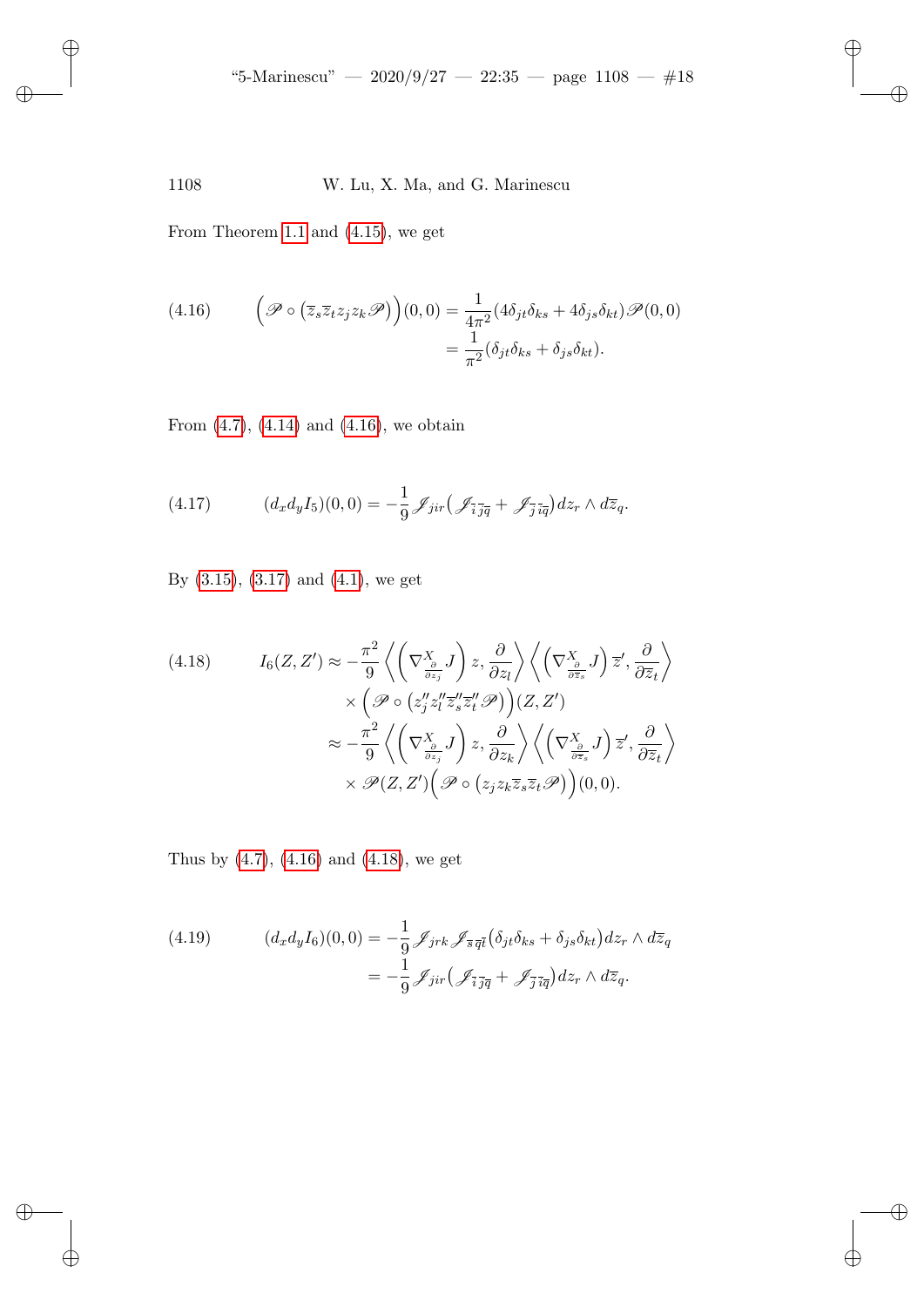From Theorem 1.1 and (4.15), we get

$$
\Big(\mathscr{P} \circ \big(\overline{z}_s \overline{z}_t z_j z_k \mathscr{P}\big)\Big)(0,0) = \frac{1}{4\pi^2}(4\delta_{jt}\delta_{ks} + 4\delta_{js}\delta_{kt})\mathscr{P}(0,0) = \frac{1}{\pi^2}(\delta_{jt}\delta_{ks} + \delta_{js}\delta_{kt}). \tag{4.16}
$$

From (4.7), (4.14) and (4.16), we obtain

$$
(d_x d_y I_5)(0,0) = -\frac{1}{9}\mathscr{J}_{jir}\big(\mathscr{J}_{\overline{i}\,\overline{j}\overline{q}} + \mathscr{J}_{\overline{j}\,\overline{i}\overline{q}}\big)dz_r \wedge d\overline{z}_q. \tag{4.17}
$$

By (3.15), (3.17) and (4.1), we get

$$
\begin{aligned}
I_6(Z,Z') &\approx -\frac{\pi^2}{9}\left\langle \left(\nabla^X_{\frac{\partial}{\partial z_j}} J\right) z, \frac{\partial}{\partial z_l}\right\rangle \left\langle \left(\nabla^X_{\frac{\partial}{\partial \overline{z}_s}} J\right) \overline{z}', \frac{\partial}{\partial \overline{z}_t}\right\rangle \\
&\quad \times \Big(\mathscr{P} \circ \big(z''_j z''_l \overline{z}''_s \overline{z}''_t \mathscr{P}\big)\Big)(Z,Z') \\
&\approx -\frac{\pi^2}{9}\left\langle \left(\nabla^X_{\frac{\partial}{\partial z_j}} J\right) z, \frac{\partial}{\partial z_k}\right\rangle \left\langle \left(\nabla^X_{\frac{\partial}{\partial \overline{z}_s}} J\right) \overline{z}', \frac{\partial}{\partial \overline{z}_t}\right\rangle \\
&\quad \times \mathscr{P}(Z,Z')\Big(\mathscr{P} \circ \big(z_j z_k \overline{z}_s \overline{z}_t \mathscr{P}\big)\Big)(0,0).
\end{aligned} \tag{4.18}
$$

Thus by (4.7), (4.16) and (4.18), we get

$$
\begin{aligned}
(d_x d_y I_6)(0,0) &= -\frac{1}{9}\mathscr{J}_{jrk}\mathscr{J}_{\overline{s}\,\overline{q}\overline{t}}\big(\delta_{jt}\delta_{ks} + \delta_{js}\delta_{kt}\big)dz_r \wedge d\overline{z}_q \\
&= -\frac{1}{9}\mathscr{J}_{jir}\big(\mathscr{J}_{\overline{i}\,\overline{j}\overline{q}} + \mathscr{J}_{\overline{j}\,\overline{i}\overline{q}}\big)dz_r \wedge d\overline{z}_q.
\end{aligned} \tag{4.19}
$$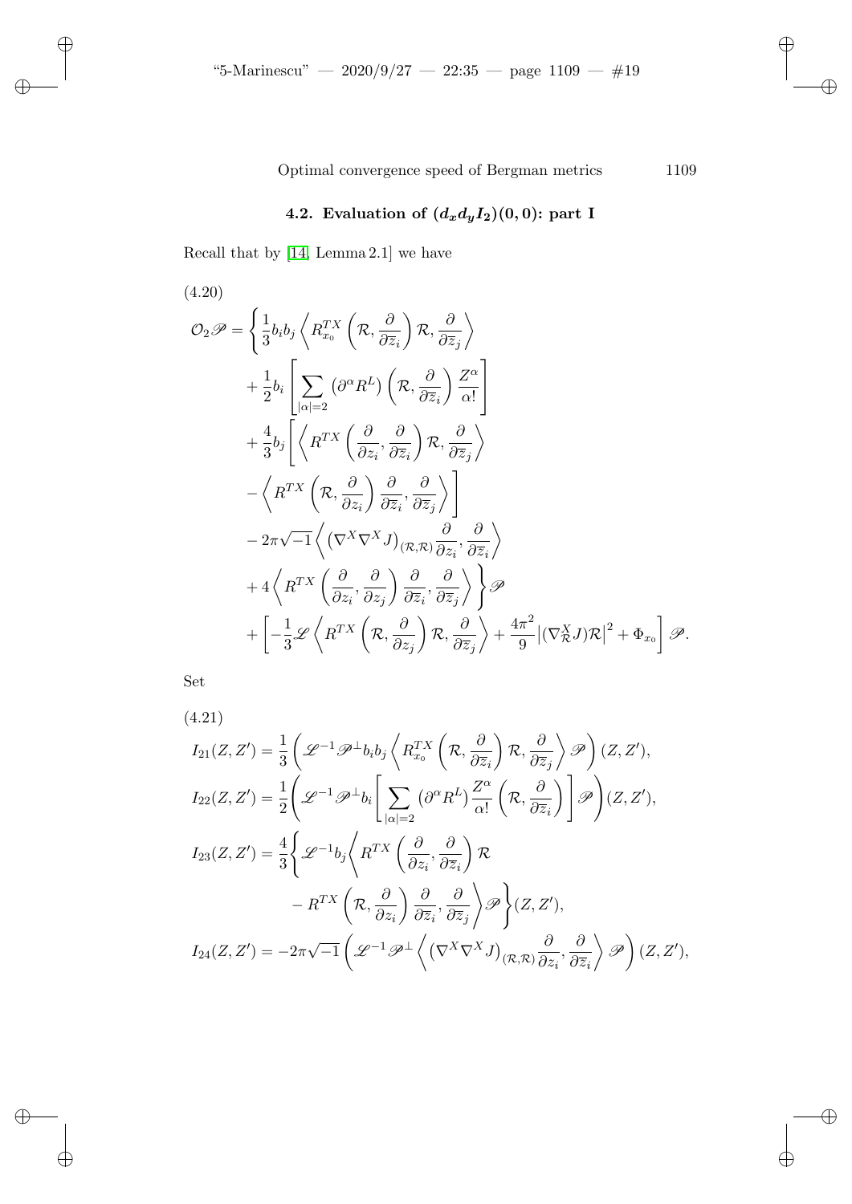### 4.2. Evaluation of $(d_x d_y I_2)(0,0)$: part I

Recall that by [14, Lemma 2.1] we have

(4.20)

$$
\begin{aligned}
\mathcal{O}_2\mathscr{P} = \Bigg\{ & \frac{1}{3} b_i b_j \left\langle R^{TX}_{x_0}\left(\mathcal{R}, \frac{\partial}{\partial \overline{z}_i}\right)\mathcal{R}, \frac{\partial}{\partial \overline{z}_j}\right\rangle \\
& + \frac{1}{2} b_i \left[ \sum_{|\alpha|=2} \left(\partial^\alpha R^L\right)\left(\mathcal{R}, \frac{\partial}{\partial \overline{z}_i}\right)\frac{Z^\alpha}{\alpha!}\right] \\
& + \frac{4}{3} b_j \Bigg[ \left\langle R^{TX}\left(\frac{\partial}{\partial z_i}, \frac{\partial}{\partial \overline{z}_i}\right)\mathcal{R}, \frac{\partial}{\partial \overline{z}_j}\right\rangle \\
& - \left\langle R^{TX}\left(\mathcal{R}, \frac{\partial}{\partial z_i}\right)\frac{\partial}{\partial \overline{z}_i}, \frac{\partial}{\partial \overline{z}_j}\right\rangle \Bigg] \\
& - 2\pi\sqrt{-1}\left\langle \left(\nabla^X \nabla^X J\right)_{(\mathcal{R},\mathcal{R})}\frac{\partial}{\partial z_i}, \frac{\partial}{\partial \overline{z}_i}\right\rangle \\
& + 4 \left\langle R^{TX}\left(\frac{\partial}{\partial z_i}, \frac{\partial}{\partial z_j}\right)\frac{\partial}{\partial \overline{z}_i}, \frac{\partial}{\partial \overline{z}_j}\right\rangle \Bigg\}\mathscr{P} \\
& + \left[ -\frac{1}{3}\mathscr{L}\left\langle R^{TX}\left(\mathcal{R}, \frac{\partial}{\partial z_j}\right)\mathcal{R}, \frac{\partial}{\partial \overline{z}_j}\right\rangle + \frac{4\pi^2}{9}\left|(\nabla^X_{\mathcal{R}} J)\mathcal{R}\right|^2 + \Phi_{x_0}\right]\mathscr{P}.
\end{aligned}
$$

Set

(4.21)

$$
\begin{aligned}
I_{21}(Z,Z') &= \frac{1}{3}\left(\mathscr{L}^{-1}\mathscr{P}^{\perp} b_i b_j \left\langle R^{TX}_{x_0}\left(\mathcal{R}, \frac{\partial}{\partial \overline{z}_i}\right)\mathcal{R}, \frac{\partial}{\partial \overline{z}_j}\right\rangle \mathscr{P}\right)(Z,Z'), \\
I_{22}(Z,Z') &= \frac{1}{2}\left(\mathscr{L}^{-1}\mathscr{P}^{\perp} b_i \left[\sum_{|\alpha|=2}\left(\partial^\alpha R^L\right)\frac{Z^\alpha}{\alpha!}\left(\mathcal{R}, \frac{\partial}{\partial \overline{z}_i}\right)\right]\mathscr{P}\right)(Z,Z'), \\
I_{23}(Z,Z') &= \frac{4}{3}\Bigg\{\mathscr{L}^{-1} b_j \Bigg\langle R^{TX}\left(\frac{\partial}{\partial z_i}, \frac{\partial}{\partial \overline{z}_i}\right)\mathcal{R} \\
& \qquad - R^{TX}\left(\mathcal{R}, \frac{\partial}{\partial z_i}\right)\frac{\partial}{\partial \overline{z}_i}, \frac{\partial}{\partial \overline{z}_j}\Bigg\rangle \mathscr{P}\Bigg\}(Z,Z'), \\
I_{24}(Z,Z') &= -2\pi\sqrt{-1}\left(\mathscr{L}^{-1}\mathscr{P}^{\perp}\left\langle \left(\nabla^X\nabla^X J\right)_{(\mathcal{R},\mathcal{R})}\frac{\partial}{\partial z_i}, \frac{\partial}{\partial \overline{z}_i}\right\rangle \mathscr{P}\right)(Z,Z'),
\end{aligned}
$$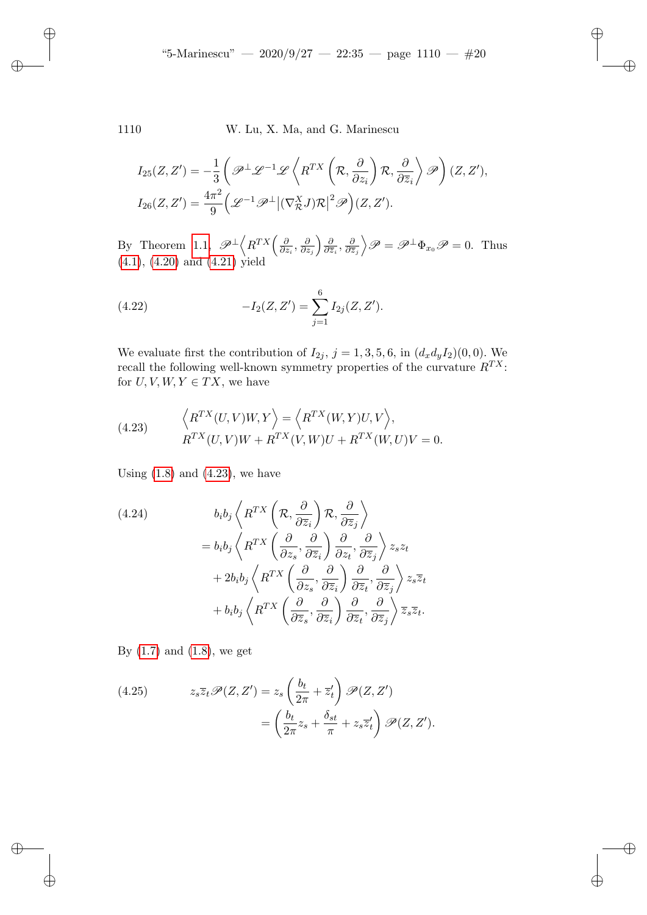$$I_{25}(Z,Z') = -\frac{1}{3}\left(\mathscr{P}^{\perp}\mathscr{L}^{-1}\mathscr{L}\left\langle R^{TX}\left(\mathcal{R},\frac{\partial}{\partial z_i}\right)\mathcal{R},\frac{\partial}{\partial \overline{z}_i}\right\rangle \mathscr{P}\right)(Z,Z'),$$
$$I_{26}(Z,Z') = \frac{4\pi^2}{9}\Big(\mathscr{L}^{-1}\mathscr{P}^{\perp}\big|(\nabla^X_{\mathcal{R}}J)\mathcal{R}\big|^2\mathscr{P}\Big)(Z,Z').$$

By Theorem 1.1, $\mathscr{P}^{\perp}\Big\langle R^{TX}\Big(\frac{\partial}{\partial z_i},\frac{\partial}{\partial z_j}\Big)\frac{\partial}{\partial \overline{z}_i},\frac{\partial}{\partial \overline{z}_j}\Big\rangle\mathscr{P} = \mathscr{P}^{\perp}\Phi_{x_0}\mathscr{P} = 0$. Thus (4.1), (4.20) and (4.21) yield

$$-I_2(Z,Z') = \sum_{j=1}^{6} I_{2j}(Z,Z'). \tag{4.22}$$

We evaluate first the contribution of $I_{2j}$, $j=1,3,5,6$, in $(d_x d_y I_2)(0,0)$. We recall the following well-known symmetry properties of the curvature $R^{TX}$: for $U,V,W,Y\in TX$, we have

$$\begin{aligned}
&\Big\langle R^{TX}(U,V)W,Y\Big\rangle = \Big\langle R^{TX}(W,Y)U,V\Big\rangle,\\
&R^{TX}(U,V)W + R^{TX}(V,W)U + R^{TX}(W,U)V = 0.
\end{aligned}\tag{4.23}$$

Using (1.8) and (4.23), we have

$$\begin{aligned}
&b_i b_j\left\langle R^{TX}\left(\mathcal{R},\frac{\partial}{\partial \overline{z}_i}\right)\mathcal{R},\frac{\partial}{\partial \overline{z}_j}\right\rangle\\
&= b_i b_j\left\langle R^{TX}\left(\frac{\partial}{\partial z_s},\frac{\partial}{\partial \overline{z}_i}\right)\frac{\partial}{\partial z_t},\frac{\partial}{\partial \overline{z}_j}\right\rangle z_s z_t\\
&\quad + 2b_i b_j\left\langle R^{TX}\left(\frac{\partial}{\partial z_s},\frac{\partial}{\partial \overline{z}_i}\right)\frac{\partial}{\partial \overline{z}_t},\frac{\partial}{\partial \overline{z}_j}\right\rangle z_s\overline{z}_t\\
&\quad + b_i b_j\left\langle R^{TX}\left(\frac{\partial}{\partial \overline{z}_s},\frac{\partial}{\partial \overline{z}_i}\right)\frac{\partial}{\partial \overline{z}_t},\frac{\partial}{\partial \overline{z}_j}\right\rangle \overline{z}_s\overline{z}_t.
\end{aligned}\tag{4.24}$$

By (1.7) and (1.8), we get

$$\begin{aligned}
z_s\overline{z}_t\mathscr{P}(Z,Z') &= z_s\left(\frac{b_t}{2\pi}+\overline{z}'_t\right)\mathscr{P}(Z,Z')\\
&= \left(\frac{b_t}{2\pi}z_s + \frac{\delta_{st}}{\pi} + z_s\overline{z}'_t\right)\mathscr{P}(Z,Z').
\end{aligned}\tag{4.25}$$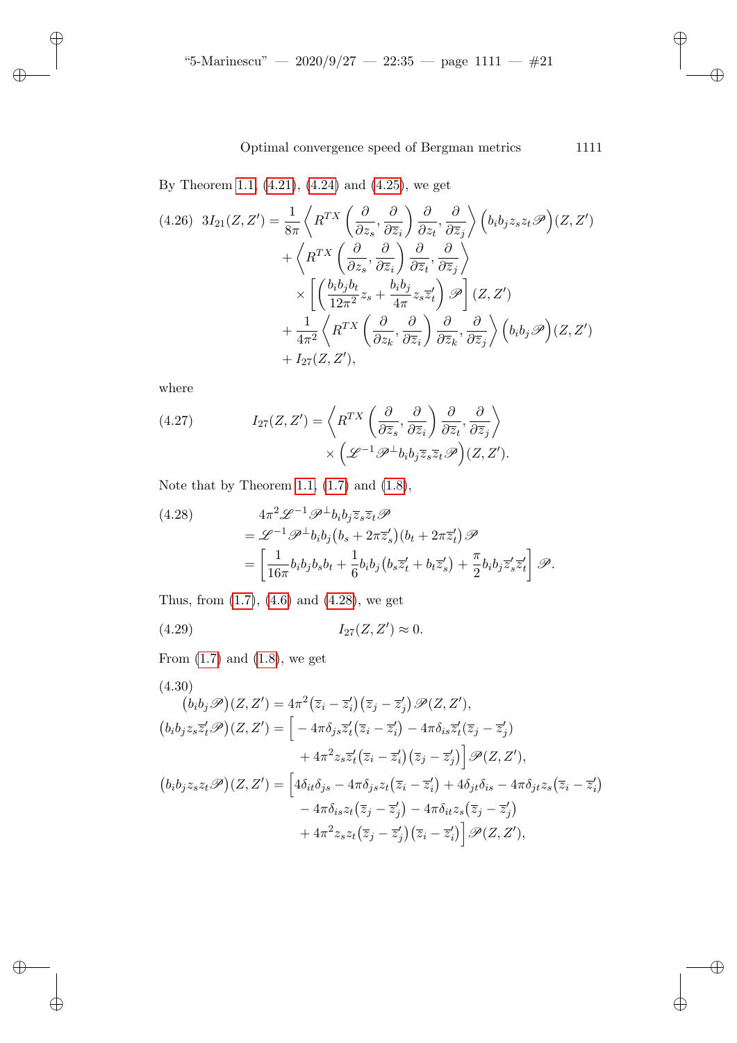By Theorem 1.1, (4.21), (4.24) and (4.25), we get

$$
\begin{aligned}
(4.26)\quad 3I_{21}(Z,Z') = {} & \frac{1}{8\pi}\left\langle R^{TX}\left(\frac{\partial}{\partial z_s},\frac{\partial}{\partial \overline{z}_i}\right)\frac{\partial}{\partial z_t},\frac{\partial}{\partial \overline{z}_j}\right\rangle \Big(b_ib_jz_sz_t\mathscr{P}\Big)(Z,Z') \\
& + \left\langle R^{TX}\left(\frac{\partial}{\partial z_s},\frac{\partial}{\partial \overline{z}_i}\right)\frac{\partial}{\partial \overline{z}_t},\frac{\partial}{\partial \overline{z}_j}\right\rangle \\
& \times \left[\left(\frac{b_ib_jb_t}{12\pi^2}z_s + \frac{b_ib_j}{4\pi}z_s\overline{z}'_t\right)\mathscr{P}\right](Z,Z') \\
& + \frac{1}{4\pi^2}\left\langle R^{TX}\left(\frac{\partial}{\partial z_k},\frac{\partial}{\partial \overline{z}_i}\right)\frac{\partial}{\partial \overline{z}_k},\frac{\partial}{\partial \overline{z}_j}\right\rangle \Big(b_ib_j\mathscr{P}\Big)(Z,Z') \\
& + I_{27}(Z,Z'),
\end{aligned}
$$

where

$$
\begin{aligned}
(4.27)\qquad I_{27}(Z,Z') = {} & \left\langle R^{TX}\left(\frac{\partial}{\partial \overline{z}_s},\frac{\partial}{\partial \overline{z}_i}\right)\frac{\partial}{\partial \overline{z}_t},\frac{\partial}{\partial \overline{z}_j}\right\rangle \\
& \times \Big(\mathscr{L}^{-1}\mathscr{P}^{\perp}b_ib_j\overline{z}_s\overline{z}_t\mathscr{P}\Big)(Z,Z').
\end{aligned}
$$

Note that by Theorem 1.1, (1.7) and (1.8),

$$
\begin{aligned}
(4.28)\qquad & 4\pi^2\mathscr{L}^{-1}\mathscr{P}^{\perp}b_ib_j\overline{z}_s\overline{z}_t\mathscr{P} \\
& = \mathscr{L}^{-1}\mathscr{P}^{\perp}b_ib_j\big(b_s+2\pi\overline{z}'_s\big)\big(b_t+2\pi\overline{z}'_t\big)\mathscr{P} \\
& = \left[\frac{1}{16\pi}b_ib_jb_sb_t + \frac{1}{6}b_ib_j\big(b_s\overline{z}'_t + b_t\overline{z}'_s\big) + \frac{\pi}{2}b_ib_j\overline{z}'_s\overline{z}'_t\right]\mathscr{P}.
\end{aligned}
$$

Thus, from (1.7), (4.6) and (4.28), we get

$$
(4.29)\qquad I_{27}(Z,Z') \approx 0.
$$

From (1.7) and (1.8), we get

$$
\begin{aligned}
(4.30)\qquad & \\
\big(b_ib_j\mathscr{P}\big)(Z,Z') = {} & 4\pi^2\big(\overline{z}_i-\overline{z}'_i\big)\big(\overline{z}_j-\overline{z}'_j\big)\mathscr{P}(Z,Z'), \\
\big(b_ib_jz_s\overline{z}'_t\mathscr{P}\big)(Z,Z') = {} & \Big[-4\pi\delta_{js}\overline{z}'_t\big(\overline{z}_i-\overline{z}'_i\big) - 4\pi\delta_{is}\overline{z}'_t\big(\overline{z}_j-\overline{z}'_j\big) \\
& + 4\pi^2z_s\overline{z}'_t\big(\overline{z}_i-\overline{z}'_i\big)\big(\overline{z}_j-\overline{z}'_j\big)\Big]\mathscr{P}(Z,Z'), \\
\big(b_ib_jz_sz_t\mathscr{P}\big)(Z,Z') = {} & \Big[4\delta_{it}\delta_{js} - 4\pi\delta_{js}z_t\big(\overline{z}_i-\overline{z}'_i\big) + 4\delta_{jt}\delta_{is} - 4\pi\delta_{jt}z_s\big(\overline{z}_i-\overline{z}'_i\big) \\
& - 4\pi\delta_{is}z_t\big(\overline{z}_j-\overline{z}'_j\big) - 4\pi\delta_{it}z_s\big(\overline{z}_j-\overline{z}'_j\big) \\
& + 4\pi^2z_sz_t\big(\overline{z}_j-\overline{z}'_j\big)\big(\overline{z}_i-\overline{z}'_i\big)\Big]\mathscr{P}(Z,Z'),
\end{aligned}
$$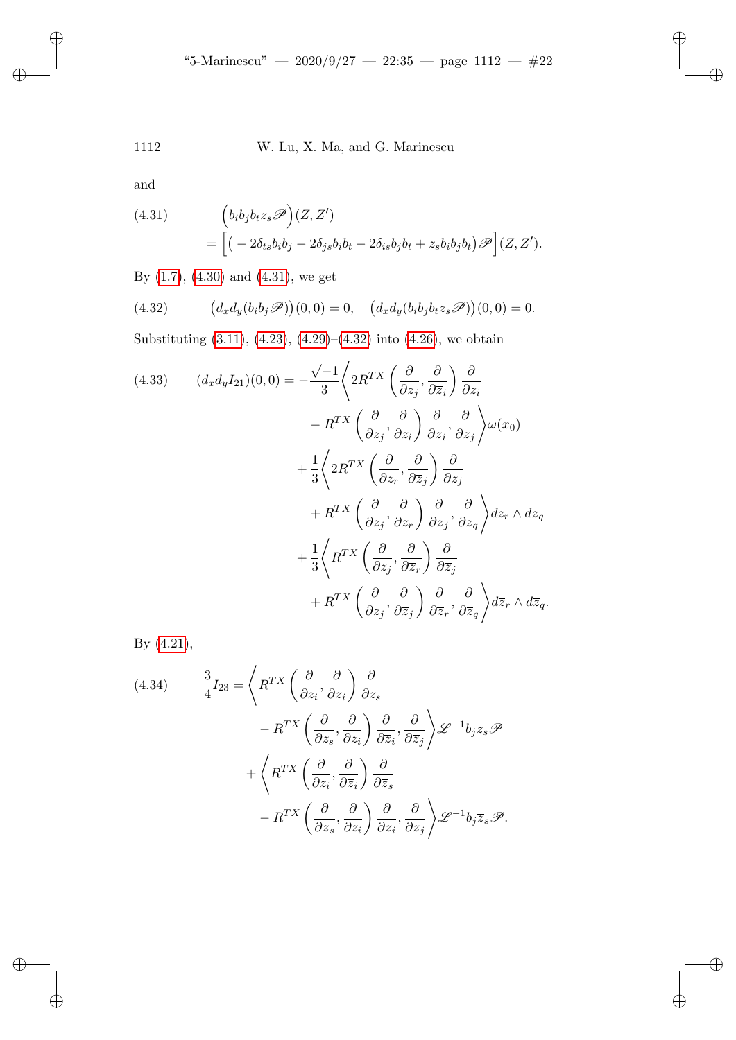and

$$
\begin{aligned}
(4.31)\qquad &\Big(b_i b_j b_t z_s \mathscr{P}\Big)(Z,Z') \\
&= \Big[\big(-2\delta_{ts} b_i b_j - 2\delta_{js} b_i b_t - 2\delta_{is} b_j b_t + z_s b_i b_j b_t\big)\mathscr{P}\Big](Z,Z').
\end{aligned}
$$

By (1.7), (4.30) and (4.31), we get

$$
(4.32)\qquad \big(d_x d_y (b_i b_j \mathscr{P})\big)(0,0) = 0, \quad \big(d_x d_y (b_i b_j b_t z_s \mathscr{P})\big)(0,0) = 0.
$$

Substituting (3.11), (4.23), (4.29)–(4.32) into (4.26), we obtain

$$
\begin{aligned}
(4.33)\qquad (d_x d_y I_{21})(0,0) = &-\frac{\sqrt{-1}}{3}\Big\langle 2R^{TX}\left(\frac{\partial}{\partial z_j}, \frac{\partial}{\partial \overline{z}_i}\right)\frac{\partial}{\partial z_i} \\
&\qquad - R^{TX}\left(\frac{\partial}{\partial z_j}, \frac{\partial}{\partial z_i}\right)\frac{\partial}{\partial \overline{z}_i}, \frac{\partial}{\partial \overline{z}_j}\Big\rangle \omega(x_0) \\
&+ \frac{1}{3}\Big\langle 2R^{TX}\left(\frac{\partial}{\partial z_r}, \frac{\partial}{\partial \overline{z}_j}\right)\frac{\partial}{\partial z_j} \\
&\qquad + R^{TX}\left(\frac{\partial}{\partial z_j}, \frac{\partial}{\partial z_r}\right)\frac{\partial}{\partial \overline{z}_j}, \frac{\partial}{\partial \overline{z}_q}\Big\rangle dz_r \wedge d\overline{z}_q \\
&+ \frac{1}{3}\Big\langle R^{TX}\left(\frac{\partial}{\partial z_j}, \frac{\partial}{\partial \overline{z}_r}\right)\frac{\partial}{\partial \overline{z}_j} \\
&\qquad + R^{TX}\left(\frac{\partial}{\partial z_j}, \frac{\partial}{\partial \overline{z}_j}\right)\frac{\partial}{\partial \overline{z}_r}, \frac{\partial}{\partial \overline{z}_q}\Big\rangle d\overline{z}_r \wedge d\overline{z}_q.
\end{aligned}
$$

By (4.21),

$$
\begin{aligned}
(4.34)\qquad \frac{3}{4} I_{23} = &\Big\langle R^{TX}\left(\frac{\partial}{\partial z_i}, \frac{\partial}{\partial \overline{z}_i}\right)\frac{\partial}{\partial z_s} \\
&\qquad - R^{TX}\left(\frac{\partial}{\partial z_s}, \frac{\partial}{\partial z_i}\right)\frac{\partial}{\partial \overline{z}_i}, \frac{\partial}{\partial \overline{z}_j}\Big\rangle \mathscr{L}^{-1} b_j z_s \mathscr{P} \\
&+ \Big\langle R^{TX}\left(\frac{\partial}{\partial z_i}, \frac{\partial}{\partial \overline{z}_i}\right)\frac{\partial}{\partial \overline{z}_s} \\
&\qquad - R^{TX}\left(\frac{\partial}{\partial \overline{z}_s}, \frac{\partial}{\partial z_i}\right)\frac{\partial}{\partial \overline{z}_i}, \frac{\partial}{\partial \overline{z}_j}\Big\rangle \mathscr{L}^{-1} b_j \overline{z}_s \mathscr{P}.
\end{aligned}
$$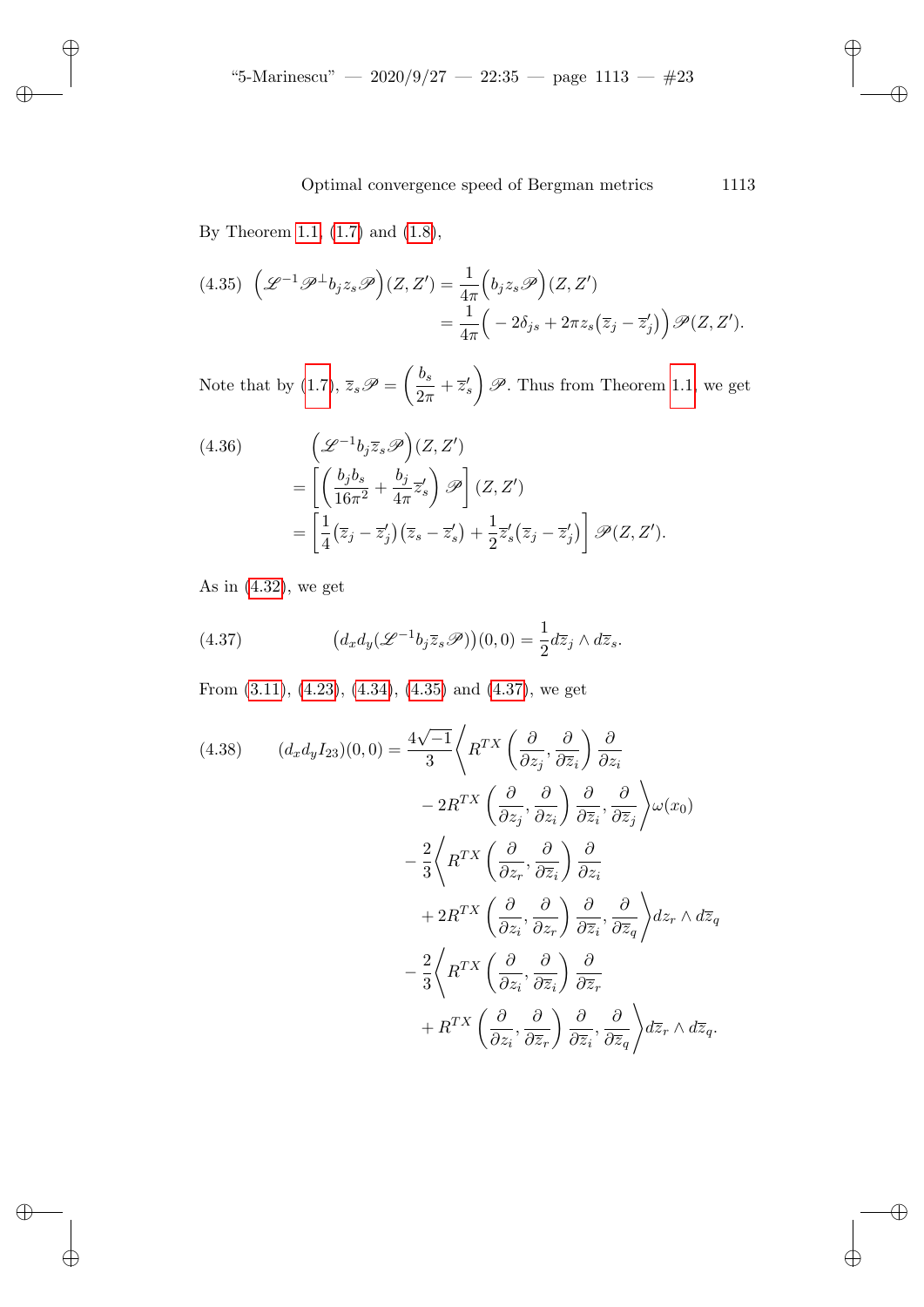By Theorem 1.1, (1.7) and (1.8),

$$\left(\mathscr{L}^{-1}\mathscr{P}^{\perp}b_j z_s \mathscr{P}\right)(Z,Z') = \frac{1}{4\pi}\Big(b_j z_s \mathscr{P}\Big)(Z,Z') = \frac{1}{4\pi}\Big(-2\delta_{js} + 2\pi z_s\big(\overline{z}_j - \overline{z}'_j\big)\Big)\mathscr{P}(Z,Z'). \tag{4.35}$$

Note that by (1.7), $\overline{z}_s\mathscr{P} = \left(\dfrac{b_s}{2\pi} + \overline{z}'_s\right)\mathscr{P}$. Thus from Theorem 1.1, we get

$$\begin{aligned}
&\Big(\mathscr{L}^{-1}b_j\overline{z}_s\mathscr{P}\Big)(Z,Z') \\
&= \left[\left(\frac{b_j b_s}{16\pi^2} + \frac{b_j}{4\pi}\overline{z}'_s\right)\mathscr{P}\right](Z,Z') \\
&= \left[\frac{1}{4}\big(\overline{z}_j - \overline{z}'_j\big)\big(\overline{z}_s - \overline{z}'_s\big) + \frac{1}{2}\overline{z}'_s\big(\overline{z}_j - \overline{z}'_j\big)\right]\mathscr{P}(Z,Z').
\end{aligned} \tag{4.36}$$

As in (4.32), we get

$$\big(d_x d_y(\mathscr{L}^{-1}b_j\overline{z}_s\mathscr{P})\big)(0,0) = \frac{1}{2}d\overline{z}_j\wedge d\overline{z}_s. \tag{4.37}$$

From (3.11), (4.23), (4.34), (4.35) and (4.37), we get

$$\begin{aligned}
(d_x d_y I_{23})(0,0) = \frac{4\sqrt{-1}}{3}\Big\langle &R^{TX}\left(\frac{\partial}{\partial z_j},\frac{\partial}{\partial \overline{z}_i}\right)\frac{\partial}{\partial z_i} \\
&- 2R^{TX}\left(\frac{\partial}{\partial z_j},\frac{\partial}{\partial z_i}\right)\frac{\partial}{\partial \overline{z}_i},\frac{\partial}{\partial \overline{z}_j}\Big\rangle\omega(x_0) \\
- \frac{2}{3}\Big\langle &R^{TX}\left(\frac{\partial}{\partial z_r},\frac{\partial}{\partial \overline{z}_i}\right)\frac{\partial}{\partial z_i} \\
&+ 2R^{TX}\left(\frac{\partial}{\partial z_i},\frac{\partial}{\partial z_r}\right)\frac{\partial}{\partial \overline{z}_i},\frac{\partial}{\partial \overline{z}_q}\Big\rangle dz_r\wedge d\overline{z}_q \\
- \frac{2}{3}\Big\langle &R^{TX}\left(\frac{\partial}{\partial z_i},\frac{\partial}{\partial \overline{z}_i}\right)\frac{\partial}{\partial \overline{z}_r} \\
&+ R^{TX}\left(\frac{\partial}{\partial z_i},\frac{\partial}{\partial \overline{z}_r}\right)\frac{\partial}{\partial \overline{z}_i},\frac{\partial}{\partial \overline{z}_q}\Big\rangle d\overline{z}_r\wedge d\overline{z}_q.
\end{aligned} \tag{4.38}$$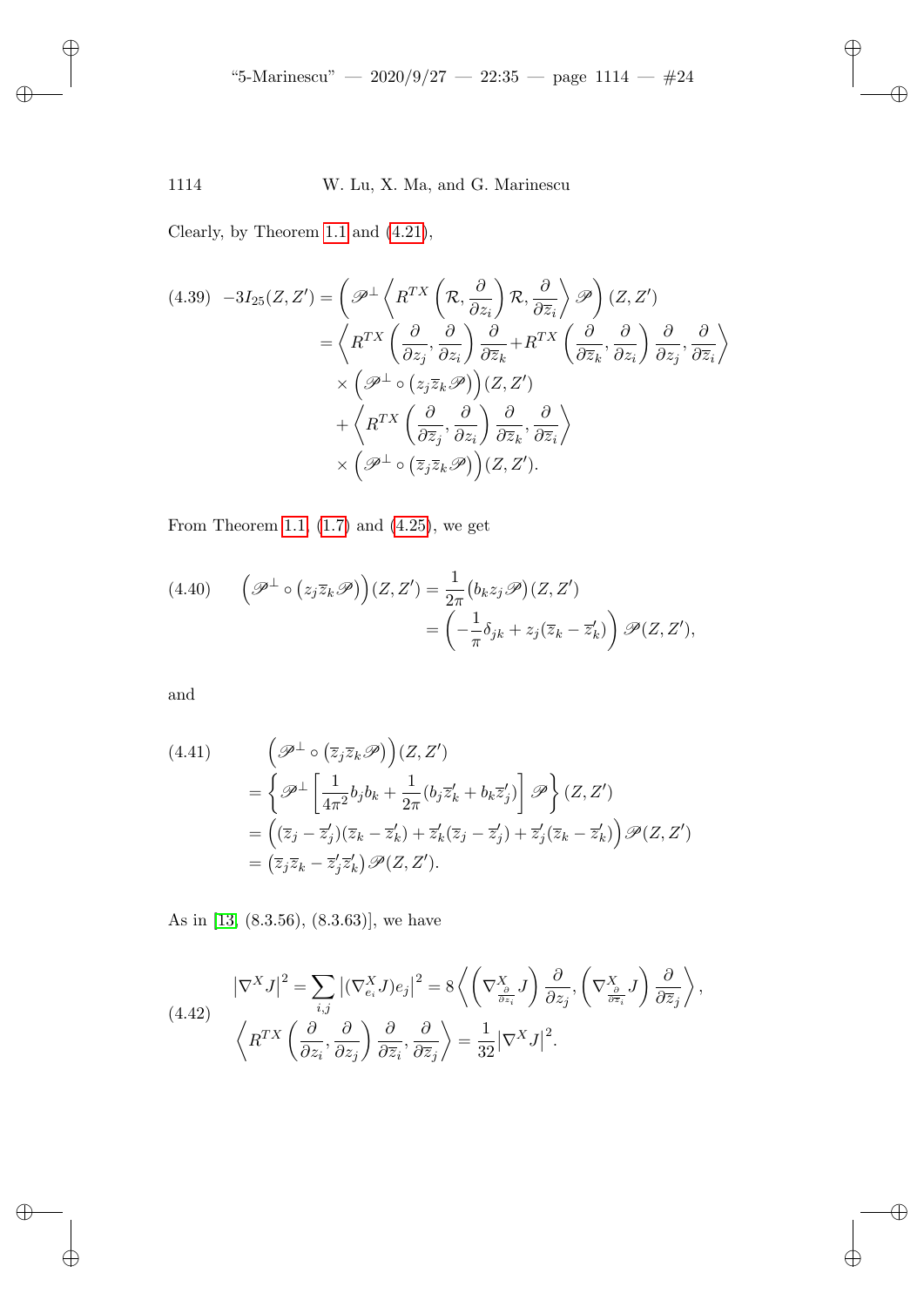Clearly, by Theorem 1.1 and (4.21),

$$
\begin{aligned}
(4.39)\quad -3I_{25}(Z,Z') &= \left(\mathscr{P}^{\perp}\left\langle R^{TX}\left(\mathcal{R},\frac{\partial}{\partial z_i}\right)\mathcal{R},\frac{\partial}{\partial \overline{z}_i}\right\rangle\mathscr{P}\right)(Z,Z')\\
&= \left\langle R^{TX}\left(\frac{\partial}{\partial z_j},\frac{\partial}{\partial z_i}\right)\frac{\partial}{\partial \overline{z}_k}+R^{TX}\left(\frac{\partial}{\partial \overline{z}_k},\frac{\partial}{\partial z_i}\right)\frac{\partial}{\partial z_j},\frac{\partial}{\partial \overline{z}_i}\right\rangle\\
&\quad\times\Big(\mathscr{P}^{\perp}\circ\big(z_j\overline{z}_k\mathscr{P}\big)\Big)(Z,Z')\\
&\quad+\left\langle R^{TX}\left(\frac{\partial}{\partial \overline{z}_j},\frac{\partial}{\partial z_i}\right)\frac{\partial}{\partial \overline{z}_k},\frac{\partial}{\partial \overline{z}_i}\right\rangle\\
&\quad\times\Big(\mathscr{P}^{\perp}\circ\big(\overline{z}_j\overline{z}_k\mathscr{P}\big)\Big)(Z,Z').
\end{aligned}
$$

From Theorem 1.1, (1.7) and (4.25), we get

$$
\begin{aligned}
(4.40)\qquad \Big(\mathscr{P}^{\perp}\circ\big(z_j\overline{z}_k\mathscr{P}\big)\Big)(Z,Z') &= \frac{1}{2\pi}\big(b_k z_j\mathscr{P}\big)(Z,Z')\\
&= \left(-\frac{1}{\pi}\delta_{jk}+z_j(\overline{z}_k-\overline{z}'_k)\right)\mathscr{P}(Z,Z'),
\end{aligned}
$$

and

$$
\begin{aligned}
(4.41)\qquad &\Big(\mathscr{P}^{\perp}\circ\big(\overline{z}_j\overline{z}_k\mathscr{P}\big)\Big)(Z,Z')\\
&= \left\{\mathscr{P}^{\perp}\left[\frac{1}{4\pi^2}b_jb_k+\frac{1}{2\pi}(b_j\overline{z}'_k+b_k\overline{z}'_j)\right]\mathscr{P}\right\}(Z,Z')\\
&= \Big((\overline{z}_j-\overline{z}'_j)(\overline{z}_k-\overline{z}'_k)+\overline{z}'_k(\overline{z}_j-\overline{z}'_j)+\overline{z}'_j(\overline{z}_k-\overline{z}'_k)\Big)\mathscr{P}(Z,Z')\\
&= \big(\overline{z}_j\overline{z}_k-\overline{z}'_j\overline{z}'_k\big)\mathscr{P}(Z,Z').
\end{aligned}
$$

As in [13, (8.3.56), (8.3.63)], we have

$$
\begin{aligned}
(4.42)\qquad &\big|\nabla^X J\big|^2=\sum_{i,j}\big|(\nabla^X_{e_i}J)e_j\big|^2=8\left\langle\left(\nabla^X_{\frac{\partial}{\partial z_i}}J\right)\frac{\partial}{\partial z_j},\left(\nabla^X_{\frac{\partial}{\partial \overline{z}_i}}J\right)\frac{\partial}{\partial \overline{z}_j}\right\rangle,\\
&\left\langle R^{TX}\left(\frac{\partial}{\partial z_i},\frac{\partial}{\partial z_j}\right)\frac{\partial}{\partial \overline{z}_i},\frac{\partial}{\partial \overline{z}_j}\right\rangle=\frac{1}{32}\big|\nabla^X J\big|^2.
\end{aligned}
$$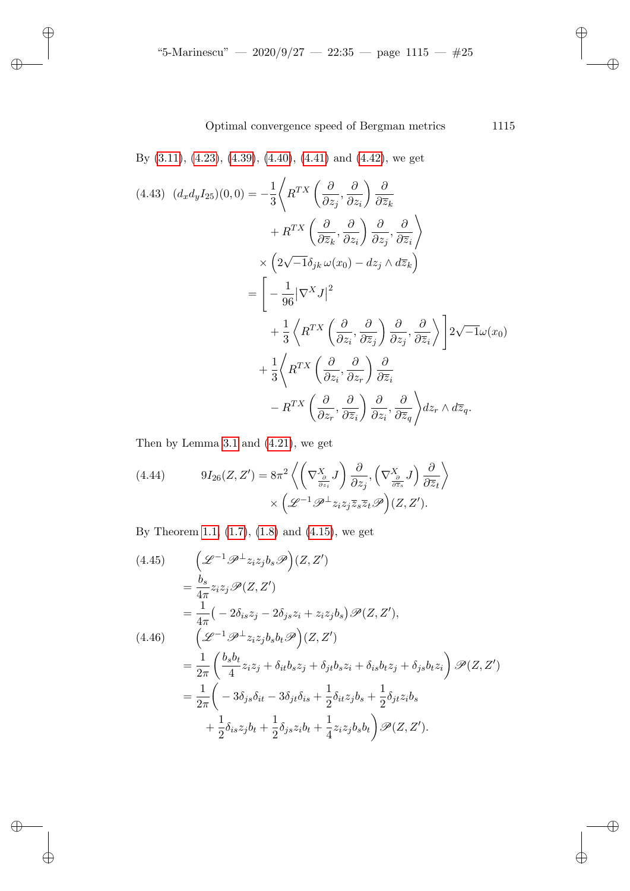By (3.11), (4.23), (4.39), (4.40), (4.41) and (4.42), we get

$$
\begin{aligned}
(4.43)\quad (d_x d_y I_{25})(0,0) &= -\frac{1}{3}\Big\langle R^{TX}\left(\frac{\partial}{\partial z_j}, \frac{\partial}{\partial z_i}\right)\frac{\partial}{\partial \overline{z}_k} \\
&\qquad + R^{TX}\left(\frac{\partial}{\partial \overline{z}_k}, \frac{\partial}{\partial z_i}\right)\frac{\partial}{\partial z_j}, \frac{\partial}{\partial \overline{z}_i}\Big\rangle \\
&\quad \times \left(2\sqrt{-1}\delta_{jk}\,\omega(x_0) - dz_j \wedge d\overline{z}_k\right) \\
&= \Bigg[ -\frac{1}{96}\big|\nabla^X J\big|^2 \\
&\qquad + \frac{1}{3}\left\langle R^{TX}\left(\frac{\partial}{\partial z_i}, \frac{\partial}{\partial \overline{z}_j}\right)\frac{\partial}{\partial z_j}, \frac{\partial}{\partial \overline{z}_i}\right\rangle \Bigg] 2\sqrt{-1}\omega(x_0) \\
&\quad + \frac{1}{3}\Big\langle R^{TX}\left(\frac{\partial}{\partial z_i}, \frac{\partial}{\partial z_r}\right)\frac{\partial}{\partial \overline{z}_i} \\
&\qquad - R^{TX}\left(\frac{\partial}{\partial z_r}, \frac{\partial}{\partial \overline{z}_i}\right)\frac{\partial}{\partial z_i}, \frac{\partial}{\partial \overline{z}_q}\Big\rangle dz_r \wedge d\overline{z}_q.
\end{aligned}
$$

Then by Lemma 3.1 and (4.21), we get

$$
\begin{aligned}
(4.44)\qquad 9I_{26}(Z,Z') &= 8\pi^2 \left\langle \left(\nabla^X_{\frac{\partial}{\partial z_i}} J\right)\frac{\partial}{\partial z_j}, \left(\nabla^X_{\frac{\partial}{\partial \overline{z}_s}} J\right)\frac{\partial}{\partial \overline{z}_t}\right\rangle \\
&\qquad \times \left(\mathscr{L}^{-1}\mathscr{P}^{\perp} z_i z_j \overline{z}_s \overline{z}_t \mathscr{P}\right)(Z,Z').
\end{aligned}
$$

By Theorem 1.1, (1.7), (1.8) and (4.15), we get

$$
\begin{aligned}
(4.45)\qquad & \left(\mathscr{L}^{-1}\mathscr{P}^{\perp} z_i z_j b_s \mathscr{P}\right)(Z,Z') \\
&= \frac{b_s}{4\pi} z_i z_j \mathscr{P}(Z,Z') \\
&= \frac{1}{4\pi}\big(-2\delta_{is} z_j - 2\delta_{js} z_i + z_i z_j b_s\big)\mathscr{P}(Z,Z'), \\
(4.46)\qquad & \left(\mathscr{L}^{-1}\mathscr{P}^{\perp} z_i z_j b_s b_t \mathscr{P}\right)(Z,Z') \\
&= \frac{1}{2\pi}\left(\frac{b_s b_t}{4} z_i z_j + \delta_{it} b_s z_j + \delta_{jt} b_s z_i + \delta_{is} b_t z_j + \delta_{js} b_t z_i\right)\mathscr{P}(Z,Z') \\
&= \frac{1}{2\pi}\bigg( -3\delta_{js}\delta_{it} - 3\delta_{jt}\delta_{is} + \frac{1}{2}\delta_{it} z_j b_s + \frac{1}{2}\delta_{jt} z_i b_s \\
&\qquad + \frac{1}{2}\delta_{is} z_j b_t + \frac{1}{2}\delta_{js} z_i b_t + \frac{1}{4} z_i z_j b_s b_t\bigg)\mathscr{P}(Z,Z').
\end{aligned}
$$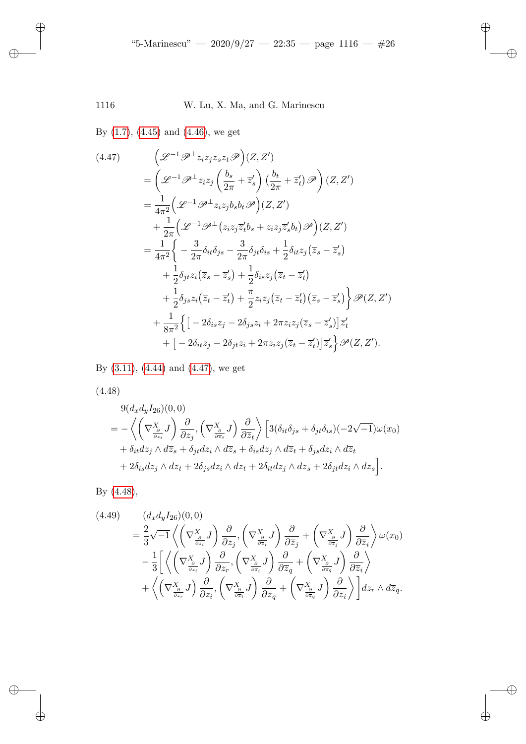By (1.7), (4.45) and (4.46), we get

$$
\begin{aligned}
(4.47)\qquad & \Big(\mathscr{L}^{-1}\mathscr{P}^{\perp}z_iz_j\overline{z}_s\overline{z}_t\mathscr{P}\Big)(Z,Z')\\
&=\left(\mathscr{L}^{-1}\mathscr{P}^{\perp}z_iz_j\left(\frac{b_s}{2\pi}+\overline{z}'_s\right)\big(\frac{b_t}{2\pi}+\overline{z}'_t\big)\mathscr{P}\right)(Z,Z')\\
&=\frac{1}{4\pi^2}\Big(\mathscr{L}^{-1}\mathscr{P}^{\perp}z_iz_jb_sb_t\mathscr{P}\Big)(Z,Z')\\
&\quad+\frac{1}{2\pi}\Big(\mathscr{L}^{-1}\mathscr{P}^{\perp}\big(z_iz_j\overline{z}'_tb_s+z_iz_j\overline{z}'_sb_t\big)\mathscr{P}\Big)(Z,Z')\\
&=\frac{1}{4\pi^2}\Big\{-\frac{3}{2\pi}\delta_{it}\delta_{js}-\frac{3}{2\pi}\delta_{jt}\delta_{is}+\frac{1}{2}\delta_{it}z_j\big(\overline{z}_s-\overline{z}'_s\big)\\
&\qquad+\frac{1}{2}\delta_{jt}z_i\big(\overline{z}_s-\overline{z}'_s\big)+\frac{1}{2}\delta_{is}z_j\big(\overline{z}_t-\overline{z}'_t\big)\\
&\qquad+\frac{1}{2}\delta_{js}z_i\big(\overline{z}_t-\overline{z}'_t\big)+\frac{\pi}{2}z_iz_j\big(\overline{z}_t-\overline{z}'_t\big)\big(\overline{z}_s-\overline{z}'_s\big)\Big\}\mathscr{P}(Z,Z')\\
&\quad+\frac{1}{8\pi^2}\Big\{\big[-2\delta_{is}z_j-2\delta_{js}z_i+2\pi z_iz_j(\overline{z}_s-\overline{z}'_s)\big]\overline{z}'_t\\
&\qquad+\big[-2\delta_{it}z_j-2\delta_{jt}z_i+2\pi z_iz_j(\overline{z}_t-\overline{z}'_t)\big]\overline{z}'_s\Big\}\mathscr{P}(Z,Z').
\end{aligned}
$$

By (3.11), (4.44) and (4.47), we get

$$
\begin{aligned}
(4.48)\qquad & 9(d_xd_yI_{26})(0,0)\\
&=-\left\langle\left(\nabla^X_{\frac{\partial}{\partial z_i}}J\right)\frac{\partial}{\partial z_j},\left(\nabla^X_{\frac{\partial}{\partial \overline{z}_s}}J\right)\frac{\partial}{\partial \overline{z}_t}\right\rangle\Big[3(\delta_{it}\delta_{js}+\delta_{jt}\delta_{is})(-2\sqrt{-1})\omega(x_0)\\
&\quad+\delta_{it}dz_j\wedge d\overline{z}_s+\delta_{jt}dz_i\wedge d\overline{z}_s+\delta_{is}dz_j\wedge d\overline{z}_t+\delta_{js}dz_i\wedge d\overline{z}_t\\
&\quad+2\delta_{is}dz_j\wedge d\overline{z}_t+2\delta_{js}dz_i\wedge d\overline{z}_t+2\delta_{it}dz_j\wedge d\overline{z}_s+2\delta_{jt}dz_i\wedge d\overline{z}_s\Big].
\end{aligned}
$$

By (4.48),

$$
\begin{aligned}
(4.49)\qquad & (d_xd_yI_{26})(0,0)\\
&=\frac{2}{3}\sqrt{-1}\left\langle\left(\nabla^X_{\frac{\partial}{\partial z_i}}J\right)\frac{\partial}{\partial z_j},\left(\nabla^X_{\frac{\partial}{\partial \overline{z}_i}}J\right)\frac{\partial}{\partial \overline{z}_j}+\left(\nabla^X_{\frac{\partial}{\partial \overline{z}_j}}J\right)\frac{\partial}{\partial \overline{z}_i}\right\rangle\omega(x_0)\\
&\quad-\frac{1}{3}\Big[\left\langle\left(\nabla^X_{\frac{\partial}{\partial z_i}}J\right)\frac{\partial}{\partial z_r},\left(\nabla^X_{\frac{\partial}{\partial \overline{z}_i}}J\right)\frac{\partial}{\partial \overline{z}_q}+\left(\nabla^X_{\frac{\partial}{\partial \overline{z}_q}}J\right)\frac{\partial}{\partial \overline{z}_i}\right\rangle\\
&\quad+\left\langle\left(\nabla^X_{\frac{\partial}{\partial z_r}}J\right)\frac{\partial}{\partial z_i},\left(\nabla^X_{\frac{\partial}{\partial \overline{z}_i}}J\right)\frac{\partial}{\partial \overline{z}_q}+\left(\nabla^X_{\frac{\partial}{\partial \overline{z}_q}}J\right)\frac{\partial}{\partial \overline{z}_i}\right\rangle\Big]dz_r\wedge d\overline{z}_q.
\end{aligned}
$$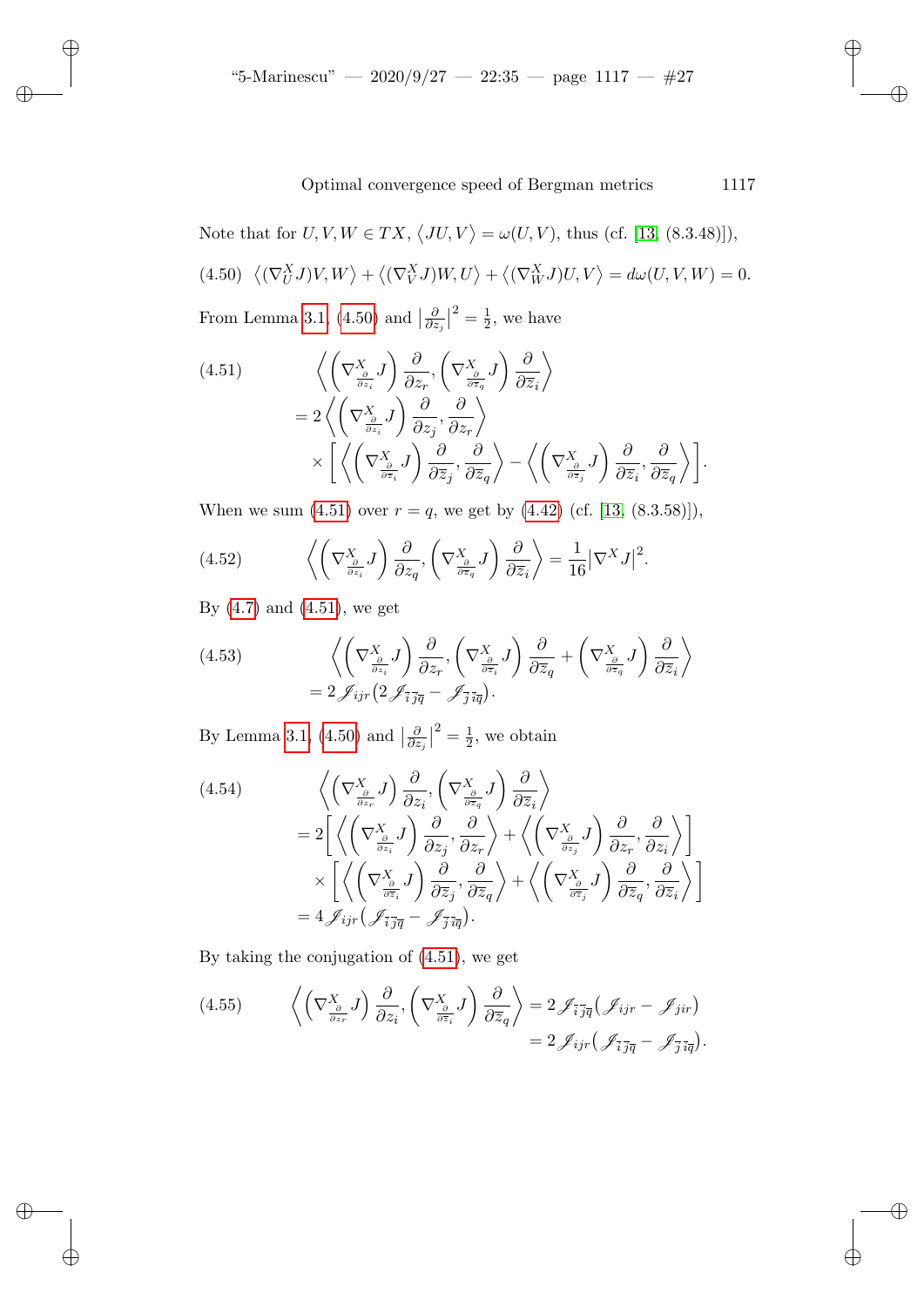Note that for $U, V, W \in TX$, $\langle JU, V\rangle = \omega(U,V)$, thus (cf. [13, (8.3.48)]),

$$\text{(4.50)}\quad \big\langle (\nabla^X_U J)V, W\big\rangle + \big\langle (\nabla^X_V J)W, U\big\rangle + \big\langle (\nabla^X_W J)U, V\big\rangle = d\omega(U,V,W) = 0.$$

From Lemma 3.1, (4.50) and $\left|\frac{\partial}{\partial z_j}\right|^2 = \frac{1}{2}$, we have

$$\text{(4.51)}\quad \begin{aligned} &\left\langle \left(\nabla^X_{\frac{\partial}{\partial z_i}} J\right)\frac{\partial}{\partial z_r}, \left(\nabla^X_{\frac{\partial}{\partial \overline{z}_q}} J\right)\frac{\partial}{\partial \overline{z}_i}\right\rangle \\ &= 2\left\langle \left(\nabla^X_{\frac{\partial}{\partial z_i}} J\right)\frac{\partial}{\partial z_j}, \frac{\partial}{\partial z_r}\right\rangle \\ &\quad \times \left[ \left\langle \left(\nabla^X_{\frac{\partial}{\partial \overline{z}_i}} J\right)\frac{\partial}{\partial \overline{z}_j}, \frac{\partial}{\partial \overline{z}_q}\right\rangle - \left\langle \left(\nabla^X_{\frac{\partial}{\partial \overline{z}_j}} J\right)\frac{\partial}{\partial \overline{z}_i}, \frac{\partial}{\partial \overline{z}_q}\right\rangle \right]. \end{aligned}$$

When we sum (4.51) over $r = q$, we get by (4.42) (cf. [13, (8.3.58)]),

$$\text{(4.52)}\quad \left\langle \left(\nabla^X_{\frac{\partial}{\partial z_i}} J\right)\frac{\partial}{\partial z_q}, \left(\nabla^X_{\frac{\partial}{\partial \overline{z}_q}} J\right)\frac{\partial}{\partial \overline{z}_i}\right\rangle = \frac{1}{16}\big|\nabla^X J\big|^2.$$

By (4.7) and (4.51), we get

$$\text{(4.53)}\quad \begin{aligned} &\left\langle \left(\nabla^X_{\frac{\partial}{\partial z_i}} J\right)\frac{\partial}{\partial z_r}, \left(\nabla^X_{\frac{\partial}{\partial \overline{z}_i}} J\right)\frac{\partial}{\partial \overline{z}_q} + \left(\nabla^X_{\frac{\partial}{\partial \overline{z}_q}} J\right)\frac{\partial}{\partial \overline{z}_i}\right\rangle \\ &= 2\,\mathscr{J}_{ijr}\big(2\,\mathscr{J}_{\overline{i}\,\overline{j}\,\overline{q}} - \mathscr{J}_{\overline{j}\,\overline{i}\overline{q}}\big). \end{aligned}$$

By Lemma 3.1, (4.50) and $\left|\frac{\partial}{\partial z_j}\right|^2 = \frac{1}{2}$, we obtain

$$\text{(4.54)}\quad \begin{aligned} &\left\langle \left(\nabla^X_{\frac{\partial}{\partial z_r}} J\right)\frac{\partial}{\partial z_i}, \left(\nabla^X_{\frac{\partial}{\partial \overline{z}_q}} J\right)\frac{\partial}{\partial \overline{z}_i}\right\rangle \\ &= 2\left[ \left\langle \left(\nabla^X_{\frac{\partial}{\partial z_i}} J\right)\frac{\partial}{\partial z_j}, \frac{\partial}{\partial z_r}\right\rangle + \left\langle \left(\nabla^X_{\frac{\partial}{\partial z_j}} J\right)\frac{\partial}{\partial z_r}, \frac{\partial}{\partial z_i}\right\rangle \right] \\ &\quad \times \left[ \left\langle \left(\nabla^X_{\frac{\partial}{\partial \overline{z}_i}} J\right)\frac{\partial}{\partial \overline{z}_j}, \frac{\partial}{\partial \overline{z}_q}\right\rangle + \left\langle \left(\nabla^X_{\frac{\partial}{\partial \overline{z}_j}} J\right)\frac{\partial}{\partial \overline{z}_q}, \frac{\partial}{\partial \overline{z}_i}\right\rangle \right] \\ &= 4\,\mathscr{J}_{ijr}\big(\mathscr{J}_{\overline{i}\,\overline{j}\,\overline{q}} - \mathscr{J}_{\overline{j}\,\overline{i}\overline{q}}\big). \end{aligned}$$

By taking the conjugation of (4.51), we get

$$\text{(4.55)}\quad \begin{aligned} \left\langle \left(\nabla^X_{\frac{\partial}{\partial z_r}} J\right)\frac{\partial}{\partial z_i}, \left(\nabla^X_{\frac{\partial}{\partial \overline{z}_i}} J\right)\frac{\partial}{\partial \overline{z}_q}\right\rangle &= 2\,\mathscr{J}_{\overline{i}\,\overline{j}\,\overline{q}}\big(\mathscr{J}_{ijr} - \mathscr{J}_{jir}\big) \\ &= 2\,\mathscr{J}_{ijr}\big(\mathscr{J}_{\overline{i}\,\overline{j}\,\overline{q}} - \mathscr{J}_{\overline{j}\,\overline{i}\overline{q}}\big). \end{aligned}$$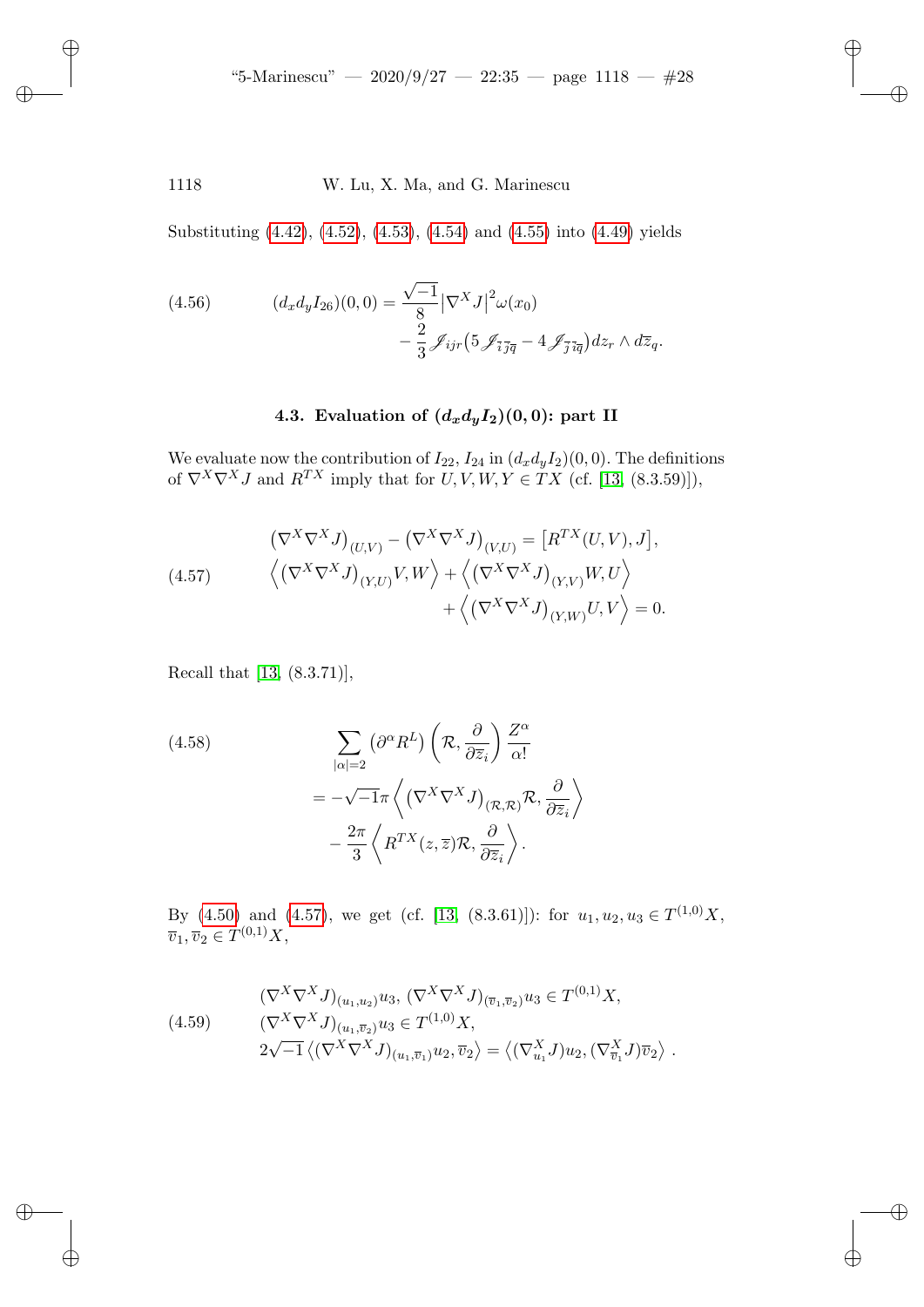Substituting (4.42), (4.52), (4.53), (4.54) and (4.55) into (4.49) yields

$$(d_x d_y I_{26})(0,0) = \frac{\sqrt{-1}}{8}\left|\nabla^X J\right|^2 \omega(x_0) - \frac{2}{3}\mathscr{J}_{ijr}\left(5\mathscr{J}_{\overline{i}\,\overline{j}\overline{q}} - 4\mathscr{J}_{\overline{j}\,\overline{i}\overline{q}}\right) dz_r \wedge d\overline{z}_q. \tag{4.56}$$

### 4.3. Evaluation of $(d_x d_y I_2)(0,0)$: part II

We evaluate now the contribution of $I_{22}$, $I_{24}$ in $(d_x d_y I_2)(0,0)$. The definitions of $\nabla^X\nabla^X J$ and $R^{TX}$ imply that for $U, V, W, Y \in TX$ (cf. [13, (8.3.59)]),

$$\begin{aligned}
&\left(\nabla^X\nabla^X J\right)_{(U,V)} - \left(\nabla^X\nabla^X J\right)_{(V,U)} = \left[R^{TX}(U,V), J\right], \\
&\left\langle \left(\nabla^X\nabla^X J\right)_{(Y,U)} V, W\right\rangle + \left\langle \left(\nabla^X\nabla^X J\right)_{(Y,V)} W, U\right\rangle \\
&\qquad + \left\langle \left(\nabla^X\nabla^X J\right)_{(Y,W)} U, V\right\rangle = 0.
\end{aligned} \tag{4.57}$$

Recall that [13, (8.3.71)],

$$\begin{aligned}
&\sum_{|\alpha|=2} \left(\partial^\alpha R^L\right)\left(\mathcal{R}, \frac{\partial}{\partial \overline{z}_i}\right)\frac{Z^\alpha}{\alpha!} \\
&= -\sqrt{-1}\pi \left\langle \left(\nabla^X\nabla^X J\right)_{(\mathcal{R},\mathcal{R})}\mathcal{R}, \frac{\partial}{\partial \overline{z}_i}\right\rangle \\
&\quad - \frac{2\pi}{3}\left\langle R^{TX}(z,\overline{z})\mathcal{R}, \frac{\partial}{\partial \overline{z}_i}\right\rangle.
\end{aligned} \tag{4.58}$$

By (4.50) and (4.57), we get (cf. [13, (8.3.61)]): for $u_1, u_2, u_3 \in T^{(1,0)}X$, $\overline{v}_1, \overline{v}_2 \in T^{(0,1)}X$,

$$\begin{aligned}
&(\nabla^X\nabla^X J)_{(u_1,u_2)} u_3,\ (\nabla^X\nabla^X J)_{(\overline{v}_1,\overline{v}_2)} u_3 \in T^{(0,1)}X, \\
&(\nabla^X\nabla^X J)_{(u_1,\overline{v}_2)} u_3 \in T^{(1,0)}X, \\
&2\sqrt{-1}\left\langle (\nabla^X\nabla^X J)_{(u_1,\overline{v}_1)} u_2, \overline{v}_2\right\rangle = \left\langle (\nabla^X_{u_1} J) u_2, (\nabla^X_{\overline{v}_1} J)\overline{v}_2\right\rangle.
\end{aligned} \tag{4.59}$$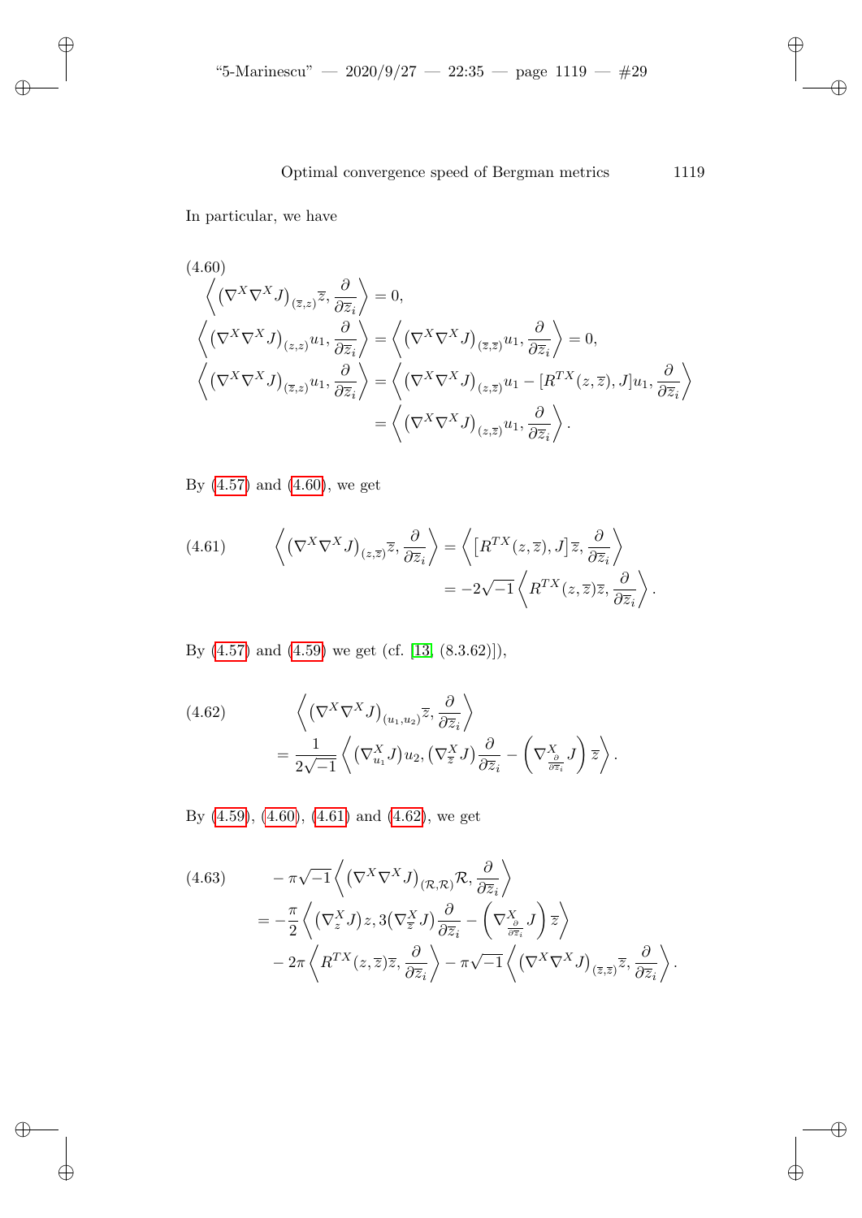In particular, we have

$$
\tag{4.60}
\begin{aligned}
&\left\langle \left(\nabla^X \nabla^X J\right)_{(\overline{z},z)}\overline{z}, \frac{\partial}{\partial \overline{z}_i}\right\rangle = 0,\\
&\left\langle \left(\nabla^X \nabla^X J\right)_{(z,z)}u_1, \frac{\partial}{\partial \overline{z}_i}\right\rangle = \left\langle \left(\nabla^X \nabla^X J\right)_{(\overline{z},\overline{z})}u_1, \frac{\partial}{\partial \overline{z}_i}\right\rangle = 0,\\
&\left\langle \left(\nabla^X \nabla^X J\right)_{(\overline{z},z)}u_1, \frac{\partial}{\partial \overline{z}_i}\right\rangle = \left\langle \left(\nabla^X \nabla^X J\right)_{(z,\overline{z})}u_1 - [R^{TX}(z,\overline{z}), J]u_1, \frac{\partial}{\partial \overline{z}_i}\right\rangle\\
&\qquad\qquad\qquad\qquad\qquad\quad = \left\langle \left(\nabla^X \nabla^X J\right)_{(z,\overline{z})}u_1, \frac{\partial}{\partial \overline{z}_i}\right\rangle.
\end{aligned}
$$

By (4.57) and (4.60), we get

$$
\tag{4.61}
\begin{aligned}
\left\langle \left(\nabla^X \nabla^X J\right)_{(z,\overline{z})}\overline{z}, \frac{\partial}{\partial \overline{z}_i}\right\rangle &= \left\langle \left[R^{TX}(z,\overline{z}), J\right]\overline{z}, \frac{\partial}{\partial \overline{z}_i}\right\rangle\\
&= -2\sqrt{-1}\left\langle R^{TX}(z,\overline{z})\overline{z}, \frac{\partial}{\partial \overline{z}_i}\right\rangle.
\end{aligned}
$$

By (4.57) and (4.59) we get (cf. [13, (8.3.62)]),

$$
\tag{4.62}
\begin{aligned}
&\left\langle \left(\nabla^X \nabla^X J\right)_{(u_1,u_2)}\overline{z}, \frac{\partial}{\partial \overline{z}_i}\right\rangle\\
&\quad = \frac{1}{2\sqrt{-1}}\left\langle \left(\nabla^X_{u_1} J\right)u_2, \left(\nabla^X_{\overline{z}} J\right)\frac{\partial}{\partial \overline{z}_i} - \left(\nabla^X_{\frac{\partial}{\partial \overline{z}_i}} J\right)\overline{z}\right\rangle.
\end{aligned}
$$

By (4.59), (4.60), (4.61) and (4.62), we get

$$
\tag{4.63}
\begin{aligned}
&-\pi\sqrt{-1}\left\langle \left(\nabla^X \nabla^X J\right)_{(\mathcal{R},\mathcal{R})}\mathcal{R}, \frac{\partial}{\partial \overline{z}_i}\right\rangle\\
&= -\frac{\pi}{2}\left\langle \left(\nabla^X_z J\right)z, 3\left(\nabla^X_{\overline{z}} J\right)\frac{\partial}{\partial \overline{z}_i} - \left(\nabla^X_{\frac{\partial}{\partial \overline{z}_i}} J\right)\overline{z}\right\rangle\\
&\quad - 2\pi\left\langle R^{TX}(z,\overline{z})\overline{z}, \frac{\partial}{\partial \overline{z}_i}\right\rangle - \pi\sqrt{-1}\left\langle \left(\nabla^X \nabla^X J\right)_{(\overline{z},z)}\overline{z}, \frac{\partial}{\partial \overline{z}_i}\right\rangle.
\end{aligned}
$$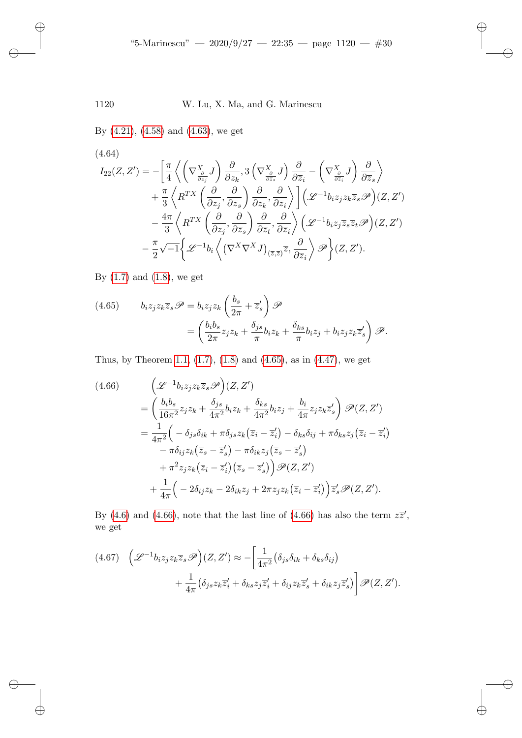By (4.21), (4.58) and (4.63), we get

$$
\begin{aligned}
I_{22}(Z,Z') = &-\bigg[\frac{\pi}{4}\left\langle \left(\nabla^X_{\frac{\partial}{\partial z_j}} J\right)\frac{\partial}{\partial z_k}, 3\left(\nabla^X_{\frac{\partial}{\partial \overline{z}_s}} J\right)\frac{\partial}{\partial \overline{z}_i} - \left(\nabla^X_{\frac{\partial}{\partial \overline{z}_i}} J\right)\frac{\partial}{\partial \overline{z}_s}\right\rangle \\
&+\frac{\pi}{3}\left\langle R^{TX}\left(\frac{\partial}{\partial z_j},\frac{\partial}{\partial \overline{z}_s}\right)\frac{\partial}{\partial z_k},\frac{\partial}{\partial \overline{z}_i}\right\rangle\bigg]\left(\mathscr{L}^{-1} b_i z_j z_k \overline{z}_s \mathscr{P}\right)(Z,Z') \\
&-\frac{4\pi}{3}\left\langle R^{TX}\left(\frac{\partial}{\partial z_j},\frac{\partial}{\partial \overline{z}_s}\right)\frac{\partial}{\partial \overline{z}_t},\frac{\partial}{\partial \overline{z}_i}\right\rangle\left(\mathscr{L}^{-1} b_i z_j \overline{z}_s \overline{z}_t \mathscr{P}\right)(Z,Z') \\
&-\frac{\pi}{2}\sqrt{-1}\left\{\mathscr{L}^{-1} b_i \left\langle \left(\nabla^X\nabla^X J\right)_{(\overline{z},\overline{z})}\overline{z},\frac{\partial}{\partial \overline{z}_i}\right\rangle \mathscr{P}\right\}(Z,Z').
\end{aligned}
\tag{4.64}
$$

By (1.7) and (1.8), we get

$$
\begin{aligned}
b_i z_j z_k \overline{z}_s \mathscr{P} &= b_i z_j z_k \left(\frac{b_s}{2\pi} + \overline{z}'_s\right)\mathscr{P} \\
&= \left(\frac{b_i b_s}{2\pi} z_j z_k + \frac{\delta_{js}}{\pi} b_i z_k + \frac{\delta_{ks}}{\pi} b_i z_j + b_i z_j z_k \overline{z}'_s\right)\mathscr{P}.
\end{aligned}
\tag{4.65}
$$

Thus, by Theorem 1.1, (1.7), (1.8) and (4.65), as in (4.47), we get

$$
\begin{aligned}
&\left(\mathscr{L}^{-1} b_i z_j z_k \overline{z}_s \mathscr{P}\right)(Z,Z') \\
&= \left(\frac{b_i b_s}{16\pi^2} z_j z_k + \frac{\delta_{js}}{4\pi^2} b_i z_k + \frac{\delta_{ks}}{4\pi^2} b_i z_j + \frac{b_i}{4\pi} z_j z_k \overline{z}'_s\right)\mathscr{P}(Z,Z') \\
&= \frac{1}{4\pi^2}\Big( -\delta_{js}\delta_{ik} + \pi\delta_{js} z_k\big(\overline{z}_i - \overline{z}'_i\big) - \delta_{ks}\delta_{ij} + \pi\delta_{ks} z_j\big(\overline{z}_i - \overline{z}'_i\big) \\
&\quad - \pi\delta_{ij} z_k\big(\overline{z}_s - \overline{z}'_s\big) - \pi\delta_{ik} z_j\big(\overline{z}_s - \overline{z}'_s\big) \\
&\quad + \pi^2 z_j z_k\big(\overline{z}_i - \overline{z}'_i\big)\big(\overline{z}_s - \overline{z}'_s\big)\Big)\mathscr{P}(Z,Z') \\
&\quad + \frac{1}{4\pi}\Big( -2\delta_{ij} z_k - 2\delta_{ik} z_j + 2\pi z_j z_k\big(\overline{z}_i - \overline{z}'_i\big)\Big)\overline{z}'_s \mathscr{P}(Z,Z').
\end{aligned}
\tag{4.66}
$$

By (4.6) and (4.66), note that the last line of (4.66) has also the term $z\overline{z}'$, we get

$$
\begin{aligned}
\left(\mathscr{L}^{-1} b_i z_j z_k \overline{z}_s \mathscr{P}\right)(Z,Z') \approx &-\bigg[\frac{1}{4\pi^2}\big(\delta_{js}\delta_{ik} + \delta_{ks}\delta_{ij}\big) \\
&+ \frac{1}{4\pi}\big(\delta_{js} z_k \overline{z}'_i + \delta_{ks} z_j \overline{z}'_i + \delta_{ij} z_k \overline{z}'_s + \delta_{ik} z_j \overline{z}'_s\big)\bigg]\mathscr{P}(Z,Z').
\end{aligned}
\tag{4.67}
$$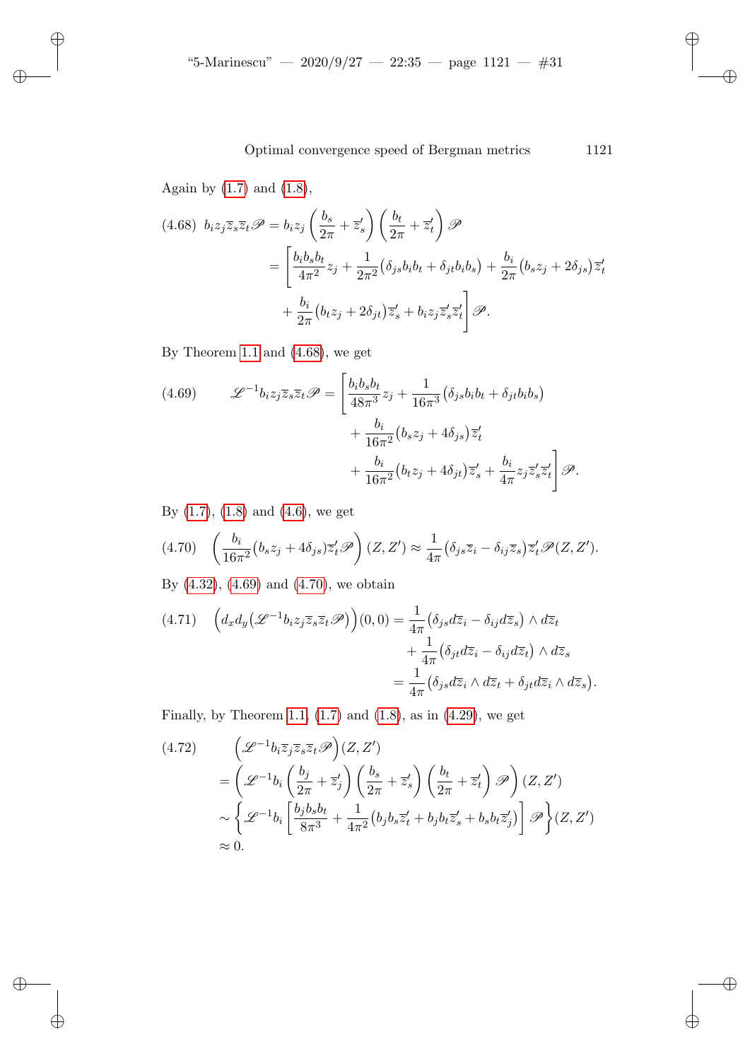Again by (1.7) and (1.8),

$$
\begin{aligned}
(4.68)\quad b_i z_j \overline{z}_s \overline{z}_t \mathscr{P} &= b_i z_j \left(\frac{b_s}{2\pi} + \overline{z}'_s\right)\left(\frac{b_t}{2\pi} + \overline{z}'_t\right)\mathscr{P} \\
&= \left[\frac{b_i b_s b_t}{4\pi^2} z_j + \frac{1}{2\pi^2}\big(\delta_{js} b_i b_t + \delta_{jt} b_i b_s\big) + \frac{b_i}{2\pi}\big(b_s z_j + 2\delta_{js}\big)\overline{z}'_t \right.\\
&\quad \left. + \frac{b_i}{2\pi}\big(b_t z_j + 2\delta_{jt}\big)\overline{z}'_s + b_i z_j \overline{z}'_s \overline{z}'_t\right]\mathscr{P}.
\end{aligned}
$$

By Theorem 1.1 and (4.68), we get

$$
\begin{aligned}
(4.69)\qquad \mathscr{L}^{-1} b_i z_j \overline{z}_s \overline{z}_t \mathscr{P} &= \left[\frac{b_i b_s b_t}{48\pi^3} z_j + \frac{1}{16\pi^3}\big(\delta_{js} b_i b_t + \delta_{jt} b_i b_s\big)\right.\\
&\quad + \frac{b_i}{16\pi^2}\big(b_s z_j + 4\delta_{js}\big)\overline{z}'_t \\
&\quad \left. + \frac{b_i}{16\pi^2}\big(b_t z_j + 4\delta_{jt}\big)\overline{z}'_s + \frac{b_i}{4\pi} z_j \overline{z}'_s \overline{z}'_t\right]\mathscr{P}.
\end{aligned}
$$

By (1.7), (1.8) and (4.6), we get

$$
(4.70)\quad \left(\frac{b_i}{16\pi^2}\big(b_s z_j + 4\delta_{js}\big)\overline{z}'_t \mathscr{P}\right)(Z, Z') \approx \frac{1}{4\pi}\big(\delta_{js}\overline{z}_i - \delta_{ij}\overline{z}_s\big)\overline{z}'_t \mathscr{P}(Z, Z').
$$

By (4.32), (4.69) and (4.70), we obtain

$$
\begin{aligned}
(4.71)\quad \Big(d_x d_y \big(\mathscr{L}^{-1} b_i z_j \overline{z}_s \overline{z}_t \mathscr{P}\big)\Big)(0,0) &= \frac{1}{4\pi}\big(\delta_{js} d\overline{z}_i - \delta_{ij} d\overline{z}_s\big) \wedge d\overline{z}_t \\
&\quad + \frac{1}{4\pi}\big(\delta_{jt} d\overline{z}_i - \delta_{ij} d\overline{z}_t\big) \wedge d\overline{z}_s \\
&= \frac{1}{4\pi}\big(\delta_{js} d\overline{z}_i \wedge d\overline{z}_t + \delta_{jt} d\overline{z}_i \wedge d\overline{z}_s\big).
\end{aligned}
$$

Finally, by Theorem 1.1, (1.7) and (1.8), as in (4.29), we get

$$
\begin{aligned}
(4.72)\qquad & \Big(\mathscr{L}^{-1} b_i \overline{z}_j \overline{z}_s \overline{z}_t \mathscr{P}\Big)(Z, Z') \\
&= \left(\mathscr{L}^{-1} b_i \left(\frac{b_j}{2\pi} + \overline{z}'_j\right)\left(\frac{b_s}{2\pi} + \overline{z}'_s\right)\left(\frac{b_t}{2\pi} + \overline{z}'_t\right)\mathscr{P}\right)(Z, Z') \\
&\sim \left\{\mathscr{L}^{-1} b_i \left[\frac{b_j b_s b_t}{8\pi^3} + \frac{1}{4\pi^2}\big(b_j b_s \overline{z}'_t + b_j b_t \overline{z}'_s + b_s b_t \overline{z}'_j\big)\right]\mathscr{P}\right\}(Z, Z') \\
&\approx 0.
\end{aligned}
$$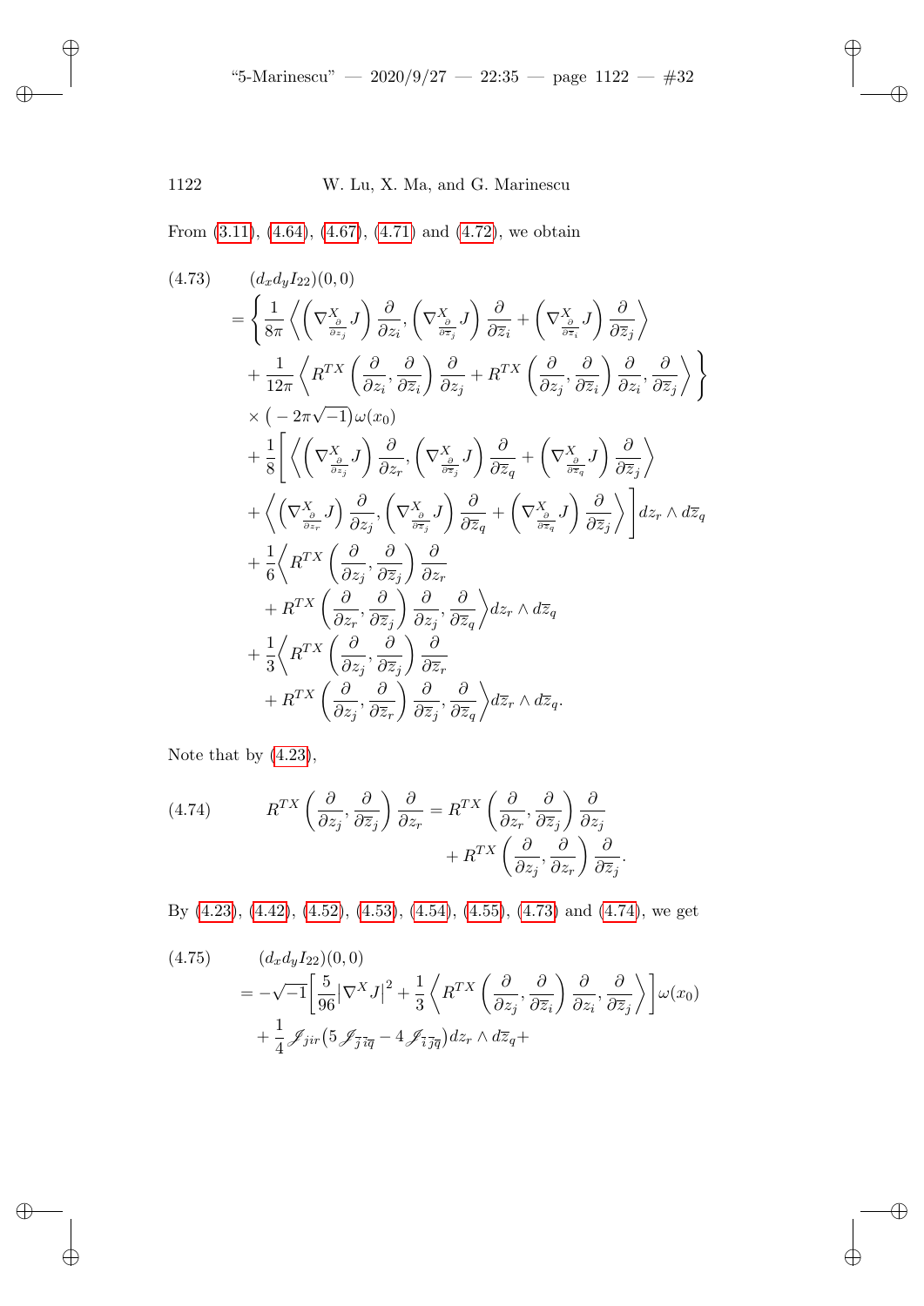From (3.11), (4.64), (4.67), (4.71) and (4.72), we obtain

$$
\begin{aligned}
(4.73)\qquad & (d_x d_y I_{22})(0,0) \\
&= \Bigg\{ \frac{1}{8\pi} \left\langle \left(\nabla^X_{\frac{\partial}{\partial z_j}} J\right) \frac{\partial}{\partial z_i}, \left(\nabla^X_{\frac{\partial}{\partial \overline{z}_j}} J\right) \frac{\partial}{\partial \overline{z}_i} + \left(\nabla^X_{\frac{\partial}{\partial \overline{z}_i}} J\right) \frac{\partial}{\partial \overline{z}_j} \right\rangle \\
&\quad + \frac{1}{12\pi} \left\langle R^{TX}\left(\frac{\partial}{\partial z_i}, \frac{\partial}{\partial \overline{z}_i}\right) \frac{\partial}{\partial z_j} + R^{TX}\left(\frac{\partial}{\partial z_j}, \frac{\partial}{\partial \overline{z}_i}\right) \frac{\partial}{\partial z_i}, \frac{\partial}{\partial \overline{z}_j} \right\rangle \Bigg\} \\
&\quad \times \left( -2\pi\sqrt{-1}\right) \omega(x_0) \\
&\quad + \frac{1}{8}\Bigg[ \left\langle \left(\nabla^X_{\frac{\partial}{\partial z_j}} J\right) \frac{\partial}{\partial z_r}, \left(\nabla^X_{\frac{\partial}{\partial \overline{z}_j}} J\right) \frac{\partial}{\partial \overline{z}_q} + \left(\nabla^X_{\frac{\partial}{\partial \overline{z}_q}} J\right) \frac{\partial}{\partial \overline{z}_j} \right\rangle \\
&\quad + \left\langle \left(\nabla^X_{\frac{\partial}{\partial z_r}} J\right) \frac{\partial}{\partial z_j}, \left(\nabla^X_{\frac{\partial}{\partial \overline{z}_j}} J\right) \frac{\partial}{\partial \overline{z}_q} + \left(\nabla^X_{\frac{\partial}{\partial \overline{z}_q}} J\right) \frac{\partial}{\partial \overline{z}_j} \right\rangle \Bigg] dz_r \wedge d\overline{z}_q \\
&\quad + \frac{1}{6}\Bigg\langle R^{TX}\left(\frac{\partial}{\partial z_j}, \frac{\partial}{\partial \overline{z}_j}\right) \frac{\partial}{\partial z_r} \\
&\qquad + R^{TX}\left(\frac{\partial}{\partial z_r}, \frac{\partial}{\partial \overline{z}_j}\right) \frac{\partial}{\partial z_j}, \frac{\partial}{\partial \overline{z}_q} \Bigg\rangle dz_r \wedge d\overline{z}_q \\
&\quad + \frac{1}{3}\Bigg\langle R^{TX}\left(\frac{\partial}{\partial z_j}, \frac{\partial}{\partial \overline{z}_j}\right) \frac{\partial}{\partial \overline{z}_r} \\
&\qquad + R^{TX}\left(\frac{\partial}{\partial z_j}, \frac{\partial}{\partial \overline{z}_r}\right) \frac{\partial}{\partial \overline{z}_j}, \frac{\partial}{\partial \overline{z}_q} \Bigg\rangle d\overline{z}_r \wedge d\overline{z}_q.
\end{aligned}
$$

Note that by (4.23),

$$
(4.74)\qquad R^{TX}\left(\frac{\partial}{\partial z_j}, \frac{\partial}{\partial \overline{z}_j}\right) \frac{\partial}{\partial z_r} = R^{TX}\left(\frac{\partial}{\partial z_r}, \frac{\partial}{\partial \overline{z}_j}\right) \frac{\partial}{\partial z_j} + R^{TX}\left(\frac{\partial}{\partial z_j}, \frac{\partial}{\partial z_r}\right) \frac{\partial}{\partial \overline{z}_j}.
$$

By (4.23), (4.42), (4.52), (4.53), (4.54), (4.55), (4.73) and (4.74), we get

$$
\begin{aligned}
(4.75)\qquad & (d_x d_y I_{22})(0,0) \\
&= -\sqrt{-1}\Bigg[ \frac{5}{96} \left|\nabla^X J\right|^2 + \frac{1}{3} \left\langle R^{TX}\left(\frac{\partial}{\partial z_j}, \frac{\partial}{\partial \overline{z}_i}\right) \frac{\partial}{\partial z_i}, \frac{\partial}{\partial \overline{z}_j} \right\rangle \Bigg] \omega(x_0) \\
&\quad + \frac{1}{4} \mathscr{J}_{jir}\left(5\mathscr{J}_{\overline{j}\overline{i}\overline{q}} - 4\mathscr{J}_{\overline{i}\overline{j}\overline{q}}\right) dz_r \wedge d\overline{z}_q +
\end{aligned}
$$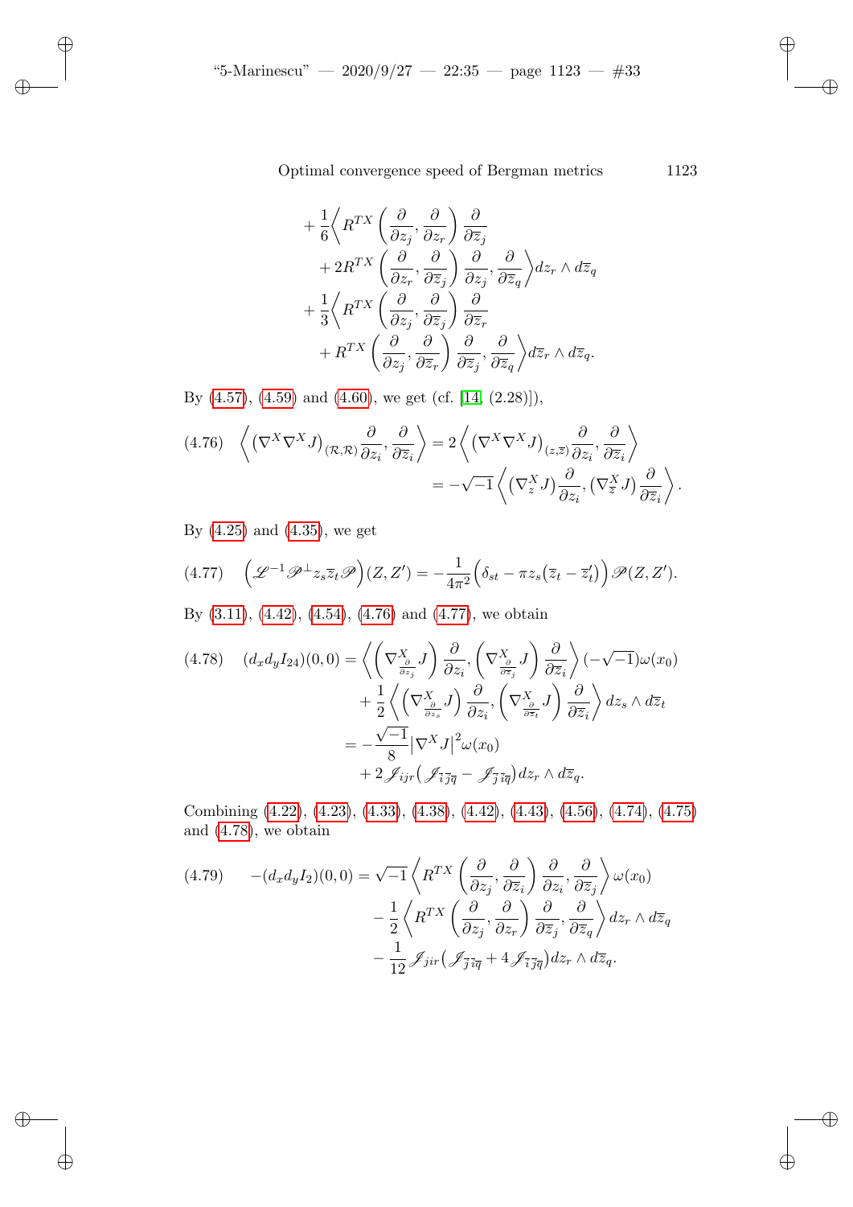$$
\begin{aligned}
&+\frac{1}{6}\Big\langle R^{TX}\left(\frac{\partial}{\partial z_j},\frac{\partial}{\partial z_r}\right)\frac{\partial}{\partial \overline{z}_j} \\
&\qquad + 2R^{TX}\left(\frac{\partial}{\partial z_r},\frac{\partial}{\partial \overline{z}_j}\right)\frac{\partial}{\partial z_j},\frac{\partial}{\partial \overline{z}_q}\Big\rangle dz_r\wedge d\overline{z}_q \\
&+\frac{1}{3}\Big\langle R^{TX}\left(\frac{\partial}{\partial z_j},\frac{\partial}{\partial \overline{z}_j}\right)\frac{\partial}{\partial \overline{z}_r} \\
&\qquad + R^{TX}\left(\frac{\partial}{\partial z_j},\frac{\partial}{\partial \overline{z}_r}\right)\frac{\partial}{\partial \overline{z}_j},\frac{\partial}{\partial \overline{z}_q}\Big\rangle d\overline{z}_r\wedge d\overline{z}_q.
\end{aligned}
$$

By (4.57), (4.59) and (4.60), we get (cf. [14, (2.28)]),

$$
\begin{aligned}
\text{(4.76)}\quad \left\langle \left(\nabla^X\nabla^X J\right)_{(\mathcal{R},\mathcal{R})}\frac{\partial}{\partial z_i},\frac{\partial}{\partial \overline{z}_i}\right\rangle &= 2\left\langle \left(\nabla^X\nabla^X J\right)_{(z,\overline{z})}\frac{\partial}{\partial z_i},\frac{\partial}{\partial \overline{z}_i}\right\rangle \\
&= -\sqrt{-1}\left\langle \left(\nabla^X_z J\right)\frac{\partial}{\partial z_i},\left(\nabla^X_{\overline{z}} J\right)\frac{\partial}{\partial \overline{z}_i}\right\rangle .
\end{aligned}
$$

By (4.25) and (4.35), we get

$$
\text{(4.77)}\quad \Big(\mathscr{L}^{-1}\mathscr{P}^{\perp}z_s\overline{z}_t\mathscr{P}\Big)(Z,Z') = -\frac{1}{4\pi^2}\Big(\delta_{st}-\pi z_s\big(\overline{z}_t-\overline{z}'_t\big)\Big)\mathscr{P}(Z,Z').
$$

By (3.11), (4.42), (4.54), (4.76) and (4.77), we obtain

$$
\begin{aligned}
\text{(4.78)}\quad (d_x d_y I_{24})(0,0) &= \left\langle \left(\nabla^X_{\frac{\partial}{\partial z_j}}J\right)\frac{\partial}{\partial z_i},\left(\nabla^X_{\frac{\partial}{\partial \overline{z}_j}}J\right)\frac{\partial}{\partial \overline{z}_i}\right\rangle(-\sqrt{-1})\omega(x_0) \\
&\quad + \frac{1}{2}\left\langle \left(\nabla^X_{\frac{\partial}{\partial z_s}}J\right)\frac{\partial}{\partial z_i},\left(\nabla^X_{\frac{\partial}{\partial \overline{z}_t}}J\right)\frac{\partial}{\partial \overline{z}_i}\right\rangle dz_s\wedge d\overline{z}_t \\
&= -\frac{\sqrt{-1}}{8}\big|\nabla^X J\big|^2\omega(x_0) \\
&\quad + 2\mathscr{J}_{ijr}\big(\mathscr{J}_{\overline{i}\,\overline{j}\,\overline{q}}-\mathscr{J}_{\overline{j}\,\overline{i}\,\overline{q}}\big)dz_r\wedge d\overline{z}_q.
\end{aligned}
$$

Combining (4.22), (4.23), (4.33), (4.38), (4.42), (4.43), (4.56), (4.74), (4.75) and (4.78), we obtain

$$
\begin{aligned}
\text{(4.79)}\quad -(d_x d_y I_2)(0,0) &= \sqrt{-1}\left\langle R^{TX}\left(\frac{\partial}{\partial z_j},\frac{\partial}{\partial \overline{z}_i}\right)\frac{\partial}{\partial z_i},\frac{\partial}{\partial \overline{z}_j}\right\rangle\omega(x_0) \\
&\quad - \frac{1}{2}\left\langle R^{TX}\left(\frac{\partial}{\partial z_j},\frac{\partial}{\partial z_r}\right)\frac{\partial}{\partial \overline{z}_j},\frac{\partial}{\partial \overline{z}_q}\right\rangle dz_r\wedge d\overline{z}_q \\
&\quad - \frac{1}{12}\mathscr{J}_{jir}\big(\mathscr{J}_{\overline{j}\,\overline{i}\,\overline{q}}+4\mathscr{J}_{\overline{i}\,\overline{j}\,\overline{q}}\big)dz_r\wedge d\overline{z}_q.
\end{aligned}
$$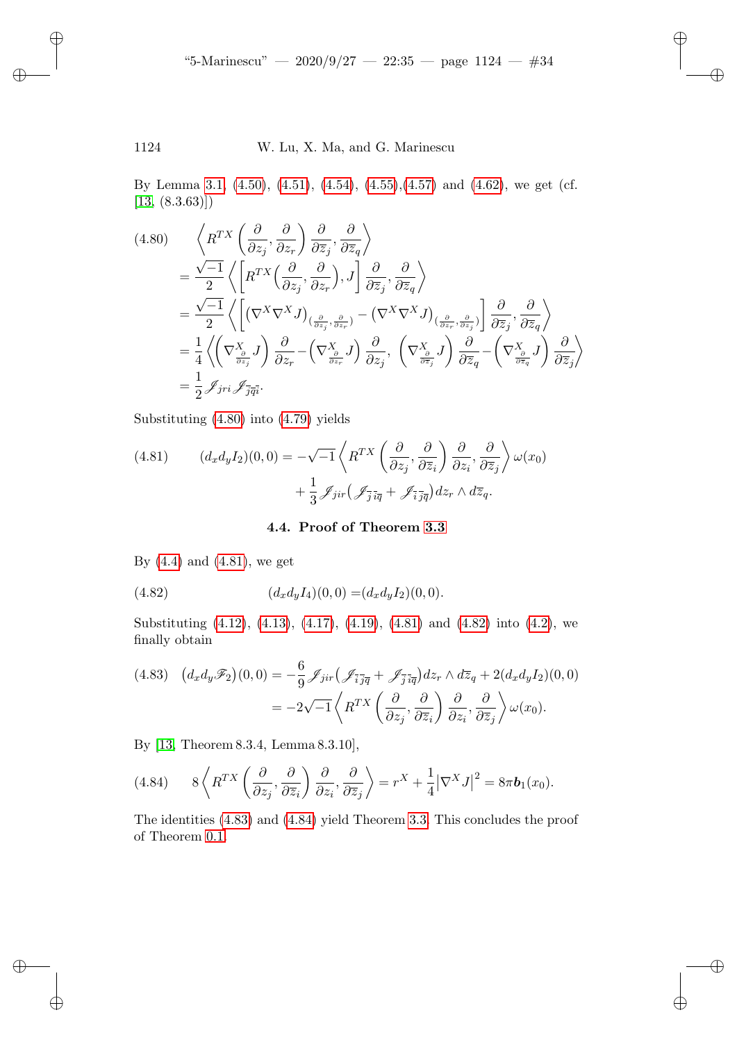By Lemma 3.1, (4.50), (4.51), (4.54), (4.55),(4.57) and (4.62), we get (cf. [13, (8.3.63)])

$$
\begin{aligned}
(4.80)\qquad & \left\langle R^{TX}\left(\frac{\partial}{\partial z_j},\frac{\partial}{\partial z_r}\right)\frac{\partial}{\partial \overline{z}_j},\frac{\partial}{\partial \overline{z}_q}\right\rangle \\
&= \frac{\sqrt{-1}}{2}\left\langle \left[R^{TX}\Big(\frac{\partial}{\partial z_j},\frac{\partial}{\partial z_r}\Big),J\right]\frac{\partial}{\partial \overline{z}_j},\frac{\partial}{\partial \overline{z}_q}\right\rangle \\
&= \frac{\sqrt{-1}}{2}\left\langle \left[\big(\nabla^X\nabla^X J\big)_{(\frac{\partial}{\partial z_j},\frac{\partial}{\partial z_r})}-\big(\nabla^X\nabla^X J\big)_{(\frac{\partial}{\partial z_r},\frac{\partial}{\partial z_j})}\right]\frac{\partial}{\partial \overline{z}_j},\frac{\partial}{\partial \overline{z}_q}\right\rangle \\
&= \frac{1}{4}\left\langle \Big(\nabla^X_{\frac{\partial}{\partial z_j}}J\Big)\frac{\partial}{\partial z_r}-\Big(\nabla^X_{\frac{\partial}{\partial z_r}}J\Big)\frac{\partial}{\partial z_j},\ \Big(\nabla^X_{\frac{\partial}{\partial \overline{z}_j}}J\Big)\frac{\partial}{\partial \overline{z}_q}-\Big(\nabla^X_{\frac{\partial}{\partial \overline{z}_q}}J\Big)\frac{\partial}{\partial \overline{z}_j}\right\rangle \\
&= \frac{1}{2}\mathscr{J}_{jri}\mathscr{J}_{\overline{j}\overline{q}\overline{i}}.
\end{aligned}
$$

Substituting (4.80) into (4.79) yields

$$
\begin{aligned}
(4.81)\qquad (d_xd_yI_2)(0,0) = &-\sqrt{-1}\left\langle R^{TX}\left(\frac{\partial}{\partial z_j},\frac{\partial}{\partial \overline{z}_i}\right)\frac{\partial}{\partial z_i},\frac{\partial}{\partial \overline{z}_j}\right\rangle \omega(x_0) \\
&+\frac{1}{3}\mathscr{J}_{jir}\big(\mathscr{J}_{\overline{j}\,\overline{i}\overline{q}}+\mathscr{J}_{\overline{i}\,\overline{j}\overline{q}}\big)dz_r\wedge d\overline{z}_q.
\end{aligned}
$$

### 4.4. Proof of Theorem 3.3

By (4.4) and (4.81), we get

$$
(4.82)\qquad (d_xd_yI_4)(0,0) = (d_xd_yI_2)(0,0).
$$

Substituting (4.12), (4.13), (4.17), (4.19), (4.81) and (4.82) into (4.2), we finally obtain

$$
\begin{aligned}
(4.83)\qquad \big(d_xd_y\mathscr{F}_2\big)(0,0) &= -\frac{6}{9}\mathscr{J}_{jir}\big(\mathscr{J}_{\overline{i}\,\overline{j}\overline{q}}+\mathscr{J}_{\overline{j}\,\overline{i}\overline{q}}\big)dz_r\wedge d\overline{z}_q+2(d_xd_yI_2)(0,0) \\
&= -2\sqrt{-1}\left\langle R^{TX}\left(\frac{\partial}{\partial z_j},\frac{\partial}{\partial \overline{z}_i}\right)\frac{\partial}{\partial z_i},\frac{\partial}{\partial \overline{z}_j}\right\rangle \omega(x_0).
\end{aligned}
$$

By [13, Theorem 8.3.4, Lemma 8.3.10],

$$
(4.84)\qquad 8\left\langle R^{TX}\left(\frac{\partial}{\partial z_j},\frac{\partial}{\partial \overline{z}_i}\right)\frac{\partial}{\partial z_i},\frac{\partial}{\partial \overline{z}_j}\right\rangle = r^X+\frac{1}{4}\big|\nabla^X J\big|^2 = 8\pi \boldsymbol{b}_1(x_0).
$$

The identities (4.83) and (4.84) yield Theorem 3.3. This concludes the proof of Theorem 0.1.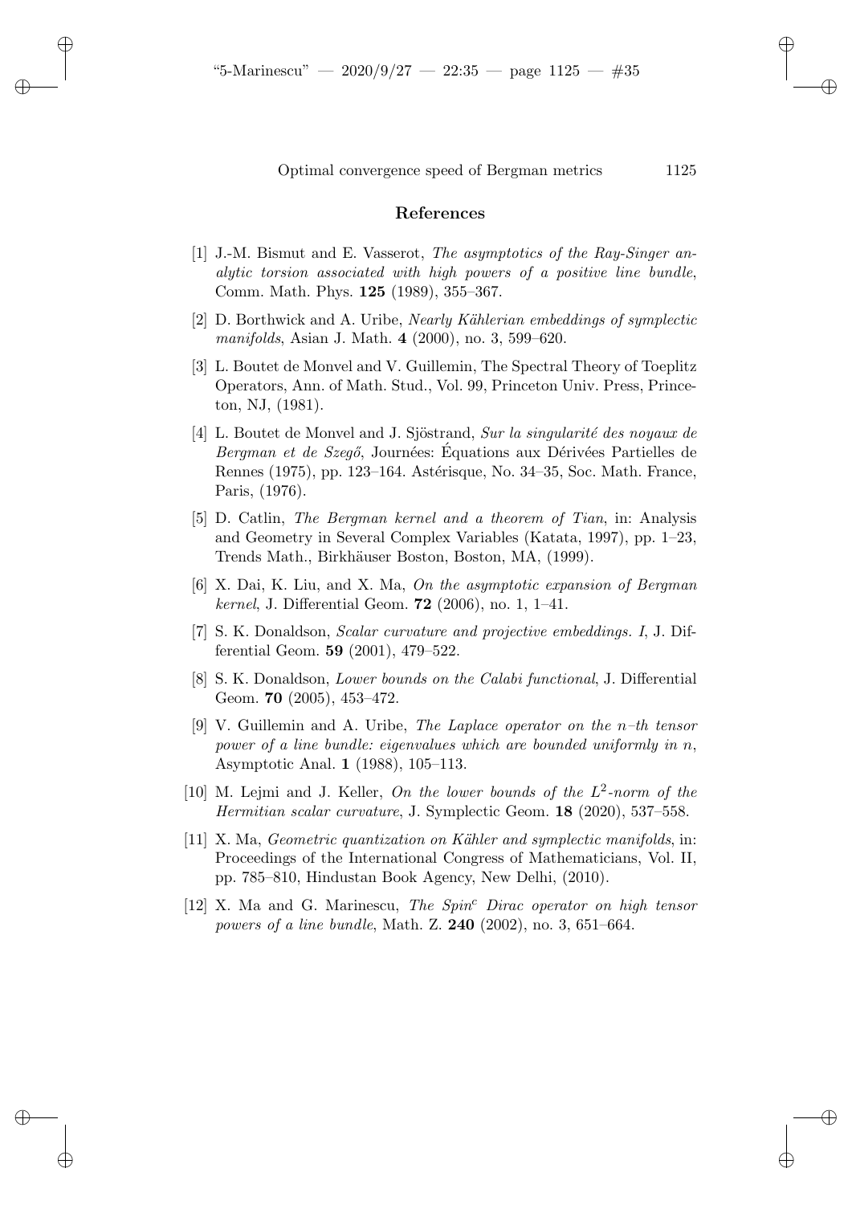## References

[1] J.-M. Bismut and E. Vasserot, *The asymptotics of the Ray-Singer analytic torsion associated with high powers of a positive line bundle*, Comm. Math. Phys. **125** (1989), 355–367.

[2] D. Borthwick and A. Uribe, *Nearly Kählerian embeddings of symplectic manifolds*, Asian J. Math. **4** (2000), no. 3, 599–620.

[3] L. Boutet de Monvel and V. Guillemin, The Spectral Theory of Toeplitz Operators, Ann. of Math. Stud., Vol. 99, Princeton Univ. Press, Princeton, NJ, (1981).

[4] L. Boutet de Monvel and J. Sjöstrand, *Sur la singularité des noyaux de Bergman et de Szegő*, Journées: Équations aux Dérivées Partielles de Rennes (1975), pp. 123–164. Astérisque, No. 34–35, Soc. Math. France, Paris, (1976).

[5] D. Catlin, *The Bergman kernel and a theorem of Tian*, in: Analysis and Geometry in Several Complex Variables (Katata, 1997), pp. 1–23, Trends Math., Birkhäuser Boston, Boston, MA, (1999).

[6] X. Dai, K. Liu, and X. Ma, *On the asymptotic expansion of Bergman kernel*, J. Differential Geom. **72** (2006), no. 1, 1–41.

[7] S. K. Donaldson, *Scalar curvature and projective embeddings. I*, J. Differential Geom. **59** (2001), 479–522.

[8] S. K. Donaldson, *Lower bounds on the Calabi functional*, J. Differential Geom. **70** (2005), 453–472.

[9] V. Guillemin and A. Uribe, *The Laplace operator on the $n$–th tensor power of a line bundle: eigenvalues which are bounded uniformly in $n$*, Asymptotic Anal. **1** (1988), 105–113.

[10] M. Lejmi and J. Keller, *On the lower bounds of the $L^2$-norm of the Hermitian scalar curvature*, J. Symplectic Geom. **18** (2020), 537–558.

[11] X. Ma, *Geometric quantization on Kähler and symplectic manifolds*, in: Proceedings of the International Congress of Mathematicians, Vol. II, pp. 785–810, Hindustan Book Agency, New Delhi, (2010).

[12] X. Ma and G. Marinescu, *The Spin$^c$ Dirac operator on high tensor powers of a line bundle*, Math. Z. **240** (2002), no. 3, 651–664.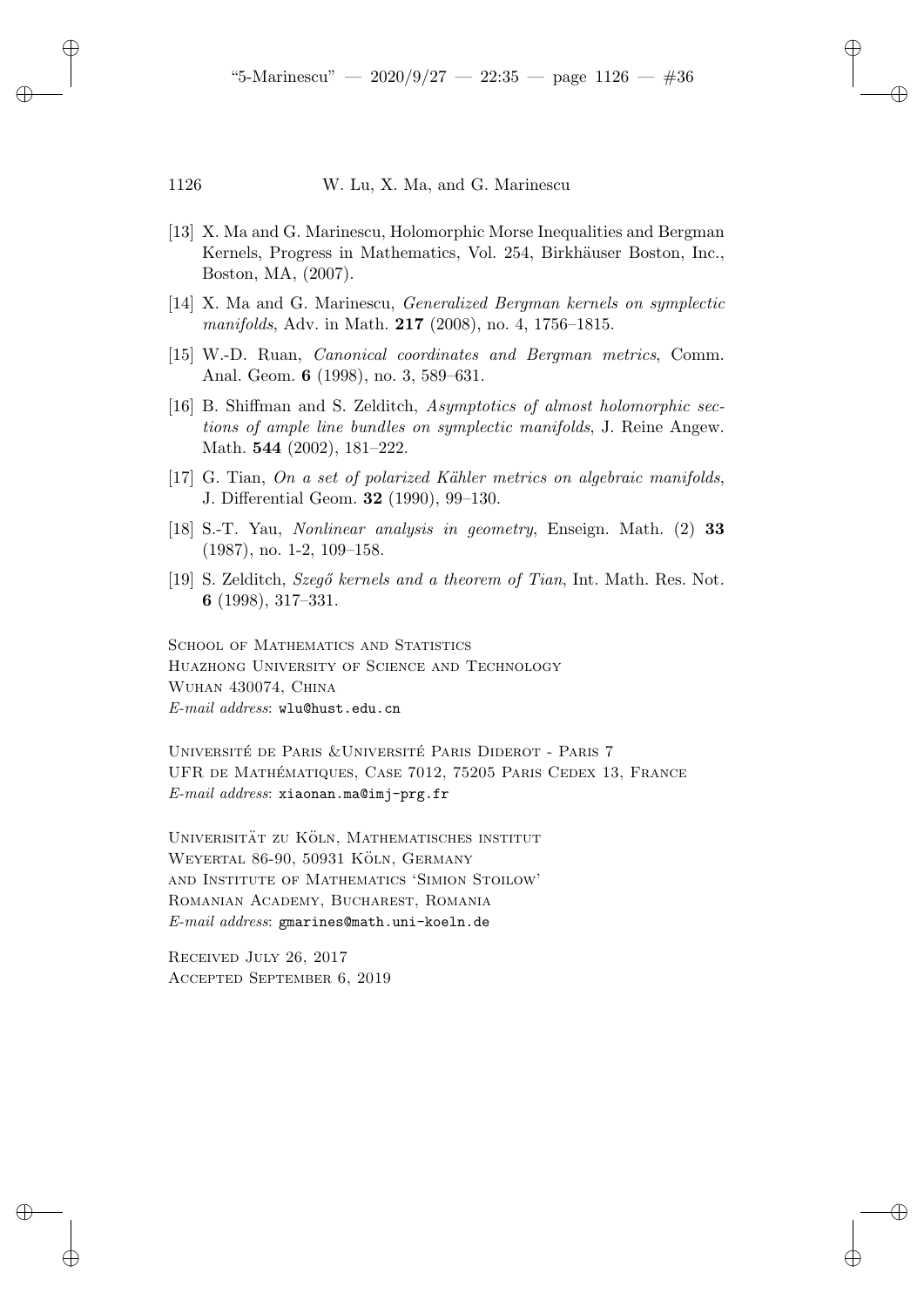[13] X. Ma and G. Marinescu, Holomorphic Morse Inequalities and Bergman Kernels, Progress in Mathematics, Vol. 254, Birkhäuser Boston, Inc., Boston, MA, (2007).

[14] X. Ma and G. Marinescu, *Generalized Bergman kernels on symplectic manifolds*, Adv. in Math. **217** (2008), no. 4, 1756–1815.

[15] W.-D. Ruan, *Canonical coordinates and Bergman metrics*, Comm. Anal. Geom. **6** (1998), no. 3, 589–631.

[16] B. Shiffman and S. Zelditch, *Asymptotics of almost holomorphic sections of ample line bundles on symplectic manifolds*, J. Reine Angew. Math. **544** (2002), 181–222.

[17] G. Tian, *On a set of polarized Kähler metrics on algebraic manifolds*, J. Differential Geom. **32** (1990), 99–130.

[18] S.-T. Yau, *Nonlinear analysis in geometry*, Enseign. Math. (2) **33** (1987), no. 1-2, 109–158.

[19] S. Zelditch, *Szegő kernels and a theorem of Tian*, Int. Math. Res. Not. **6** (1998), 317–331.

School of Mathematics and Statistics
Huazhong University of Science and Technology
Wuhan 430074, China
*E-mail address*: wlu@hust.edu.cn

Université de Paris &Université Paris Diderot - Paris 7
UFR de Mathématiques, Case 7012, 75205 Paris Cedex 13, France
*E-mail address*: xiaonan.ma@imj-prg.fr

Univerisität zu Köln, Mathematisches institut
Weyertal 86-90, 50931 Köln, Germany
and Institute of Mathematics 'Simion Stoilow'
Romanian Academy, Bucharest, Romania
*E-mail address*: gmarines@math.uni-koeln.de

Received July 26, 2017
Accepted September 6, 2019